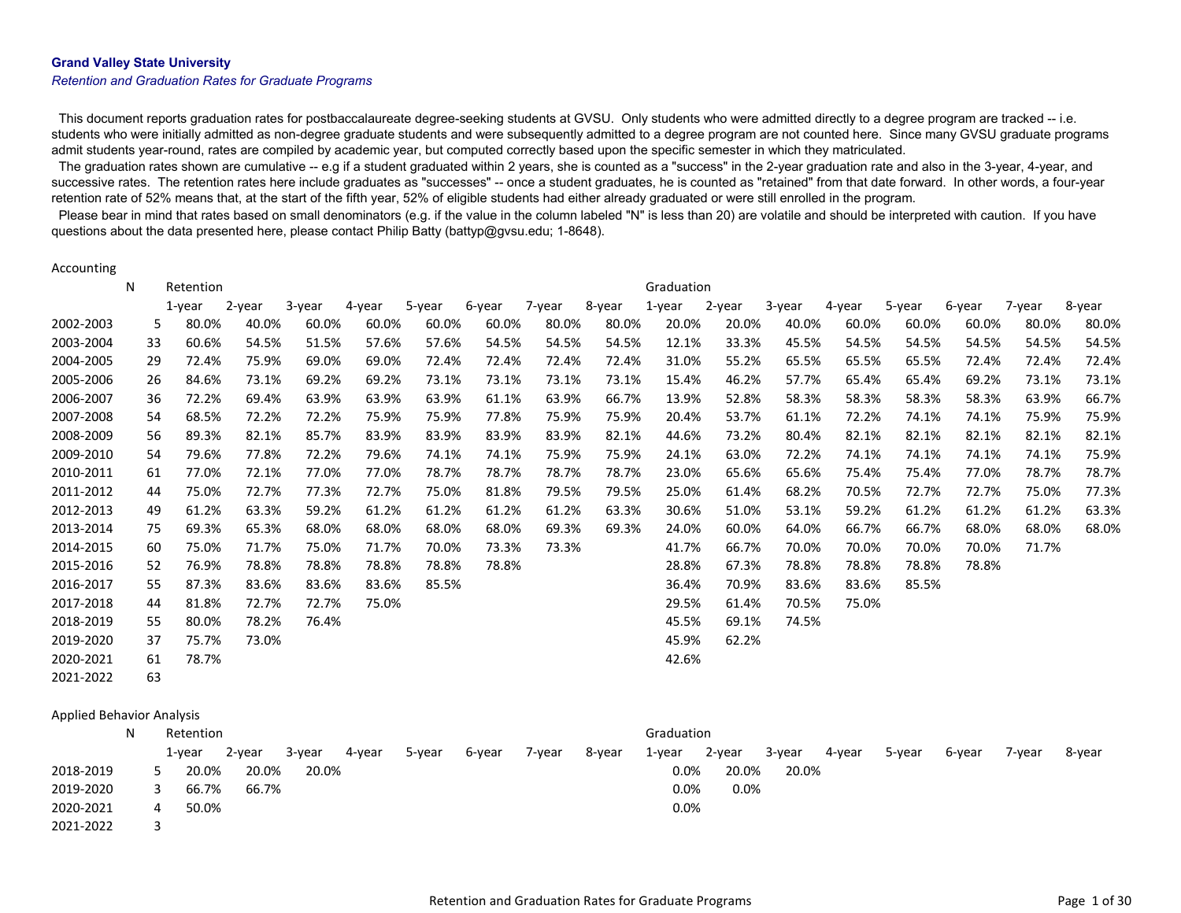**Grand Valley State University**

*Retention and Graduation Rates for Graduate Programs*

This document reports graduation rates for postbaccalaureate degree-seeking students at GVSU. Only students who were admitted directly to a degree program are tracked -- i.e. students who were initially admitted as non-degree graduate students and were subsequently admitted to a degree program are not counted here. Since many GVSU graduate programs admit students year-round, rates are compiled by academic year, but computed correctly based upon the specific semester in which they matriculated.

The graduation rates shown are cumulative -- e.g if a student graduated within 2 years, she is counted as a "success" in the 2-year graduation rate and also in the 3-year, 4-year, and successive rates. The retention rates here include graduates as "successes" -- once a student graduates, he is counted as "retained" from that date forward. In other words, a four-year retention rate of 52% means that, at the start of the fifth year, 52% of eligible students had either already graduated or were still enrolled in the program.

Please bear in mind that rates based on small denominators (e.g. if the value in the column labeled "N" is less than 20) are volatile and should be interpreted with caution. If you have questions about the data presented here, please contact Philip Batty (battyp@gvsu.edu; 1-8648).

Accounting

| | N | Retention | | | | | | | | Graduation | | | | | | | |
|---|---|---|---|---|---|---|---|---|---|---|---|---|---|---|---|---|---|
| | | 1-year | 2-year | 3-year | 4-year | 5-year | 6-year | 7-year | 8-year | 1-year | 2-year | 3-year | 4-year | 5-year | 6-year | 7-year | 8-year |
| 2002-2003 | 5 | 80.0% | 40.0% | 60.0% | 60.0% | 60.0% | 60.0% | 80.0% | 80.0% | 20.0% | 20.0% | 40.0% | 60.0% | 60.0% | 60.0% | 80.0% | 80.0% |
| 2003-2004 | 33 | 60.6% | 54.5% | 51.5% | 57.6% | 57.6% | 54.5% | 54.5% | 54.5% | 12.1% | 33.3% | 45.5% | 54.5% | 54.5% | 54.5% | 54.5% | 54.5% |
| 2004-2005 | 29 | 72.4% | 75.9% | 69.0% | 69.0% | 72.4% | 72.4% | 72.4% | 72.4% | 31.0% | 55.2% | 65.5% | 65.5% | 65.5% | 72.4% | 72.4% | 72.4% |
| 2005-2006 | 26 | 84.6% | 73.1% | 69.2% | 69.2% | 73.1% | 73.1% | 73.1% | 73.1% | 15.4% | 46.2% | 57.7% | 65.4% | 65.4% | 69.2% | 73.1% | 73.1% |
| 2006-2007 | 36 | 72.2% | 69.4% | 63.9% | 63.9% | 63.9% | 61.1% | 63.9% | 66.7% | 13.9% | 52.8% | 58.3% | 58.3% | 58.3% | 58.3% | 63.9% | 66.7% |
| 2007-2008 | 54 | 68.5% | 72.2% | 72.2% | 75.9% | 75.9% | 77.8% | 75.9% | 75.9% | 20.4% | 53.7% | 61.1% | 72.2% | 74.1% | 74.1% | 75.9% | 75.9% |
| 2008-2009 | 56 | 89.3% | 82.1% | 85.7% | 83.9% | 83.9% | 83.9% | 83.9% | 82.1% | 44.6% | 73.2% | 80.4% | 82.1% | 82.1% | 82.1% | 82.1% | 82.1% |
| 2009-2010 | 54 | 79.6% | 77.8% | 72.2% | 79.6% | 74.1% | 74.1% | 75.9% | 75.9% | 24.1% | 63.0% | 72.2% | 74.1% | 74.1% | 74.1% | 74.1% | 75.9% |
| 2010-2011 | 61 | 77.0% | 72.1% | 77.0% | 77.0% | 78.7% | 78.7% | 78.7% | 78.7% | 23.0% | 65.6% | 65.6% | 75.4% | 75.4% | 77.0% | 78.7% | 78.7% |
| 2011-2012 | 44 | 75.0% | 72.7% | 77.3% | 72.7% | 75.0% | 81.8% | 79.5% | 79.5% | 25.0% | 61.4% | 68.2% | 70.5% | 72.7% | 72.7% | 75.0% | 77.3% |
| 2012-2013 | 49 | 61.2% | 63.3% | 59.2% | 61.2% | 61.2% | 61.2% | 61.2% | 63.3% | 30.6% | 51.0% | 53.1% | 59.2% | 61.2% | 61.2% | 61.2% | 63.3% |
| 2013-2014 | 75 | 69.3% | 65.3% | 68.0% | 68.0% | 68.0% | 68.0% | 69.3% | 69.3% | 24.0% | 60.0% | 64.0% | 66.7% | 66.7% | 68.0% | 68.0% | 68.0% |
| 2014-2015 | 60 | 75.0% | 71.7% | 75.0% | 71.7% | 70.0% | 73.3% | 73.3% | | 41.7% | 66.7% | 70.0% | 70.0% | 70.0% | 70.0% | 71.7% | |
| 2015-2016 | 52 | 76.9% | 78.8% | 78.8% | 78.8% | 78.8% | 78.8% | | | 28.8% | 67.3% | 78.8% | 78.8% | 78.8% | 78.8% | | |
| 2016-2017 | 55 | 87.3% | 83.6% | 83.6% | 83.6% | 85.5% | | | | 36.4% | 70.9% | 83.6% | 83.6% | 85.5% | | | |
| 2017-2018 | 44 | 81.8% | 72.7% | 72.7% | 75.0% | | | | | 29.5% | 61.4% | 70.5% | 75.0% | | | | |
| 2018-2019 | 55 | 80.0% | 78.2% | 76.4% | | | | | | 45.5% | 69.1% | 74.5% | | | | | |
| 2019-2020 | 37 | 75.7% | 73.0% | | | | | | | 45.9% | 62.2% | | | | | | |
| 2020-2021 | 61 | 78.7% | | | | | | | | 42.6% | | | | | | | |
| 2021-2022 | 63 | | | | | | | | | | | | | | | | |

Applied Behavior Analysis

| | N | Retention | | | | | | | | Graduation | | | | | | | |
|---|---|---|---|---|---|---|---|---|---|---|---|---|---|---|---|---|---|
| | | 1-year | 2-year | 3-year | 4-year | 5-year | 6-year | 7-year | 8-year | 1-year | 2-year | 3-year | 4-year | 5-year | 6-year | 7-year | 8-year |
| 2018-2019 | 5 | 20.0% | 20.0% | 20.0% | | | | | | 0.0% | 20.0% | 20.0% | | | | | |
| 2019-2020 | 3 | 66.7% | 66.7% | | | | | | | 0.0% | 0.0% | | | | | | |
| 2020-2021 | 4 | 50.0% | | | | | | | | 0.0% | | | | | | | |
| 2021-2022 | 3 | | | | | | | | | | | | | | | | |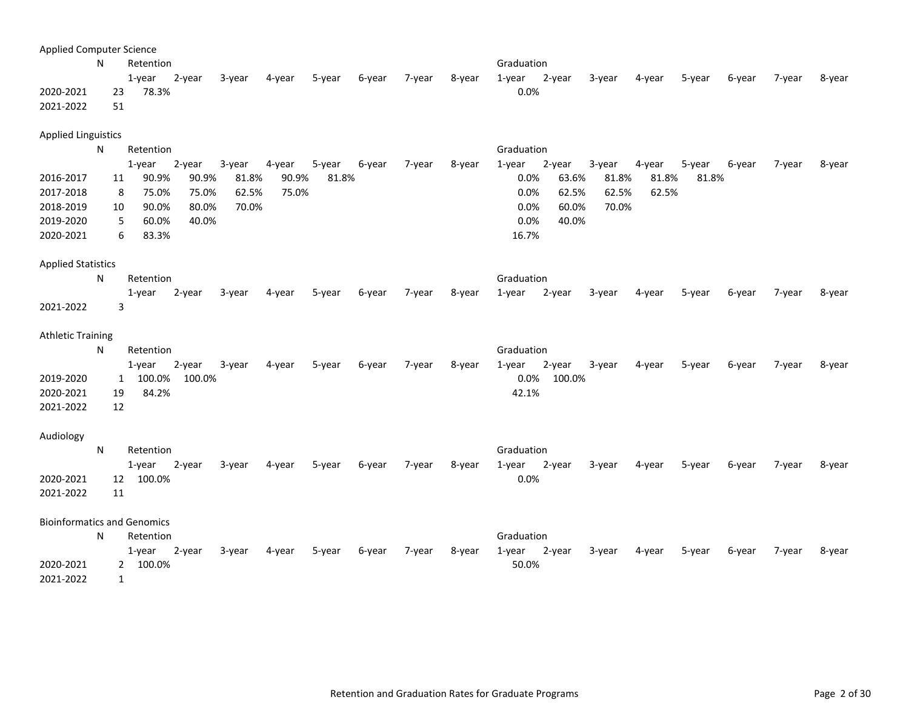## Applied Computer Science

| | N | Retention | | | | | | | | Graduation | | | | | | | |
|---|---|---|---|---|---|---|---|---|---|---|---|---|---|---|---|---|---|
| | | 1-year | 2-year | 3-year | 4-year | 5-year | 6-year | 7-year | 8-year | 1-year | 2-year | 3-year | 4-year | 5-year | 6-year | 7-year | 8-year |
| 2020-2021 | 23 | 78.3% | | | | | | | | 0.0% | | | | | | | |
| 2021-2022 | 51 | | | | | | | | | | | | | | | | |

## Applied Linguistics

| | N | Retention | | | | | | | | Graduation | | | | | | | |
|---|---|---|---|---|---|---|---|---|---|---|---|---|---|---|---|---|---|
| | | 1-year | 2-year | 3-year | 4-year | 5-year | 6-year | 7-year | 8-year | 1-year | 2-year | 3-year | 4-year | 5-year | 6-year | 7-year | 8-year |
| 2016-2017 | 11 | 90.9% | 90.9% | 81.8% | 90.9% | 81.8% | | | | 0.0% | 63.6% | 81.8% | 81.8% | 81.8% | | | |
| 2017-2018 | 8 | 75.0% | 75.0% | 62.5% | 75.0% | | | | | 0.0% | 62.5% | 62.5% | 62.5% | | | | |
| 2018-2019 | 10 | 90.0% | 80.0% | 70.0% | | | | | | 0.0% | 60.0% | 70.0% | | | | | |
| 2019-2020 | 5 | 60.0% | 40.0% | | | | | | | 0.0% | 40.0% | | | | | | |
| 2020-2021 | 6 | 83.3% | | | | | | | | 16.7% | | | | | | | |

## Applied Statistics

| | N | Retention | | | | | | | | Graduation | | | | | | | |
|---|---|---|---|---|---|---|---|---|---|---|---|---|---|---|---|---|---|
| | | 1-year | 2-year | 3-year | 4-year | 5-year | 6-year | 7-year | 8-year | 1-year | 2-year | 3-year | 4-year | 5-year | 6-year | 7-year | 8-year |
| 2021-2022 | 3 | | | | | | | | | | | | | | | | |

## Athletic Training

| | N | Retention | | | | | | | | Graduation | | | | | | | |
|---|---|---|---|---|---|---|---|---|---|---|---|---|---|---|---|---|---|
| | | 1-year | 2-year | 3-year | 4-year | 5-year | 6-year | 7-year | 8-year | 1-year | 2-year | 3-year | 4-year | 5-year | 6-year | 7-year | 8-year |
| 2019-2020 | 1 | 100.0% | 100.0% | | | | | | | 0.0% | 100.0% | | | | | | |
| 2020-2021 | 19 | 84.2% | | | | | | | | 42.1% | | | | | | | |
| 2021-2022 | 12 | | | | | | | | | | | | | | | | |

## Audiology

| | N | Retention | | | | | | | | Graduation | | | | | | | |
|---|---|---|---|---|---|---|---|---|---|---|---|---|---|---|---|---|---|
| | | 1-year | 2-year | 3-year | 4-year | 5-year | 6-year | 7-year | 8-year | 1-year | 2-year | 3-year | 4-year | 5-year | 6-year | 7-year | 8-year |
| 2020-2021 | 12 | 100.0% | | | | | | | | 0.0% | | | | | | | |
| 2021-2022 | 11 | | | | | | | | | | | | | | | | |

## Bioinformatics and Genomics

| | N | Retention | | | | | | | | Graduation | | | | | | | |
|---|---|---|---|---|---|---|---|---|---|---|---|---|---|---|---|---|---|
| | | 1-year | 2-year | 3-year | 4-year | 5-year | 6-year | 7-year | 8-year | 1-year | 2-year | 3-year | 4-year | 5-year | 6-year | 7-year | 8-year |
| 2020-2021 | 2 | 100.0% | | | | | | | | 50.0% | | | | | | | |
| 2021-2022 | 1 | | | | | | | | | | | | | | | | |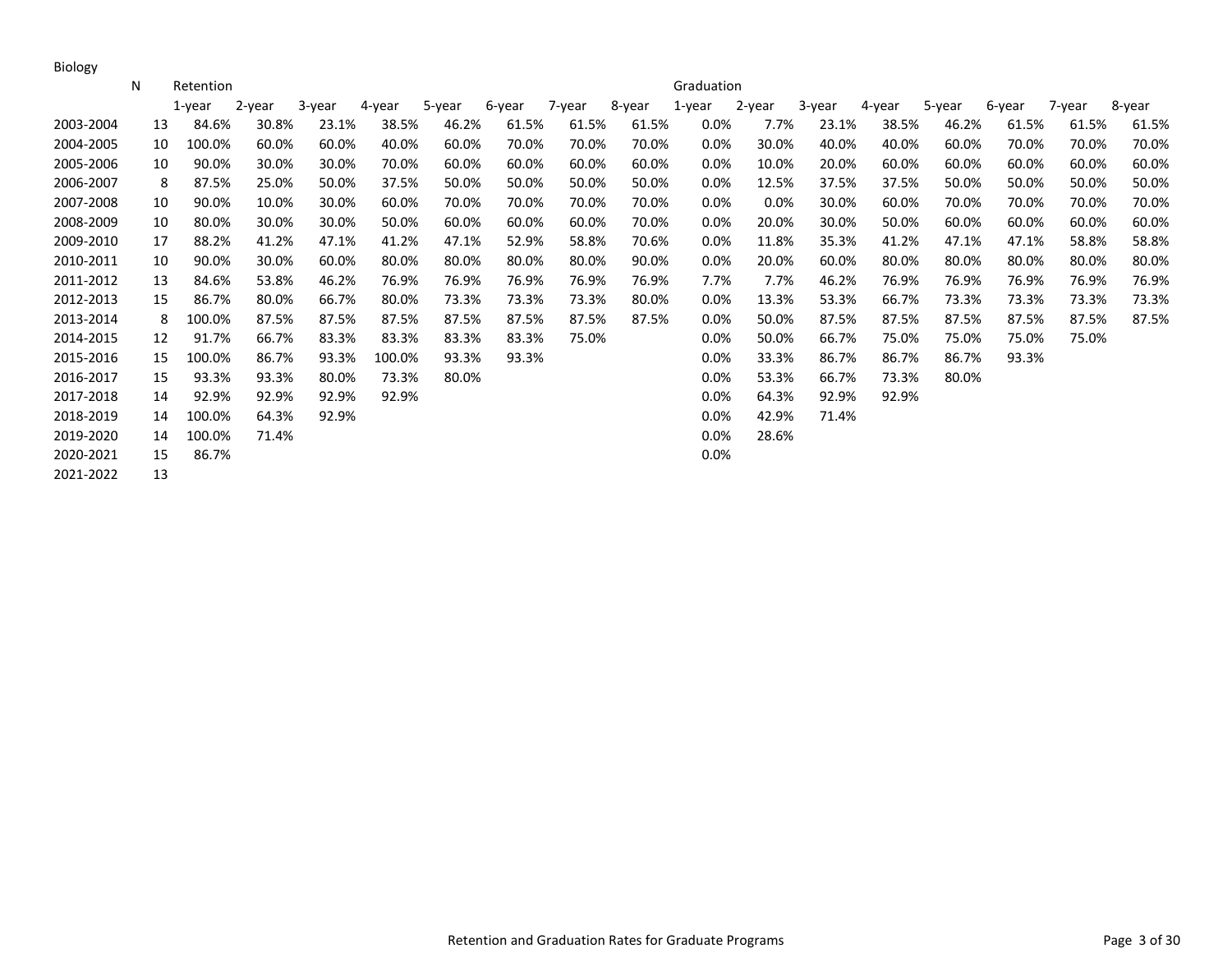Biology

| | N | Retention | | | | | | | | Graduation | | | | | | | |
|---|---|---|---|---|---|---|---|---|---|---|---|---|---|---|---|---|---|
| | | 1-year | 2-year | 3-year | 4-year | 5-year | 6-year | 7-year | 8-year | 1-year | 2-year | 3-year | 4-year | 5-year | 6-year | 7-year | 8-year |
| 2003-2004 | 13 | 84.6% | 30.8% | 23.1% | 38.5% | 46.2% | 61.5% | 61.5% | 61.5% | 0.0% | 7.7% | 23.1% | 38.5% | 46.2% | 61.5% | 61.5% | 61.5% |
| 2004-2005 | 10 | 100.0% | 60.0% | 60.0% | 40.0% | 60.0% | 70.0% | 70.0% | 70.0% | 0.0% | 30.0% | 40.0% | 40.0% | 60.0% | 70.0% | 70.0% | 70.0% |
| 2005-2006 | 10 | 90.0% | 30.0% | 30.0% | 70.0% | 60.0% | 60.0% | 60.0% | 60.0% | 0.0% | 10.0% | 20.0% | 60.0% | 60.0% | 60.0% | 60.0% | 60.0% |
| 2006-2007 | 8 | 87.5% | 25.0% | 50.0% | 37.5% | 50.0% | 50.0% | 50.0% | 50.0% | 0.0% | 12.5% | 37.5% | 37.5% | 50.0% | 50.0% | 50.0% | 50.0% |
| 2007-2008 | 10 | 90.0% | 10.0% | 30.0% | 60.0% | 70.0% | 70.0% | 70.0% | 70.0% | 0.0% | 0.0% | 30.0% | 60.0% | 70.0% | 70.0% | 70.0% | 70.0% |
| 2008-2009 | 10 | 80.0% | 30.0% | 30.0% | 50.0% | 60.0% | 60.0% | 60.0% | 70.0% | 0.0% | 20.0% | 30.0% | 50.0% | 60.0% | 60.0% | 60.0% | 60.0% |
| 2009-2010 | 17 | 88.2% | 41.2% | 47.1% | 41.2% | 47.1% | 52.9% | 58.8% | 70.6% | 0.0% | 11.8% | 35.3% | 41.2% | 47.1% | 47.1% | 58.8% | 58.8% |
| 2010-2011 | 10 | 90.0% | 30.0% | 60.0% | 80.0% | 80.0% | 80.0% | 80.0% | 90.0% | 0.0% | 20.0% | 60.0% | 80.0% | 80.0% | 80.0% | 80.0% | 80.0% |
| 2011-2012 | 13 | 84.6% | 53.8% | 46.2% | 76.9% | 76.9% | 76.9% | 76.9% | 76.9% | 7.7% | 7.7% | 46.2% | 76.9% | 76.9% | 76.9% | 76.9% | 76.9% |
| 2012-2013 | 15 | 86.7% | 80.0% | 66.7% | 80.0% | 73.3% | 73.3% | 73.3% | 80.0% | 0.0% | 13.3% | 53.3% | 66.7% | 73.3% | 73.3% | 73.3% | 73.3% |
| 2013-2014 | 8 | 100.0% | 87.5% | 87.5% | 87.5% | 87.5% | 87.5% | 87.5% | 87.5% | 0.0% | 50.0% | 87.5% | 87.5% | 87.5% | 87.5% | 87.5% | 87.5% |
| 2014-2015 | 12 | 91.7% | 66.7% | 83.3% | 83.3% | 83.3% | 83.3% | 75.0% | | 0.0% | 50.0% | 66.7% | 75.0% | 75.0% | 75.0% | 75.0% | |
| 2015-2016 | 15 | 100.0% | 86.7% | 93.3% | 100.0% | 93.3% | 93.3% | | | 0.0% | 33.3% | 86.7% | 86.7% | 86.7% | 93.3% | | |
| 2016-2017 | 15 | 93.3% | 93.3% | 80.0% | 73.3% | 80.0% | | | | 0.0% | 53.3% | 66.7% | 73.3% | 80.0% | | | |
| 2017-2018 | 14 | 92.9% | 92.9% | 92.9% | 92.9% | | | | | 0.0% | 64.3% | 92.9% | 92.9% | | | | |
| 2018-2019 | 14 | 100.0% | 64.3% | 92.9% | | | | | | 0.0% | 42.9% | 71.4% | | | | | |
| 2019-2020 | 14 | 100.0% | 71.4% | | | | | | | 0.0% | 28.6% | | | | | | |
| 2020-2021 | 15 | 86.7% | | | | | | | | 0.0% | | | | | | | |
| 2021-2022 | 13 | | | | | | | | | | | | | | | | |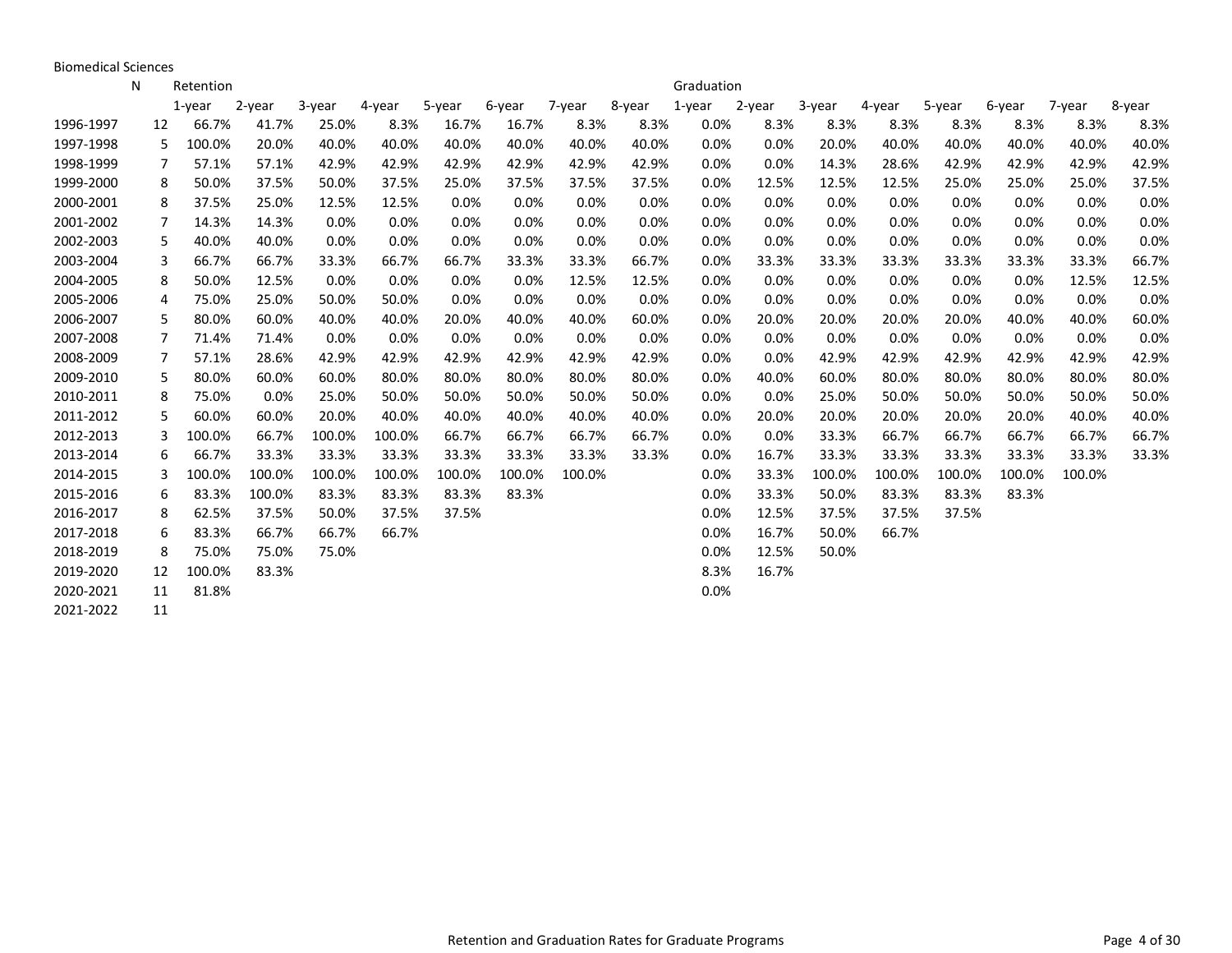Biomedical Sciences

| | N | Retention | | | | | | | | Graduation | | | | | | | |
|---|---|---|---|---|---|---|---|---|---|---|---|---|---|---|---|---|---|
| | | 1-year | 2-year | 3-year | 4-year | 5-year | 6-year | 7-year | 8-year | 1-year | 2-year | 3-year | 4-year | 5-year | 6-year | 7-year | 8-year |
| 1996-1997 | 12 | 66.7% | 41.7% | 25.0% | 8.3% | 16.7% | 16.7% | 8.3% | 8.3% | 0.0% | 8.3% | 8.3% | 8.3% | 8.3% | 8.3% | 8.3% | 8.3% |
| 1997-1998 | 5 | 100.0% | 20.0% | 40.0% | 40.0% | 40.0% | 40.0% | 40.0% | 40.0% | 0.0% | 0.0% | 20.0% | 40.0% | 40.0% | 40.0% | 40.0% | 40.0% |
| 1998-1999 | 7 | 57.1% | 57.1% | 42.9% | 42.9% | 42.9% | 42.9% | 42.9% | 42.9% | 0.0% | 0.0% | 14.3% | 28.6% | 42.9% | 42.9% | 42.9% | 42.9% |
| 1999-2000 | 8 | 50.0% | 37.5% | 50.0% | 37.5% | 25.0% | 37.5% | 37.5% | 37.5% | 0.0% | 12.5% | 12.5% | 12.5% | 25.0% | 25.0% | 25.0% | 37.5% |
| 2000-2001 | 8 | 37.5% | 25.0% | 12.5% | 12.5% | 0.0% | 0.0% | 0.0% | 0.0% | 0.0% | 0.0% | 0.0% | 0.0% | 0.0% | 0.0% | 0.0% | 0.0% |
| 2001-2002 | 7 | 14.3% | 14.3% | 0.0% | 0.0% | 0.0% | 0.0% | 0.0% | 0.0% | 0.0% | 0.0% | 0.0% | 0.0% | 0.0% | 0.0% | 0.0% | 0.0% |
| 2002-2003 | 5 | 40.0% | 40.0% | 0.0% | 0.0% | 0.0% | 0.0% | 0.0% | 0.0% | 0.0% | 0.0% | 0.0% | 0.0% | 0.0% | 0.0% | 0.0% | 0.0% |
| 2003-2004 | 3 | 66.7% | 66.7% | 33.3% | 66.7% | 66.7% | 33.3% | 33.3% | 66.7% | 0.0% | 33.3% | 33.3% | 33.3% | 33.3% | 33.3% | 33.3% | 66.7% |
| 2004-2005 | 8 | 50.0% | 12.5% | 0.0% | 0.0% | 0.0% | 0.0% | 12.5% | 12.5% | 0.0% | 0.0% | 0.0% | 0.0% | 0.0% | 0.0% | 12.5% | 12.5% |
| 2005-2006 | 4 | 75.0% | 25.0% | 50.0% | 50.0% | 0.0% | 0.0% | 0.0% | 0.0% | 0.0% | 0.0% | 0.0% | 0.0% | 0.0% | 0.0% | 0.0% | 0.0% |
| 2006-2007 | 5 | 80.0% | 60.0% | 40.0% | 40.0% | 20.0% | 40.0% | 40.0% | 60.0% | 0.0% | 20.0% | 20.0% | 20.0% | 20.0% | 40.0% | 40.0% | 60.0% |
| 2007-2008 | 7 | 71.4% | 71.4% | 0.0% | 0.0% | 0.0% | 0.0% | 0.0% | 0.0% | 0.0% | 0.0% | 0.0% | 0.0% | 0.0% | 0.0% | 0.0% | 0.0% |
| 2008-2009 | 7 | 57.1% | 28.6% | 42.9% | 42.9% | 42.9% | 42.9% | 42.9% | 42.9% | 0.0% | 0.0% | 42.9% | 42.9% | 42.9% | 42.9% | 42.9% | 42.9% |
| 2009-2010 | 5 | 80.0% | 60.0% | 60.0% | 80.0% | 80.0% | 80.0% | 80.0% | 80.0% | 0.0% | 40.0% | 60.0% | 80.0% | 80.0% | 80.0% | 80.0% | 80.0% |
| 2010-2011 | 8 | 75.0% | 0.0% | 25.0% | 50.0% | 50.0% | 50.0% | 50.0% | 50.0% | 0.0% | 0.0% | 25.0% | 50.0% | 50.0% | 50.0% | 50.0% | 50.0% |
| 2011-2012 | 5 | 60.0% | 60.0% | 20.0% | 40.0% | 40.0% | 40.0% | 40.0% | 40.0% | 0.0% | 20.0% | 20.0% | 20.0% | 20.0% | 20.0% | 40.0% | 40.0% |
| 2012-2013 | 3 | 100.0% | 66.7% | 100.0% | 100.0% | 66.7% | 66.7% | 66.7% | 66.7% | 0.0% | 0.0% | 33.3% | 66.7% | 66.7% | 66.7% | 66.7% | 66.7% |
| 2013-2014 | 6 | 66.7% | 33.3% | 33.3% | 33.3% | 33.3% | 33.3% | 33.3% | 33.3% | 0.0% | 16.7% | 33.3% | 33.3% | 33.3% | 33.3% | 33.3% | 33.3% |
| 2014-2015 | 3 | 100.0% | 100.0% | 100.0% | 100.0% | 100.0% | 100.0% | 100.0% | | 0.0% | 33.3% | 100.0% | 100.0% | 100.0% | 100.0% | 100.0% | |
| 2015-2016 | 6 | 83.3% | 100.0% | 83.3% | 83.3% | 83.3% | 83.3% | | | 0.0% | 33.3% | 50.0% | 83.3% | 83.3% | 83.3% | | |
| 2016-2017 | 8 | 62.5% | 37.5% | 50.0% | 37.5% | 37.5% | | | | 0.0% | 12.5% | 37.5% | 37.5% | 37.5% | | | |
| 2017-2018 | 6 | 83.3% | 66.7% | 66.7% | 66.7% | | | | | 0.0% | 16.7% | 50.0% | 66.7% | | | | |
| 2018-2019 | 8 | 75.0% | 75.0% | 75.0% | | | | | | 0.0% | 12.5% | 50.0% | | | | | |
| 2019-2020 | 12 | 100.0% | 83.3% | | | | | | | 8.3% | 16.7% | | | | | | |
| 2020-2021 | 11 | 81.8% | | | | | | | | 0.0% | | | | | | | |
| 2021-2022 | 11 | | | | | | | | | | | | | | | | |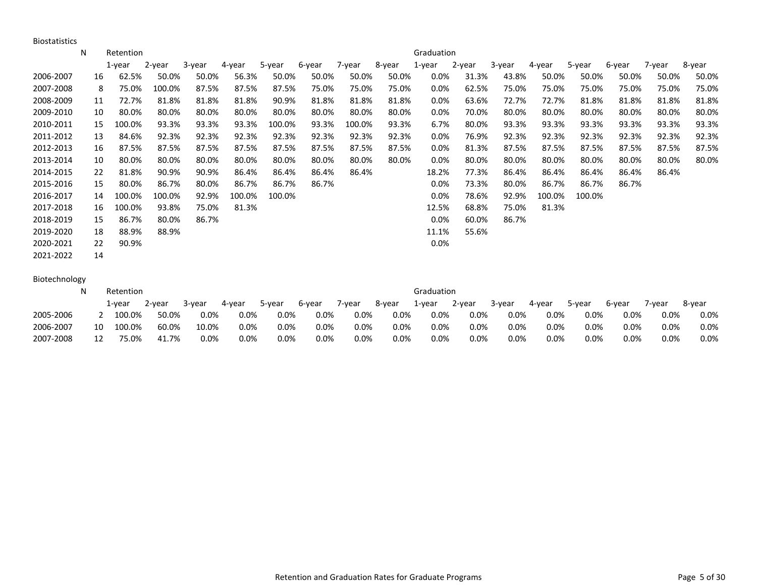Biostatistics

| | N | Retention | | | | | | | | Graduation | | | | | | | |
|---|---|---|---|---|---|---|---|---|---|---|---|---|---|---|---|---|---|
| | | 1-year | 2-year | 3-year | 4-year | 5-year | 6-year | 7-year | 8-year | 1-year | 2-year | 3-year | 4-year | 5-year | 6-year | 7-year | 8-year |
| 2006-2007 | 16 | 62.5% | 50.0% | 50.0% | 56.3% | 50.0% | 50.0% | 50.0% | 50.0% | 0.0% | 31.3% | 43.8% | 50.0% | 50.0% | 50.0% | 50.0% | 50.0% |
| 2007-2008 | 8 | 75.0% | 100.0% | 87.5% | 87.5% | 87.5% | 75.0% | 75.0% | 75.0% | 0.0% | 62.5% | 75.0% | 75.0% | 75.0% | 75.0% | 75.0% | 75.0% |
| 2008-2009 | 11 | 72.7% | 81.8% | 81.8% | 81.8% | 90.9% | 81.8% | 81.8% | 81.8% | 0.0% | 63.6% | 72.7% | 72.7% | 81.8% | 81.8% | 81.8% | 81.8% |
| 2009-2010 | 10 | 80.0% | 80.0% | 80.0% | 80.0% | 80.0% | 80.0% | 80.0% | 80.0% | 0.0% | 70.0% | 80.0% | 80.0% | 80.0% | 80.0% | 80.0% | 80.0% |
| 2010-2011 | 15 | 100.0% | 93.3% | 93.3% | 93.3% | 100.0% | 93.3% | 100.0% | 93.3% | 6.7% | 80.0% | 93.3% | 93.3% | 93.3% | 93.3% | 93.3% | 93.3% |
| 2011-2012 | 13 | 84.6% | 92.3% | 92.3% | 92.3% | 92.3% | 92.3% | 92.3% | 92.3% | 0.0% | 76.9% | 92.3% | 92.3% | 92.3% | 92.3% | 92.3% | 92.3% |
| 2012-2013 | 16 | 87.5% | 87.5% | 87.5% | 87.5% | 87.5% | 87.5% | 87.5% | 87.5% | 0.0% | 81.3% | 87.5% | 87.5% | 87.5% | 87.5% | 87.5% | 87.5% |
| 2013-2014 | 10 | 80.0% | 80.0% | 80.0% | 80.0% | 80.0% | 80.0% | 80.0% | 80.0% | 0.0% | 80.0% | 80.0% | 80.0% | 80.0% | 80.0% | 80.0% | 80.0% |
| 2014-2015 | 22 | 81.8% | 90.9% | 90.9% | 86.4% | 86.4% | 86.4% | 86.4% | | 18.2% | 77.3% | 86.4% | 86.4% | 86.4% | 86.4% | 86.4% | |
| 2015-2016 | 15 | 80.0% | 86.7% | 80.0% | 86.7% | 86.7% | 86.7% | | | 0.0% | 73.3% | 80.0% | 86.7% | 86.7% | 86.7% | | |
| 2016-2017 | 14 | 100.0% | 100.0% | 92.9% | 100.0% | 100.0% | | | | 0.0% | 78.6% | 92.9% | 100.0% | 100.0% | | | |
| 2017-2018 | 16 | 100.0% | 93.8% | 75.0% | 81.3% | | | | | 12.5% | 68.8% | 75.0% | 81.3% | | | | |
| 2018-2019 | 15 | 86.7% | 80.0% | 86.7% | | | | | | 0.0% | 60.0% | 86.7% | | | | | |
| 2019-2020 | 18 | 88.9% | 88.9% | | | | | | | 11.1% | 55.6% | | | | | | |
| 2020-2021 | 22 | 90.9% | | | | | | | | 0.0% | | | | | | | |
| 2021-2022 | 14 | | | | | | | | | | | | | | | | |

Biotechnology

| | N | Retention | | | | | | | | Graduation | | | | | | | |
|---|---|---|---|---|---|---|---|---|---|---|---|---|---|---|---|---|---|
| | | 1-year | 2-year | 3-year | 4-year | 5-year | 6-year | 7-year | 8-year | 1-year | 2-year | 3-year | 4-year | 5-year | 6-year | 7-year | 8-year |
| 2005-2006 | 2 | 100.0% | 50.0% | 0.0% | 0.0% | 0.0% | 0.0% | 0.0% | 0.0% | 0.0% | 0.0% | 0.0% | 0.0% | 0.0% | 0.0% | 0.0% | 0.0% |
| 2006-2007 | 10 | 100.0% | 60.0% | 10.0% | 0.0% | 0.0% | 0.0% | 0.0% | 0.0% | 0.0% | 0.0% | 0.0% | 0.0% | 0.0% | 0.0% | 0.0% | 0.0% |
| 2007-2008 | 12 | 75.0% | 41.7% | 0.0% | 0.0% | 0.0% | 0.0% | 0.0% | 0.0% | 0.0% | 0.0% | 0.0% | 0.0% | 0.0% | 0.0% | 0.0% | 0.0% |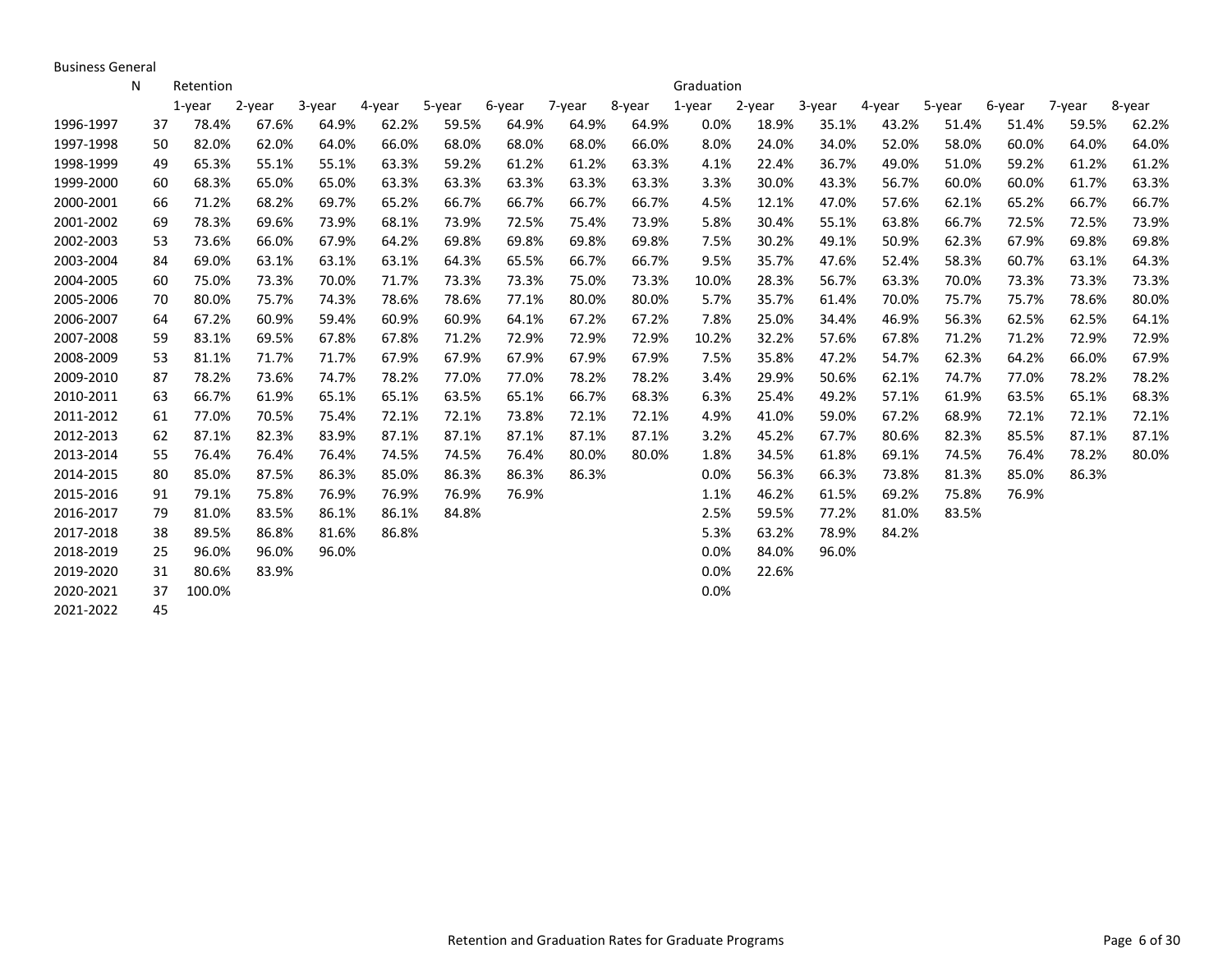Business General

| | N | Retention | | | | | | | | Graduation | | | | | | | |
|---|---|---|---|---|---|---|---|---|---|---|---|---|---|---|---|---|---|
| | | 1-year | 2-year | 3-year | 4-year | 5-year | 6-year | 7-year | 8-year | 1-year | 2-year | 3-year | 4-year | 5-year | 6-year | 7-year | 8-year |
| 1996-1997 | 37 | 78.4% | 67.6% | 64.9% | 62.2% | 59.5% | 64.9% | 64.9% | 64.9% | 0.0% | 18.9% | 35.1% | 43.2% | 51.4% | 51.4% | 59.5% | 62.2% |
| 1997-1998 | 50 | 82.0% | 62.0% | 64.0% | 66.0% | 68.0% | 68.0% | 68.0% | 66.0% | 8.0% | 24.0% | 34.0% | 52.0% | 58.0% | 60.0% | 64.0% | 64.0% |
| 1998-1999 | 49 | 65.3% | 55.1% | 55.1% | 63.3% | 59.2% | 61.2% | 61.2% | 63.3% | 4.1% | 22.4% | 36.7% | 49.0% | 51.0% | 59.2% | 61.2% | 61.2% |
| 1999-2000 | 60 | 68.3% | 65.0% | 65.0% | 63.3% | 63.3% | 63.3% | 63.3% | 63.3% | 3.3% | 30.0% | 43.3% | 56.7% | 60.0% | 60.0% | 61.7% | 63.3% |
| 2000-2001 | 66 | 71.2% | 68.2% | 69.7% | 65.2% | 66.7% | 66.7% | 66.7% | 66.7% | 4.5% | 12.1% | 47.0% | 57.6% | 62.1% | 65.2% | 66.7% | 66.7% |
| 2001-2002 | 69 | 78.3% | 69.6% | 73.9% | 68.1% | 73.9% | 72.5% | 75.4% | 73.9% | 5.8% | 30.4% | 55.1% | 63.8% | 66.7% | 72.5% | 72.5% | 73.9% |
| 2002-2003 | 53 | 73.6% | 66.0% | 67.9% | 64.2% | 69.8% | 69.8% | 69.8% | 69.8% | 7.5% | 30.2% | 49.1% | 50.9% | 62.3% | 67.9% | 69.8% | 69.8% |
| 2003-2004 | 84 | 69.0% | 63.1% | 63.1% | 63.1% | 64.3% | 65.5% | 66.7% | 66.7% | 9.5% | 35.7% | 47.6% | 52.4% | 58.3% | 60.7% | 63.1% | 64.3% |
| 2004-2005 | 60 | 75.0% | 73.3% | 70.0% | 71.7% | 73.3% | 73.3% | 75.0% | 73.3% | 10.0% | 28.3% | 56.7% | 63.3% | 70.0% | 73.3% | 73.3% | 73.3% |
| 2005-2006 | 70 | 80.0% | 75.7% | 74.3% | 78.6% | 78.6% | 77.1% | 80.0% | 80.0% | 5.7% | 35.7% | 61.4% | 70.0% | 75.7% | 75.7% | 78.6% | 80.0% |
| 2006-2007 | 64 | 67.2% | 60.9% | 59.4% | 60.9% | 60.9% | 64.1% | 67.2% | 67.2% | 7.8% | 25.0% | 34.4% | 46.9% | 56.3% | 62.5% | 62.5% | 64.1% |
| 2007-2008 | 59 | 83.1% | 69.5% | 67.8% | 67.8% | 71.2% | 72.9% | 72.9% | 72.9% | 10.2% | 32.2% | 57.6% | 67.8% | 71.2% | 71.2% | 72.9% | 72.9% |
| 2008-2009 | 53 | 81.1% | 71.7% | 71.7% | 67.9% | 67.9% | 67.9% | 67.9% | 67.9% | 7.5% | 35.8% | 47.2% | 54.7% | 62.3% | 64.2% | 66.0% | 67.9% |
| 2009-2010 | 87 | 78.2% | 73.6% | 74.7% | 78.2% | 77.0% | 77.0% | 78.2% | 78.2% | 3.4% | 29.9% | 50.6% | 62.1% | 74.7% | 77.0% | 78.2% | 78.2% |
| 2010-2011 | 63 | 66.7% | 61.9% | 65.1% | 65.1% | 63.5% | 65.1% | 66.7% | 68.3% | 6.3% | 25.4% | 49.2% | 57.1% | 61.9% | 63.5% | 65.1% | 68.3% |
| 2011-2012 | 61 | 77.0% | 70.5% | 75.4% | 72.1% | 72.1% | 73.8% | 72.1% | 72.1% | 4.9% | 41.0% | 59.0% | 67.2% | 68.9% | 72.1% | 72.1% | 72.1% |
| 2012-2013 | 62 | 87.1% | 82.3% | 83.9% | 87.1% | 87.1% | 87.1% | 87.1% | 87.1% | 3.2% | 45.2% | 67.7% | 80.6% | 82.3% | 85.5% | 87.1% | 87.1% |
| 2013-2014 | 55 | 76.4% | 76.4% | 76.4% | 74.5% | 74.5% | 76.4% | 80.0% | 80.0% | 1.8% | 34.5% | 61.8% | 69.1% | 74.5% | 76.4% | 78.2% | 80.0% |
| 2014-2015 | 80 | 85.0% | 87.5% | 86.3% | 85.0% | 86.3% | 86.3% | 86.3% | | 0.0% | 56.3% | 66.3% | 73.8% | 81.3% | 85.0% | 86.3% | |
| 2015-2016 | 91 | 79.1% | 75.8% | 76.9% | 76.9% | 76.9% | 76.9% | | | 1.1% | 46.2% | 61.5% | 69.2% | 75.8% | 76.9% | | |
| 2016-2017 | 79 | 81.0% | 83.5% | 86.1% | 86.1% | 84.8% | | | | 2.5% | 59.5% | 77.2% | 81.0% | 83.5% | | | |
| 2017-2018 | 38 | 89.5% | 86.8% | 81.6% | 86.8% | | | | | 5.3% | 63.2% | 78.9% | 84.2% | | | | |
| 2018-2019 | 25 | 96.0% | 96.0% | 96.0% | | | | | | 0.0% | 84.0% | 96.0% | | | | | |
| 2019-2020 | 31 | 80.6% | 83.9% | | | | | | | 0.0% | 22.6% | | | | | | |
| 2020-2021 | 37 | 100.0% | | | | | | | | 0.0% | | | | | | | |
| 2021-2022 | 45 | | | | | | | | | | | | | | | | |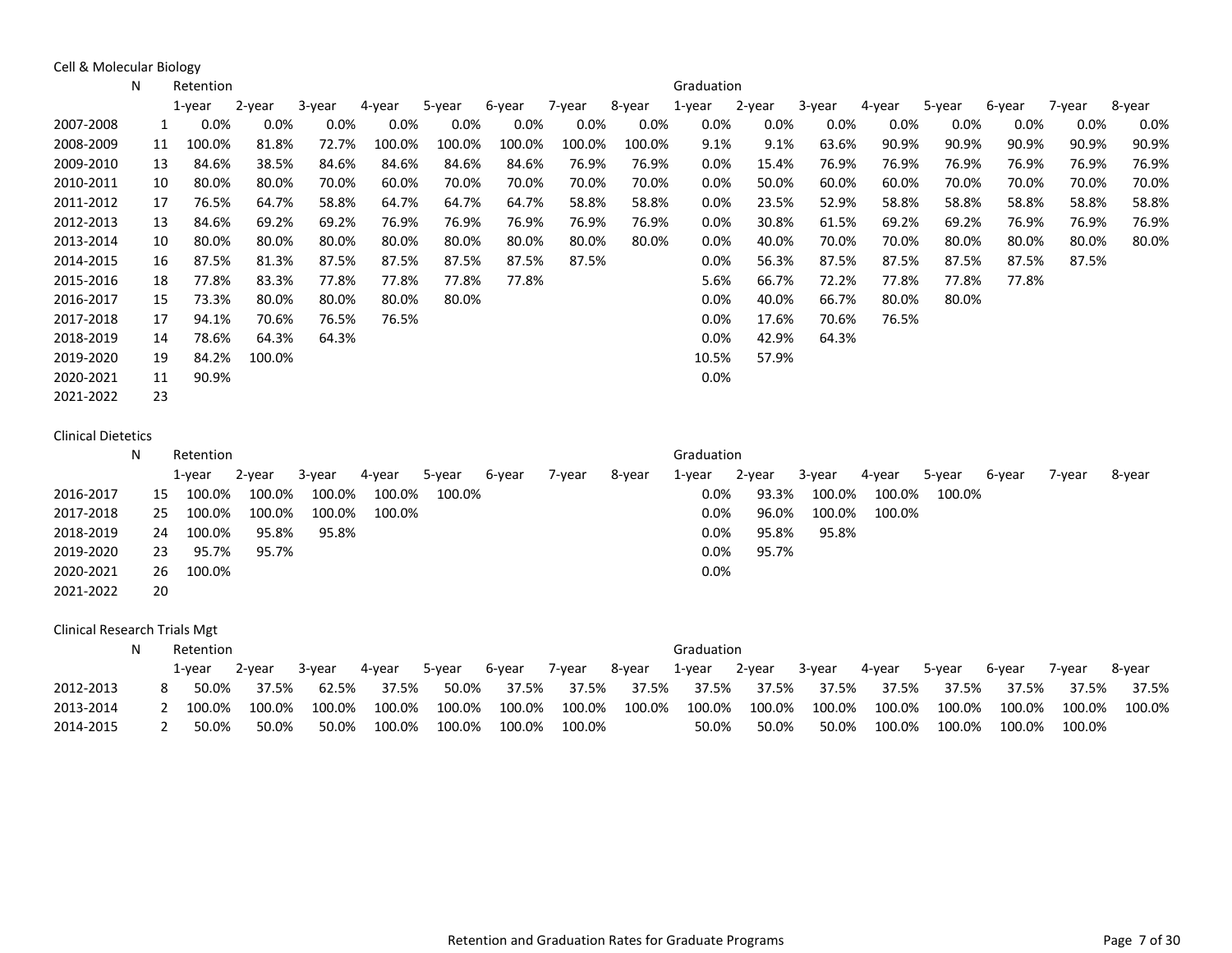Cell & Molecular Biology

| | N | Retention | | | | | | | | Graduation | | | | | | | |
|---|---|---|---|---|---|---|---|---|---|---|---|---|---|---|---|---|---|
| | | 1-year | 2-year | 3-year | 4-year | 5-year | 6-year | 7-year | 8-year | 1-year | 2-year | 3-year | 4-year | 5-year | 6-year | 7-year | 8-year |
| 2007-2008 | 1 | 0.0% | 0.0% | 0.0% | 0.0% | 0.0% | 0.0% | 0.0% | 0.0% | 0.0% | 0.0% | 0.0% | 0.0% | 0.0% | 0.0% | 0.0% | 0.0% |
| 2008-2009 | 11 | 100.0% | 81.8% | 72.7% | 100.0% | 100.0% | 100.0% | 100.0% | 100.0% | 9.1% | 9.1% | 63.6% | 90.9% | 90.9% | 90.9% | 90.9% | 90.9% |
| 2009-2010 | 13 | 84.6% | 38.5% | 84.6% | 84.6% | 84.6% | 84.6% | 76.9% | 76.9% | 0.0% | 15.4% | 76.9% | 76.9% | 76.9% | 76.9% | 76.9% | 76.9% |
| 2010-2011 | 10 | 80.0% | 80.0% | 70.0% | 60.0% | 70.0% | 70.0% | 70.0% | 70.0% | 0.0% | 50.0% | 60.0% | 60.0% | 70.0% | 70.0% | 70.0% | 70.0% |
| 2011-2012 | 17 | 76.5% | 64.7% | 58.8% | 64.7% | 64.7% | 64.7% | 58.8% | 58.8% | 0.0% | 23.5% | 52.9% | 58.8% | 58.8% | 58.8% | 58.8% | 58.8% |
| 2012-2013 | 13 | 84.6% | 69.2% | 69.2% | 76.9% | 76.9% | 76.9% | 76.9% | 76.9% | 0.0% | 30.8% | 61.5% | 69.2% | 69.2% | 76.9% | 76.9% | 76.9% |
| 2013-2014 | 10 | 80.0% | 80.0% | 80.0% | 80.0% | 80.0% | 80.0% | 80.0% | 80.0% | 0.0% | 40.0% | 70.0% | 70.0% | 80.0% | 80.0% | 80.0% | 80.0% |
| 2014-2015 | 16 | 87.5% | 81.3% | 87.5% | 87.5% | 87.5% | 87.5% | 87.5% | | 0.0% | 56.3% | 87.5% | 87.5% | 87.5% | 87.5% | 87.5% | |
| 2015-2016 | 18 | 77.8% | 83.3% | 77.8% | 77.8% | 77.8% | 77.8% | | | 5.6% | 66.7% | 72.2% | 77.8% | 77.8% | 77.8% | | |
| 2016-2017 | 15 | 73.3% | 80.0% | 80.0% | 80.0% | 80.0% | | | | 0.0% | 40.0% | 66.7% | 80.0% | 80.0% | | | |
| 2017-2018 | 17 | 94.1% | 70.6% | 76.5% | 76.5% | | | | | 0.0% | 17.6% | 70.6% | 76.5% | | | | |
| 2018-2019 | 14 | 78.6% | 64.3% | 64.3% | | | | | | 0.0% | 42.9% | 64.3% | | | | | |
| 2019-2020 | 19 | 84.2% | 100.0% | | | | | | | 10.5% | 57.9% | | | | | | |
| 2020-2021 | 11 | 90.9% | | | | | | | | 0.0% | | | | | | | |
| 2021-2022 | 23 | | | | | | | | | | | | | | | | |

Clinical Dietetics

| | N | Retention | | | | | | | | Graduation | | | | | | | |
|---|---|---|---|---|---|---|---|---|---|---|---|---|---|---|---|---|---|
| | | 1-year | 2-year | 3-year | 4-year | 5-year | 6-year | 7-year | 8-year | 1-year | 2-year | 3-year | 4-year | 5-year | 6-year | 7-year | 8-year |
| 2016-2017 | 15 | 100.0% | 100.0% | 100.0% | 100.0% | 100.0% | | | | 0.0% | 93.3% | 100.0% | 100.0% | 100.0% | | | |
| 2017-2018 | 25 | 100.0% | 100.0% | 100.0% | 100.0% | | | | | 0.0% | 96.0% | 100.0% | 100.0% | | | | |
| 2018-2019 | 24 | 100.0% | 95.8% | 95.8% | | | | | | 0.0% | 95.8% | 95.8% | | | | | |
| 2019-2020 | 23 | 95.7% | 95.7% | | | | | | | 0.0% | 95.7% | | | | | | |
| 2020-2021 | 26 | 100.0% | | | | | | | | 0.0% | | | | | | | |
| 2021-2022 | 20 | | | | | | | | | | | | | | | | |

Clinical Research Trials Mgt

| | N | Retention | | | | | | | | Graduation | | | | | | | |
|---|---|---|---|---|---|---|---|---|---|---|---|---|---|---|---|---|---|
| | | 1-year | 2-year | 3-year | 4-year | 5-year | 6-year | 7-year | 8-year | 1-year | 2-year | 3-year | 4-year | 5-year | 6-year | 7-year | 8-year |
| 2012-2013 | 8 | 50.0% | 37.5% | 62.5% | 37.5% | 50.0% | 37.5% | 37.5% | 37.5% | 37.5% | 37.5% | 37.5% | 37.5% | 37.5% | 37.5% | 37.5% | 37.5% |
| 2013-2014 | 2 | 100.0% | 100.0% | 100.0% | 100.0% | 100.0% | 100.0% | 100.0% | 100.0% | 100.0% | 100.0% | 100.0% | 100.0% | 100.0% | 100.0% | 100.0% | 100.0% |
| 2014-2015 | 2 | 50.0% | 50.0% | 50.0% | 100.0% | 100.0% | 100.0% | 100.0% | | 50.0% | 50.0% | 50.0% | 100.0% | 100.0% | 100.0% | 100.0% | |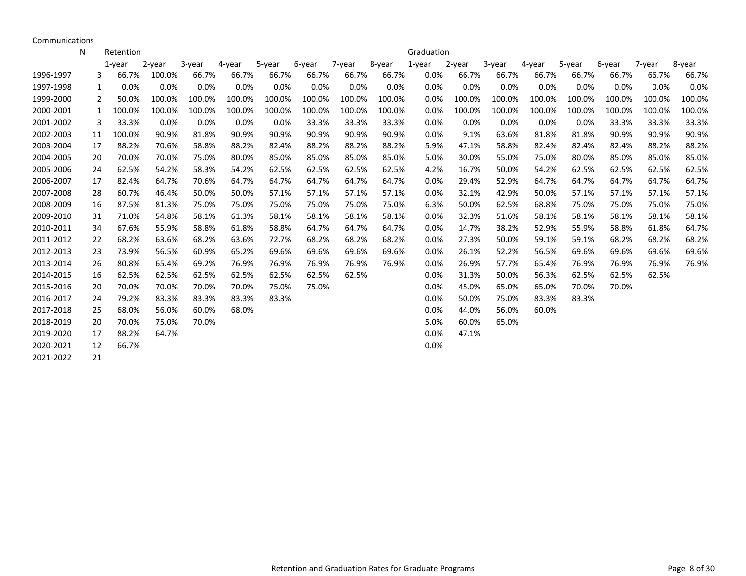Communications

| | N | Retention | | | | | | | | Graduation | | | | | | | |
|---|---|---|---|---|---|---|---|---|---|---|---|---|---|---|---|---|---|
| | | 1-year | 2-year | 3-year | 4-year | 5-year | 6-year | 7-year | 8-year | 1-year | 2-year | 3-year | 4-year | 5-year | 6-year | 7-year | 8-year |
| 1996-1997 | 3 | 66.7% | 100.0% | 66.7% | 66.7% | 66.7% | 66.7% | 66.7% | 66.7% | 0.0% | 66.7% | 66.7% | 66.7% | 66.7% | 66.7% | 66.7% | 66.7% |
| 1997-1998 | 1 | 0.0% | 0.0% | 0.0% | 0.0% | 0.0% | 0.0% | 0.0% | 0.0% | 0.0% | 0.0% | 0.0% | 0.0% | 0.0% | 0.0% | 0.0% | 0.0% |
| 1999-2000 | 2 | 50.0% | 100.0% | 100.0% | 100.0% | 100.0% | 100.0% | 100.0% | 100.0% | 0.0% | 100.0% | 100.0% | 100.0% | 100.0% | 100.0% | 100.0% | 100.0% |
| 2000-2001 | 1 | 100.0% | 100.0% | 100.0% | 100.0% | 100.0% | 100.0% | 100.0% | 100.0% | 0.0% | 100.0% | 100.0% | 100.0% | 100.0% | 100.0% | 100.0% | 100.0% |
| 2001-2002 | 3 | 33.3% | 0.0% | 0.0% | 0.0% | 0.0% | 33.3% | 33.3% | 33.3% | 0.0% | 0.0% | 0.0% | 0.0% | 0.0% | 33.3% | 33.3% | 33.3% |
| 2002-2003 | 11 | 100.0% | 90.9% | 81.8% | 90.9% | 90.9% | 90.9% | 90.9% | 90.9% | 0.0% | 9.1% | 63.6% | 81.8% | 81.8% | 90.9% | 90.9% | 90.9% |
| 2003-2004 | 17 | 88.2% | 70.6% | 58.8% | 88.2% | 82.4% | 88.2% | 88.2% | 88.2% | 5.9% | 47.1% | 58.8% | 82.4% | 82.4% | 82.4% | 88.2% | 88.2% |
| 2004-2005 | 20 | 70.0% | 70.0% | 75.0% | 80.0% | 85.0% | 85.0% | 85.0% | 85.0% | 5.0% | 30.0% | 55.0% | 75.0% | 80.0% | 85.0% | 85.0% | 85.0% |
| 2005-2006 | 24 | 62.5% | 54.2% | 58.3% | 54.2% | 62.5% | 62.5% | 62.5% | 62.5% | 4.2% | 16.7% | 50.0% | 54.2% | 62.5% | 62.5% | 62.5% | 62.5% |
| 2006-2007 | 17 | 82.4% | 64.7% | 70.6% | 64.7% | 64.7% | 64.7% | 64.7% | 64.7% | 0.0% | 29.4% | 52.9% | 64.7% | 64.7% | 64.7% | 64.7% | 64.7% |
| 2007-2008 | 28 | 60.7% | 46.4% | 50.0% | 50.0% | 57.1% | 57.1% | 57.1% | 57.1% | 0.0% | 32.1% | 42.9% | 50.0% | 57.1% | 57.1% | 57.1% | 57.1% |
| 2008-2009 | 16 | 87.5% | 81.3% | 75.0% | 75.0% | 75.0% | 75.0% | 75.0% | 75.0% | 6.3% | 50.0% | 62.5% | 68.8% | 75.0% | 75.0% | 75.0% | 75.0% |
| 2009-2010 | 31 | 71.0% | 54.8% | 58.1% | 61.3% | 58.1% | 58.1% | 58.1% | 58.1% | 0.0% | 32.3% | 51.6% | 58.1% | 58.1% | 58.1% | 58.1% | 58.1% |
| 2010-2011 | 34 | 67.6% | 55.9% | 58.8% | 61.8% | 58.8% | 64.7% | 64.7% | 64.7% | 0.0% | 14.7% | 38.2% | 52.9% | 55.9% | 58.8% | 61.8% | 64.7% |
| 2011-2012 | 22 | 68.2% | 63.6% | 68.2% | 63.6% | 72.7% | 68.2% | 68.2% | 68.2% | 0.0% | 27.3% | 50.0% | 59.1% | 59.1% | 68.2% | 68.2% | 68.2% |
| 2012-2013 | 23 | 73.9% | 56.5% | 60.9% | 65.2% | 69.6% | 69.6% | 69.6% | 69.6% | 0.0% | 26.1% | 52.2% | 56.5% | 69.6% | 69.6% | 69.6% | 69.6% |
| 2013-2014 | 26 | 80.8% | 65.4% | 69.2% | 76.9% | 76.9% | 76.9% | 76.9% | 76.9% | 0.0% | 26.9% | 57.7% | 65.4% | 76.9% | 76.9% | 76.9% | 76.9% |
| 2014-2015 | 16 | 62.5% | 62.5% | 62.5% | 62.5% | 62.5% | 62.5% | 62.5% | | 0.0% | 31.3% | 50.0% | 56.3% | 62.5% | 62.5% | 62.5% | |
| 2015-2016 | 20 | 70.0% | 70.0% | 70.0% | 70.0% | 75.0% | 75.0% | | | 0.0% | 45.0% | 65.0% | 65.0% | 70.0% | 70.0% | | |
| 2016-2017 | 24 | 79.2% | 83.3% | 83.3% | 83.3% | 83.3% | | | | 0.0% | 50.0% | 75.0% | 83.3% | 83.3% | | | |
| 2017-2018 | 25 | 68.0% | 56.0% | 60.0% | 68.0% | | | | | 0.0% | 44.0% | 56.0% | 60.0% | | | | |
| 2018-2019 | 20 | 70.0% | 75.0% | 70.0% | | | | | | 5.0% | 60.0% | 65.0% | | | | | |
| 2019-2020 | 17 | 88.2% | 64.7% | | | | | | | 0.0% | 47.1% | | | | | | |
| 2020-2021 | 12 | 66.7% | | | | | | | | 0.0% | | | | | | | |
| 2021-2022 | 21 | | | | | | | | | | | | | | | | |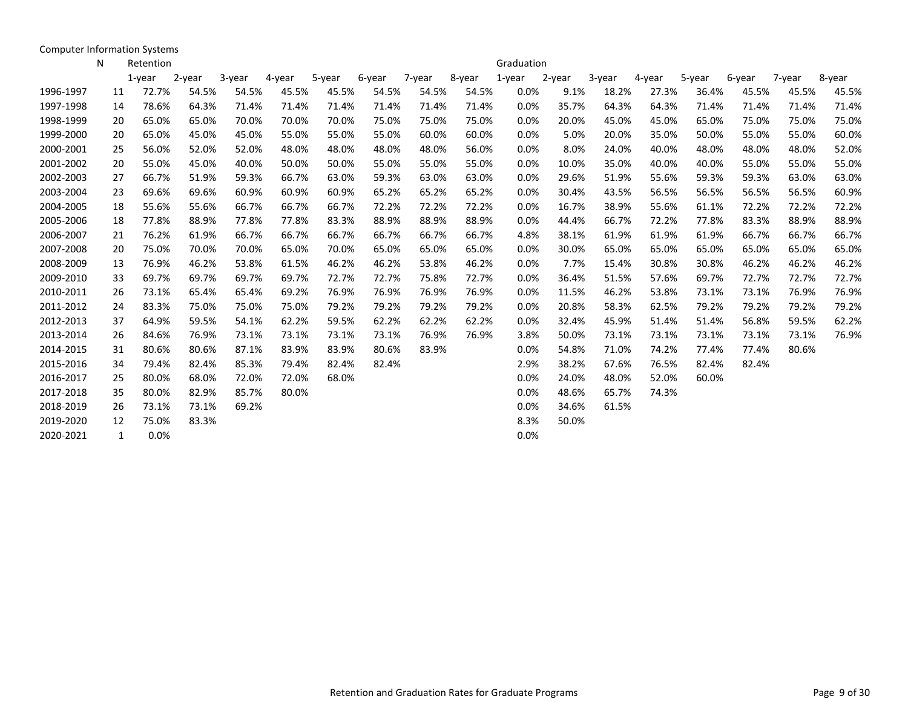Computer Information Systems

| | N | Retention | | | | | | | | Graduation | | | | | | | |
|---|---|---|---|---|---|---|---|---|---|---|---|---|---|---|---|---|---|
| | | 1-year | 2-year | 3-year | 4-year | 5-year | 6-year | 7-year | 8-year | 1-year | 2-year | 3-year | 4-year | 5-year | 6-year | 7-year | 8-year |
| 1996-1997 | 11 | 72.7% | 54.5% | 54.5% | 45.5% | 45.5% | 54.5% | 54.5% | 54.5% | 0.0% | 9.1% | 18.2% | 27.3% | 36.4% | 45.5% | 45.5% | 45.5% |
| 1997-1998 | 14 | 78.6% | 64.3% | 71.4% | 71.4% | 71.4% | 71.4% | 71.4% | 71.4% | 0.0% | 35.7% | 64.3% | 64.3% | 71.4% | 71.4% | 71.4% | 71.4% |
| 1998-1999 | 20 | 65.0% | 65.0% | 70.0% | 70.0% | 70.0% | 75.0% | 75.0% | 75.0% | 0.0% | 20.0% | 45.0% | 45.0% | 65.0% | 75.0% | 75.0% | 75.0% |
| 1999-2000 | 20 | 65.0% | 45.0% | 45.0% | 55.0% | 55.0% | 55.0% | 60.0% | 60.0% | 0.0% | 5.0% | 20.0% | 35.0% | 50.0% | 55.0% | 55.0% | 60.0% |
| 2000-2001 | 25 | 56.0% | 52.0% | 52.0% | 48.0% | 48.0% | 48.0% | 48.0% | 56.0% | 0.0% | 8.0% | 24.0% | 40.0% | 48.0% | 48.0% | 48.0% | 52.0% |
| 2001-2002 | 20 | 55.0% | 45.0% | 40.0% | 50.0% | 50.0% | 55.0% | 55.0% | 55.0% | 0.0% | 10.0% | 35.0% | 40.0% | 40.0% | 55.0% | 55.0% | 55.0% |
| 2002-2003 | 27 | 66.7% | 51.9% | 59.3% | 66.7% | 63.0% | 59.3% | 63.0% | 63.0% | 0.0% | 29.6% | 51.9% | 55.6% | 59.3% | 59.3% | 63.0% | 63.0% |
| 2003-2004 | 23 | 69.6% | 69.6% | 60.9% | 60.9% | 60.9% | 65.2% | 65.2% | 65.2% | 0.0% | 30.4% | 43.5% | 56.5% | 56.5% | 56.5% | 56.5% | 60.9% |
| 2004-2005 | 18 | 55.6% | 55.6% | 66.7% | 66.7% | 66.7% | 72.2% | 72.2% | 72.2% | 0.0% | 16.7% | 38.9% | 55.6% | 61.1% | 72.2% | 72.2% | 72.2% |
| 2005-2006 | 18 | 77.8% | 88.9% | 77.8% | 77.8% | 83.3% | 88.9% | 88.9% | 88.9% | 0.0% | 44.4% | 66.7% | 72.2% | 77.8% | 83.3% | 88.9% | 88.9% |
| 2006-2007 | 21 | 76.2% | 61.9% | 66.7% | 66.7% | 66.7% | 66.7% | 66.7% | 66.7% | 4.8% | 38.1% | 61.9% | 61.9% | 61.9% | 66.7% | 66.7% | 66.7% |
| 2007-2008 | 20 | 75.0% | 70.0% | 70.0% | 65.0% | 70.0% | 65.0% | 65.0% | 65.0% | 0.0% | 30.0% | 65.0% | 65.0% | 65.0% | 65.0% | 65.0% | 65.0% |
| 2008-2009 | 13 | 76.9% | 46.2% | 53.8% | 61.5% | 46.2% | 46.2% | 53.8% | 46.2% | 0.0% | 7.7% | 15.4% | 30.8% | 30.8% | 46.2% | 46.2% | 46.2% |
| 2009-2010 | 33 | 69.7% | 69.7% | 69.7% | 69.7% | 72.7% | 72.7% | 75.8% | 72.7% | 0.0% | 36.4% | 51.5% | 57.6% | 69.7% | 72.7% | 72.7% | 72.7% |
| 2010-2011 | 26 | 73.1% | 65.4% | 65.4% | 69.2% | 76.9% | 76.9% | 76.9% | 76.9% | 0.0% | 11.5% | 46.2% | 53.8% | 73.1% | 73.1% | 76.9% | 76.9% |
| 2011-2012 | 24 | 83.3% | 75.0% | 75.0% | 75.0% | 79.2% | 79.2% | 79.2% | 79.2% | 0.0% | 20.8% | 58.3% | 62.5% | 79.2% | 79.2% | 79.2% | 79.2% |
| 2012-2013 | 37 | 64.9% | 59.5% | 54.1% | 62.2% | 59.5% | 62.2% | 62.2% | 62.2% | 0.0% | 32.4% | 45.9% | 51.4% | 51.4% | 56.8% | 59.5% | 62.2% |
| 2013-2014 | 26 | 84.6% | 76.9% | 73.1% | 73.1% | 73.1% | 73.1% | 76.9% | 76.9% | 3.8% | 50.0% | 73.1% | 73.1% | 73.1% | 73.1% | 73.1% | 76.9% |
| 2014-2015 | 31 | 80.6% | 80.6% | 87.1% | 83.9% | 83.9% | 80.6% | 83.9% | | 0.0% | 54.8% | 71.0% | 74.2% | 77.4% | 77.4% | 80.6% | |
| 2015-2016 | 34 | 79.4% | 82.4% | 85.3% | 79.4% | 82.4% | 82.4% | | | 2.9% | 38.2% | 67.6% | 76.5% | 82.4% | 82.4% | | |
| 2016-2017 | 25 | 80.0% | 68.0% | 72.0% | 72.0% | 68.0% | | | | 0.0% | 24.0% | 48.0% | 52.0% | 60.0% | | | |
| 2017-2018 | 35 | 80.0% | 82.9% | 85.7% | 80.0% | | | | | 0.0% | 48.6% | 65.7% | 74.3% | | | | |
| 2018-2019 | 26 | 73.1% | 73.1% | 69.2% | | | | | | 0.0% | 34.6% | 61.5% | | | | | |
| 2019-2020 | 12 | 75.0% | 83.3% | | | | | | | 8.3% | 50.0% | | | | | | |
| 2020-2021 | 1 | 0.0% | | | | | | | | 0.0% | | | | | | | |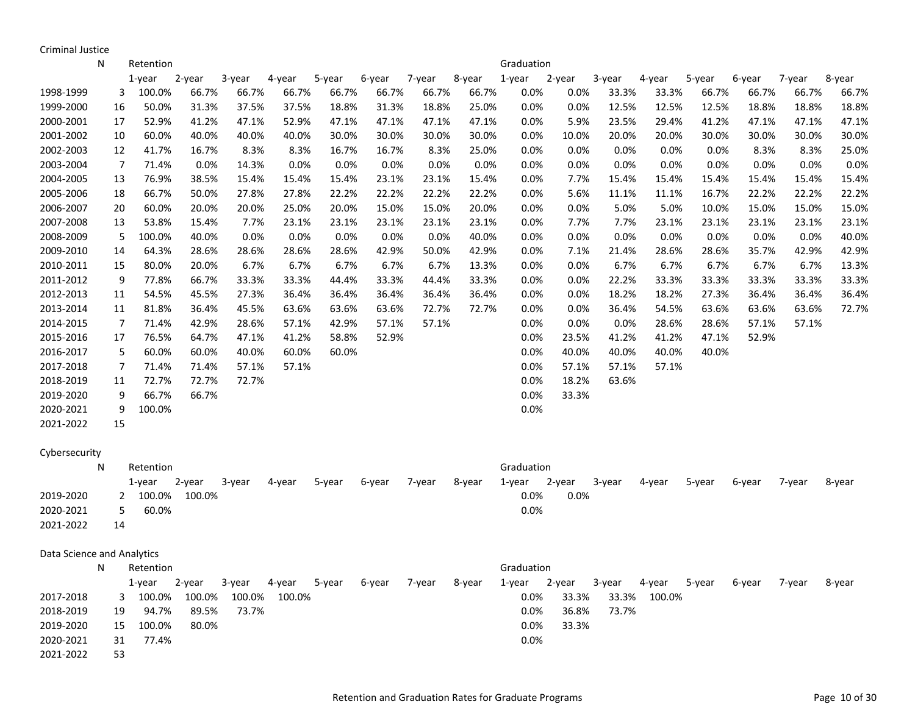Criminal Justice

| | N | Retention | | | | | | | | Graduation | | | | | | | |
|---|---|---|---|---|---|---|---|---|---|---|---|---|---|---|---|---|---|
| | | 1-year | 2-year | 3-year | 4-year | 5-year | 6-year | 7-year | 8-year | 1-year | 2-year | 3-year | 4-year | 5-year | 6-year | 7-year | 8-year |
| 1998-1999 | 3 | 100.0% | 66.7% | 66.7% | 66.7% | 66.7% | 66.7% | 66.7% | 66.7% | 0.0% | 0.0% | 33.3% | 33.3% | 66.7% | 66.7% | 66.7% | 66.7% |
| 1999-2000 | 16 | 50.0% | 31.3% | 37.5% | 37.5% | 18.8% | 31.3% | 18.8% | 25.0% | 0.0% | 0.0% | 12.5% | 12.5% | 12.5% | 18.8% | 18.8% | 18.8% |
| 2000-2001 | 17 | 52.9% | 41.2% | 47.1% | 52.9% | 47.1% | 47.1% | 47.1% | 47.1% | 0.0% | 5.9% | 23.5% | 29.4% | 41.2% | 47.1% | 47.1% | 47.1% |
| 2001-2002 | 10 | 60.0% | 40.0% | 40.0% | 40.0% | 30.0% | 30.0% | 30.0% | 30.0% | 0.0% | 10.0% | 20.0% | 20.0% | 30.0% | 30.0% | 30.0% | 30.0% |
| 2002-2003 | 12 | 41.7% | 16.7% | 8.3% | 8.3% | 16.7% | 16.7% | 8.3% | 25.0% | 0.0% | 0.0% | 0.0% | 0.0% | 0.0% | 8.3% | 8.3% | 25.0% |
| 2003-2004 | 7 | 71.4% | 0.0% | 14.3% | 0.0% | 0.0% | 0.0% | 0.0% | 0.0% | 0.0% | 0.0% | 0.0% | 0.0% | 0.0% | 0.0% | 0.0% | 0.0% |
| 2004-2005 | 13 | 76.9% | 38.5% | 15.4% | 15.4% | 15.4% | 23.1% | 23.1% | 15.4% | 0.0% | 7.7% | 15.4% | 15.4% | 15.4% | 15.4% | 15.4% | 15.4% |
| 2005-2006 | 18 | 66.7% | 50.0% | 27.8% | 27.8% | 22.2% | 22.2% | 22.2% | 22.2% | 0.0% | 5.6% | 11.1% | 11.1% | 16.7% | 22.2% | 22.2% | 22.2% |
| 2006-2007 | 20 | 60.0% | 20.0% | 20.0% | 25.0% | 20.0% | 15.0% | 15.0% | 20.0% | 0.0% | 0.0% | 5.0% | 5.0% | 10.0% | 15.0% | 15.0% | 15.0% |
| 2007-2008 | 13 | 53.8% | 15.4% | 7.7% | 23.1% | 23.1% | 23.1% | 23.1% | 23.1% | 0.0% | 7.7% | 7.7% | 23.1% | 23.1% | 23.1% | 23.1% | 23.1% |
| 2008-2009 | 5 | 100.0% | 40.0% | 0.0% | 0.0% | 0.0% | 0.0% | 0.0% | 40.0% | 0.0% | 0.0% | 0.0% | 0.0% | 0.0% | 0.0% | 0.0% | 40.0% |
| 2009-2010 | 14 | 64.3% | 28.6% | 28.6% | 28.6% | 28.6% | 42.9% | 50.0% | 42.9% | 0.0% | 7.1% | 21.4% | 28.6% | 28.6% | 35.7% | 42.9% | 42.9% |
| 2010-2011 | 15 | 80.0% | 20.0% | 6.7% | 6.7% | 6.7% | 6.7% | 6.7% | 13.3% | 0.0% | 0.0% | 6.7% | 6.7% | 6.7% | 6.7% | 6.7% | 13.3% |
| 2011-2012 | 9 | 77.8% | 66.7% | 33.3% | 33.3% | 44.4% | 33.3% | 44.4% | 33.3% | 0.0% | 0.0% | 22.2% | 33.3% | 33.3% | 33.3% | 33.3% | 33.3% |
| 2012-2013 | 11 | 54.5% | 45.5% | 27.3% | 36.4% | 36.4% | 36.4% | 36.4% | 36.4% | 0.0% | 0.0% | 18.2% | 18.2% | 27.3% | 36.4% | 36.4% | 36.4% |
| 2013-2014 | 11 | 81.8% | 36.4% | 45.5% | 63.6% | 63.6% | 63.6% | 72.7% | 72.7% | 0.0% | 0.0% | 36.4% | 54.5% | 63.6% | 63.6% | 63.6% | 72.7% |
| 2014-2015 | 7 | 71.4% | 42.9% | 28.6% | 57.1% | 42.9% | 57.1% | 57.1% | | 0.0% | 0.0% | 0.0% | 28.6% | 28.6% | 57.1% | 57.1% | |
| 2015-2016 | 17 | 76.5% | 64.7% | 47.1% | 41.2% | 58.8% | 52.9% | | | 0.0% | 23.5% | 41.2% | 41.2% | 47.1% | 52.9% | | |
| 2016-2017 | 5 | 60.0% | 60.0% | 40.0% | 60.0% | 60.0% | | | | 0.0% | 40.0% | 40.0% | 40.0% | 40.0% | | | |
| 2017-2018 | 7 | 71.4% | 71.4% | 57.1% | 57.1% | | | | | 0.0% | 57.1% | 57.1% | 57.1% | | | | |
| 2018-2019 | 11 | 72.7% | 72.7% | 72.7% | | | | | | 0.0% | 18.2% | 63.6% | | | | | |
| 2019-2020 | 9 | 66.7% | 66.7% | | | | | | | 0.0% | 33.3% | | | | | | |
| 2020-2021 | 9 | 100.0% | | | | | | | | 0.0% | | | | | | | |
| 2021-2022 | 15 | | | | | | | | | | | | | | | | |

Cybersecurity

| | N | Retention | | | | | | | | Graduation | | | | | | | |
|---|---|---|---|---|---|---|---|---|---|---|---|---|---|---|---|---|---|
| | | 1-year | 2-year | 3-year | 4-year | 5-year | 6-year | 7-year | 8-year | 1-year | 2-year | 3-year | 4-year | 5-year | 6-year | 7-year | 8-year |
| 2019-2020 | 2 | 100.0% | 100.0% | | | | | | | 0.0% | 0.0% | | | | | | |
| 2020-2021 | 5 | 60.0% | | | | | | | | 0.0% | | | | | | | |
| 2021-2022 | 14 | | | | | | | | | | | | | | | | |

Data Science and Analytics

| | N | Retention | | | | | | | | Graduation | | | | | | | |
|---|---|---|---|---|---|---|---|---|---|---|---|---|---|---|---|---|---|
| | | 1-year | 2-year | 3-year | 4-year | 5-year | 6-year | 7-year | 8-year | 1-year | 2-year | 3-year | 4-year | 5-year | 6-year | 7-year | 8-year |
| 2017-2018 | 3 | 100.0% | 100.0% | 100.0% | 100.0% | | | | | 0.0% | 33.3% | 33.3% | 100.0% | | | | |
| 2018-2019 | 19 | 94.7% | 89.5% | 73.7% | | | | | | 0.0% | 36.8% | 73.7% | | | | | |
| 2019-2020 | 15 | 100.0% | 80.0% | | | | | | | 0.0% | 33.3% | | | | | | |
| 2020-2021 | 31 | 77.4% | | | | | | | | 0.0% | | | | | | | |
| 2021-2022 | 53 | | | | | | | | | | | | | | | | |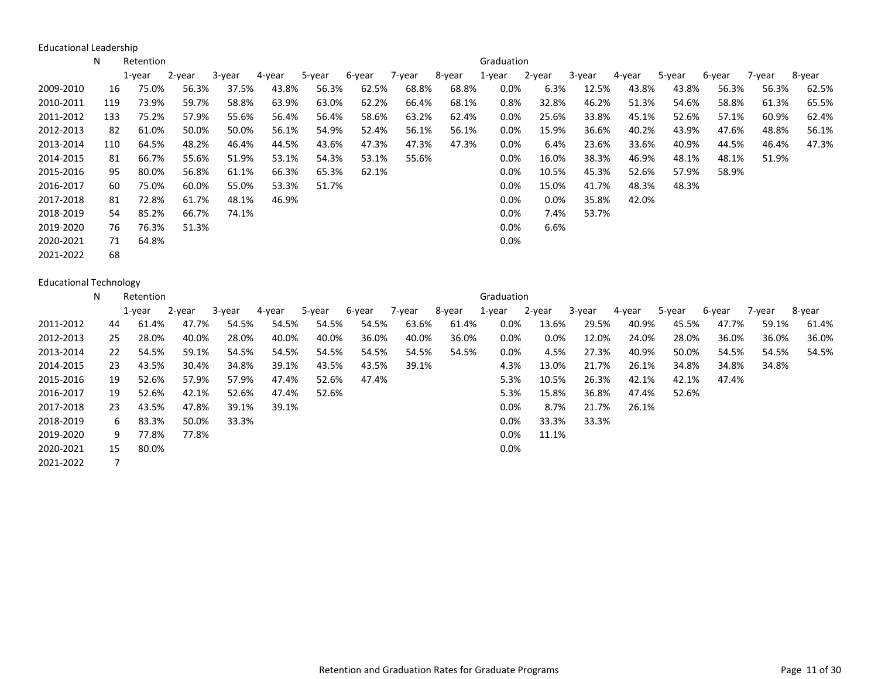Educational Leadership

| | N | Retention | | | | | | | | Graduation | | | | | | | |
|---|---|---|---|---|---|---|---|---|---|---|---|---|---|---|---|---|---|
| | | 1-year | 2-year | 3-year | 4-year | 5-year | 6-year | 7-year | 8-year | 1-year | 2-year | 3-year | 4-year | 5-year | 6-year | 7-year | 8-year |
| 2009-2010 | 16 | 75.0% | 56.3% | 37.5% | 43.8% | 56.3% | 62.5% | 68.8% | 68.8% | 0.0% | 6.3% | 12.5% | 43.8% | 43.8% | 56.3% | 56.3% | 62.5% |
| 2010-2011 | 119 | 73.9% | 59.7% | 58.8% | 63.9% | 63.0% | 62.2% | 66.4% | 68.1% | 0.8% | 32.8% | 46.2% | 51.3% | 54.6% | 58.8% | 61.3% | 65.5% |
| 2011-2012 | 133 | 75.2% | 57.9% | 55.6% | 56.4% | 56.4% | 58.6% | 63.2% | 62.4% | 0.0% | 25.6% | 33.8% | 45.1% | 52.6% | 57.1% | 60.9% | 62.4% |
| 2012-2013 | 82 | 61.0% | 50.0% | 50.0% | 56.1% | 54.9% | 52.4% | 56.1% | 56.1% | 0.0% | 15.9% | 36.6% | 40.2% | 43.9% | 47.6% | 48.8% | 56.1% |
| 2013-2014 | 110 | 64.5% | 48.2% | 46.4% | 44.5% | 43.6% | 47.3% | 47.3% | 47.3% | 0.0% | 6.4% | 23.6% | 33.6% | 40.9% | 44.5% | 46.4% | 47.3% |
| 2014-2015 | 81 | 66.7% | 55.6% | 51.9% | 53.1% | 54.3% | 53.1% | 55.6% | | 0.0% | 16.0% | 38.3% | 46.9% | 48.1% | 48.1% | 51.9% | |
| 2015-2016 | 95 | 80.0% | 56.8% | 61.1% | 66.3% | 65.3% | 62.1% | | | 0.0% | 10.5% | 45.3% | 52.6% | 57.9% | 58.9% | | |
| 2016-2017 | 60 | 75.0% | 60.0% | 55.0% | 53.3% | 51.7% | | | | 0.0% | 15.0% | 41.7% | 48.3% | 48.3% | | | |
| 2017-2018 | 81 | 72.8% | 61.7% | 48.1% | 46.9% | | | | | 0.0% | 0.0% | 35.8% | 42.0% | | | | |
| 2018-2019 | 54 | 85.2% | 66.7% | 74.1% | | | | | | 0.0% | 7.4% | 53.7% | | | | | |
| 2019-2020 | 76 | 76.3% | 51.3% | | | | | | | 0.0% | 6.6% | | | | | | |
| 2020-2021 | 71 | 64.8% | | | | | | | | 0.0% | | | | | | | |
| 2021-2022 | 68 | | | | | | | | | | | | | | | | |

Educational Technology

| | N | Retention | | | | | | | | Graduation | | | | | | | |
|---|---|---|---|---|---|---|---|---|---|---|---|---|---|---|---|---|---|
| | | 1-year | 2-year | 3-year | 4-year | 5-year | 6-year | 7-year | 8-year | 1-year | 2-year | 3-year | 4-year | 5-year | 6-year | 7-year | 8-year |
| 2011-2012 | 44 | 61.4% | 47.7% | 54.5% | 54.5% | 54.5% | 54.5% | 63.6% | 61.4% | 0.0% | 13.6% | 29.5% | 40.9% | 45.5% | 47.7% | 59.1% | 61.4% |
| 2012-2013 | 25 | 28.0% | 40.0% | 28.0% | 40.0% | 40.0% | 36.0% | 40.0% | 36.0% | 0.0% | 0.0% | 12.0% | 24.0% | 28.0% | 36.0% | 36.0% | 36.0% |
| 2013-2014 | 22 | 54.5% | 59.1% | 54.5% | 54.5% | 54.5% | 54.5% | 54.5% | 54.5% | 0.0% | 4.5% | 27.3% | 40.9% | 50.0% | 54.5% | 54.5% | 54.5% |
| 2014-2015 | 23 | 43.5% | 30.4% | 34.8% | 39.1% | 43.5% | 43.5% | 39.1% | | 4.3% | 13.0% | 21.7% | 26.1% | 34.8% | 34.8% | 34.8% | |
| 2015-2016 | 19 | 52.6% | 57.9% | 57.9% | 47.4% | 52.6% | 47.4% | | | 5.3% | 10.5% | 26.3% | 42.1% | 42.1% | 47.4% | | |
| 2016-2017 | 19 | 52.6% | 42.1% | 52.6% | 47.4% | 52.6% | | | | 5.3% | 15.8% | 36.8% | 47.4% | 52.6% | | | |
| 2017-2018 | 23 | 43.5% | 47.8% | 39.1% | 39.1% | | | | | 0.0% | 8.7% | 21.7% | 26.1% | | | | |
| 2018-2019 | 6 | 83.3% | 50.0% | 33.3% | | | | | | 0.0% | 33.3% | 33.3% | | | | | |
| 2019-2020 | 9 | 77.8% | 77.8% | | | | | | | 0.0% | 11.1% | | | | | | |
| 2020-2021 | 15 | 80.0% | | | | | | | | 0.0% | | | | | | | |
| 2021-2022 | 7 | | | | | | | | | | | | | | | | |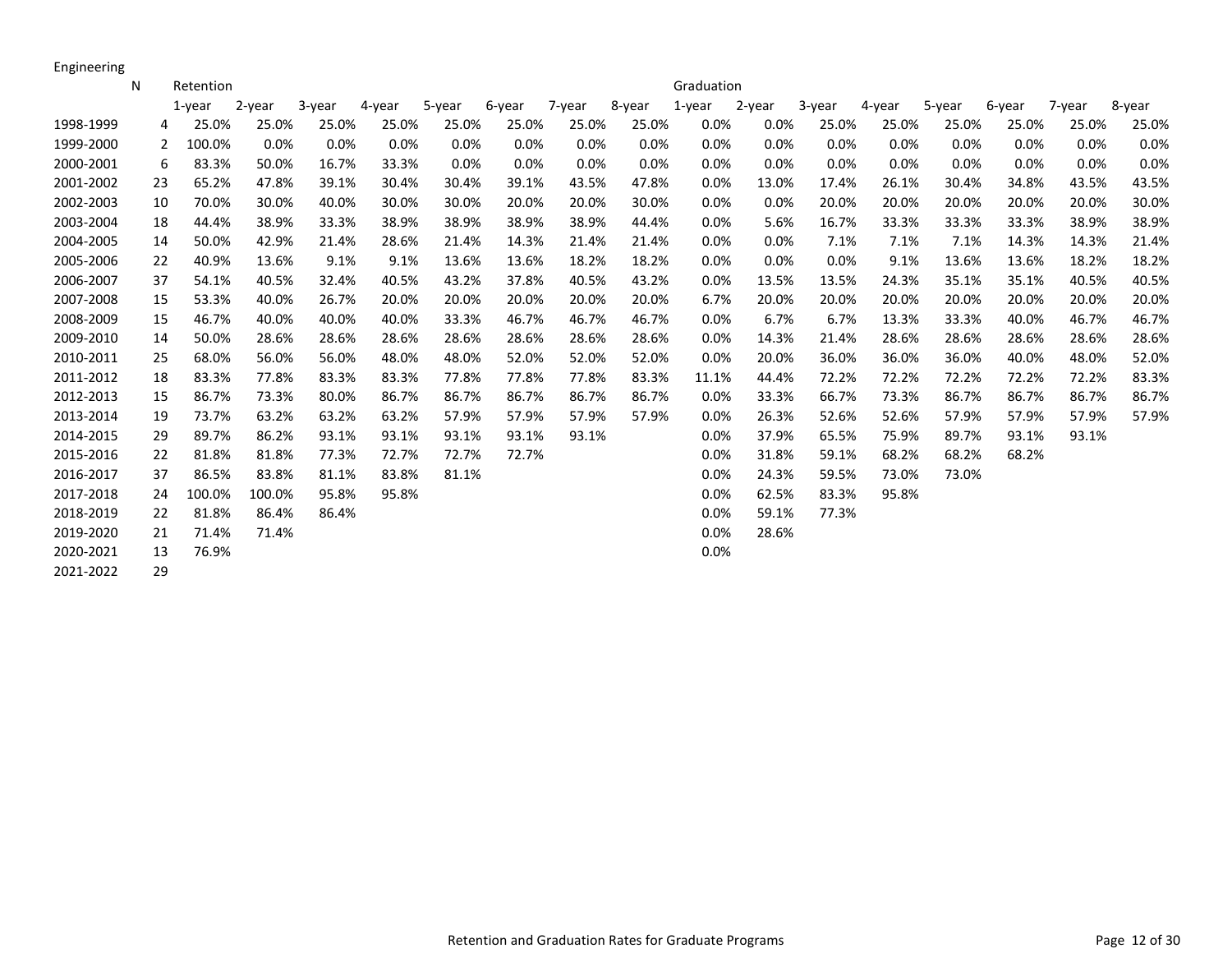Engineering

| | N | Retention | | | | | | | | Graduation | | | | | | | |
|---|---|---|---|---|---|---|---|---|---|---|---|---|---|---|---|---|---|
| | | 1-year | 2-year | 3-year | 4-year | 5-year | 6-year | 7-year | 8-year | 1-year | 2-year | 3-year | 4-year | 5-year | 6-year | 7-year | 8-year |
| 1998-1999 | 4 | 25.0% | 25.0% | 25.0% | 25.0% | 25.0% | 25.0% | 25.0% | 25.0% | 0.0% | 0.0% | 25.0% | 25.0% | 25.0% | 25.0% | 25.0% | 25.0% |
| 1999-2000 | 2 | 100.0% | 0.0% | 0.0% | 0.0% | 0.0% | 0.0% | 0.0% | 0.0% | 0.0% | 0.0% | 0.0% | 0.0% | 0.0% | 0.0% | 0.0% | 0.0% |
| 2000-2001 | 6 | 83.3% | 50.0% | 16.7% | 33.3% | 0.0% | 0.0% | 0.0% | 0.0% | 0.0% | 0.0% | 0.0% | 0.0% | 0.0% | 0.0% | 0.0% | 0.0% |
| 2001-2002 | 23 | 65.2% | 47.8% | 39.1% | 30.4% | 30.4% | 39.1% | 43.5% | 47.8% | 0.0% | 13.0% | 17.4% | 26.1% | 30.4% | 34.8% | 43.5% | 43.5% |
| 2002-2003 | 10 | 70.0% | 30.0% | 40.0% | 30.0% | 30.0% | 20.0% | 20.0% | 30.0% | 0.0% | 0.0% | 20.0% | 20.0% | 20.0% | 20.0% | 20.0% | 30.0% |
| 2003-2004 | 18 | 44.4% | 38.9% | 33.3% | 38.9% | 38.9% | 38.9% | 38.9% | 44.4% | 0.0% | 5.6% | 16.7% | 33.3% | 33.3% | 33.3% | 38.9% | 38.9% |
| 2004-2005 | 14 | 50.0% | 42.9% | 21.4% | 28.6% | 21.4% | 14.3% | 21.4% | 21.4% | 0.0% | 0.0% | 7.1% | 7.1% | 7.1% | 14.3% | 14.3% | 21.4% |
| 2005-2006 | 22 | 40.9% | 13.6% | 9.1% | 9.1% | 13.6% | 13.6% | 18.2% | 18.2% | 0.0% | 0.0% | 0.0% | 9.1% | 13.6% | 13.6% | 18.2% | 18.2% |
| 2006-2007 | 37 | 54.1% | 40.5% | 32.4% | 40.5% | 43.2% | 37.8% | 40.5% | 43.2% | 0.0% | 13.5% | 13.5% | 24.3% | 35.1% | 35.1% | 40.5% | 40.5% |
| 2007-2008 | 15 | 53.3% | 40.0% | 26.7% | 20.0% | 20.0% | 20.0% | 20.0% | 20.0% | 6.7% | 20.0% | 20.0% | 20.0% | 20.0% | 20.0% | 20.0% | 20.0% |
| 2008-2009 | 15 | 46.7% | 40.0% | 40.0% | 40.0% | 33.3% | 46.7% | 46.7% | 46.7% | 0.0% | 6.7% | 6.7% | 13.3% | 33.3% | 40.0% | 46.7% | 46.7% |
| 2009-2010 | 14 | 50.0% | 28.6% | 28.6% | 28.6% | 28.6% | 28.6% | 28.6% | 28.6% | 0.0% | 14.3% | 21.4% | 28.6% | 28.6% | 28.6% | 28.6% | 28.6% |
| 2010-2011 | 25 | 68.0% | 56.0% | 56.0% | 48.0% | 48.0% | 52.0% | 52.0% | 52.0% | 0.0% | 20.0% | 36.0% | 36.0% | 36.0% | 40.0% | 48.0% | 52.0% |
| 2011-2012 | 18 | 83.3% | 77.8% | 83.3% | 83.3% | 77.8% | 77.8% | 77.8% | 83.3% | 11.1% | 44.4% | 72.2% | 72.2% | 72.2% | 72.2% | 72.2% | 83.3% |
| 2012-2013 | 15 | 86.7% | 73.3% | 80.0% | 86.7% | 86.7% | 86.7% | 86.7% | 86.7% | 0.0% | 33.3% | 66.7% | 73.3% | 86.7% | 86.7% | 86.7% | 86.7% |
| 2013-2014 | 19 | 73.7% | 63.2% | 63.2% | 63.2% | 57.9% | 57.9% | 57.9% | 57.9% | 0.0% | 26.3% | 52.6% | 52.6% | 57.9% | 57.9% | 57.9% | 57.9% |
| 2014-2015 | 29 | 89.7% | 86.2% | 93.1% | 93.1% | 93.1% | 93.1% | 93.1% | | 0.0% | 37.9% | 65.5% | 75.9% | 89.7% | 93.1% | 93.1% | |
| 2015-2016 | 22 | 81.8% | 81.8% | 77.3% | 72.7% | 72.7% | 72.7% | | | 0.0% | 31.8% | 59.1% | 68.2% | 68.2% | 68.2% | | |
| 2016-2017 | 37 | 86.5% | 83.8% | 81.1% | 83.8% | 81.1% | | | | 0.0% | 24.3% | 59.5% | 73.0% | 73.0% | | | |
| 2017-2018 | 24 | 100.0% | 100.0% | 95.8% | 95.8% | | | | | 0.0% | 62.5% | 83.3% | 95.8% | | | | |
| 2018-2019 | 22 | 81.8% | 86.4% | 86.4% | | | | | | 0.0% | 59.1% | 77.3% | | | | | |
| 2019-2020 | 21 | 71.4% | 71.4% | | | | | | | 0.0% | 28.6% | | | | | | |
| 2020-2021 | 13 | 76.9% | | | | | | | | 0.0% | | | | | | | |
| 2021-2022 | 29 | | | | | | | | | | | | | | | | |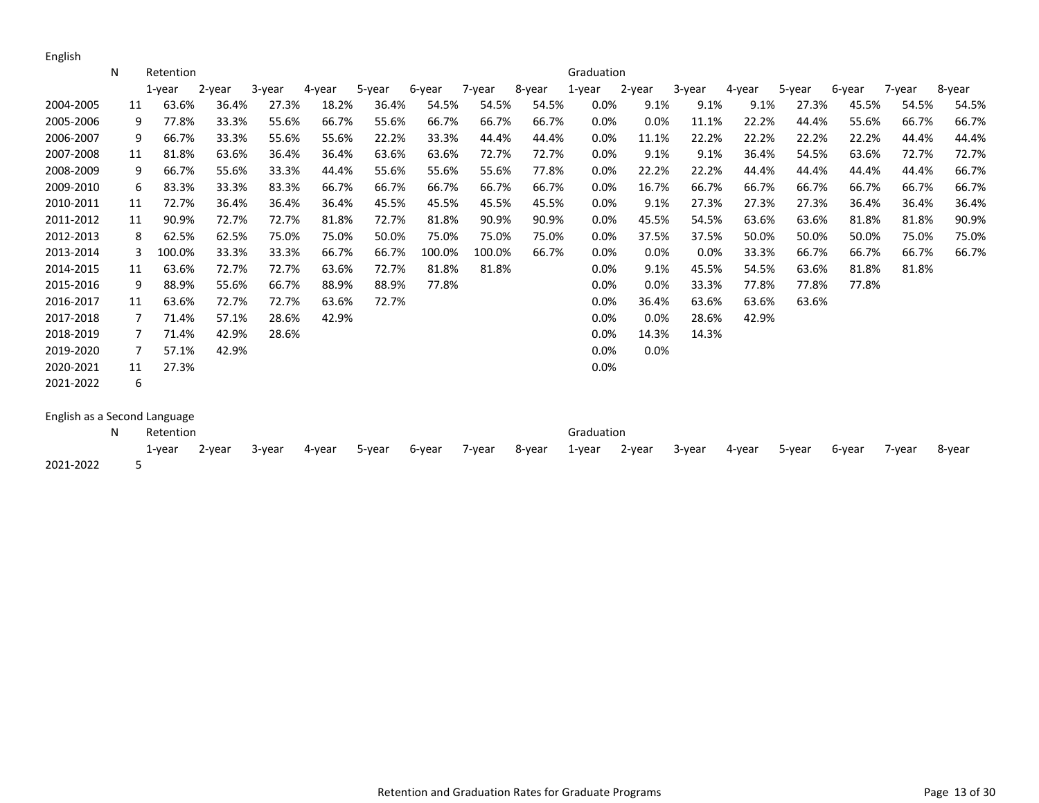English

| | N | Retention | | | | | | | | Graduation | | | | | | | |
|---|---|---|---|---|---|---|---|---|---|---|---|---|---|---|---|---|---|
| | | 1-year | 2-year | 3-year | 4-year | 5-year | 6-year | 7-year | 8-year | 1-year | 2-year | 3-year | 4-year | 5-year | 6-year | 7-year | 8-year |
| 2004-2005 | 11 | 63.6% | 36.4% | 27.3% | 18.2% | 36.4% | 54.5% | 54.5% | 54.5% | 0.0% | 9.1% | 9.1% | 9.1% | 27.3% | 45.5% | 54.5% | 54.5% |
| 2005-2006 | 9 | 77.8% | 33.3% | 55.6% | 66.7% | 55.6% | 66.7% | 66.7% | 66.7% | 0.0% | 0.0% | 11.1% | 22.2% | 44.4% | 55.6% | 66.7% | 66.7% |
| 2006-2007 | 9 | 66.7% | 33.3% | 55.6% | 55.6% | 22.2% | 33.3% | 44.4% | 44.4% | 0.0% | 11.1% | 22.2% | 22.2% | 22.2% | 22.2% | 44.4% | 44.4% |
| 2007-2008 | 11 | 81.8% | 63.6% | 36.4% | 36.4% | 63.6% | 63.6% | 72.7% | 72.7% | 0.0% | 9.1% | 9.1% | 36.4% | 54.5% | 63.6% | 72.7% | 72.7% |
| 2008-2009 | 9 | 66.7% | 55.6% | 33.3% | 44.4% | 55.6% | 55.6% | 55.6% | 77.8% | 0.0% | 22.2% | 22.2% | 44.4% | 44.4% | 44.4% | 44.4% | 66.7% |
| 2009-2010 | 6 | 83.3% | 33.3% | 83.3% | 66.7% | 66.7% | 66.7% | 66.7% | 66.7% | 0.0% | 16.7% | 66.7% | 66.7% | 66.7% | 66.7% | 66.7% | 66.7% |
| 2010-2011 | 11 | 72.7% | 36.4% | 36.4% | 36.4% | 45.5% | 45.5% | 45.5% | 45.5% | 0.0% | 9.1% | 27.3% | 27.3% | 27.3% | 36.4% | 36.4% | 36.4% |
| 2011-2012 | 11 | 90.9% | 72.7% | 72.7% | 81.8% | 72.7% | 81.8% | 90.9% | 90.9% | 0.0% | 45.5% | 54.5% | 63.6% | 63.6% | 81.8% | 81.8% | 90.9% |
| 2012-2013 | 8 | 62.5% | 62.5% | 75.0% | 75.0% | 50.0% | 75.0% | 75.0% | 75.0% | 0.0% | 37.5% | 37.5% | 50.0% | 50.0% | 50.0% | 75.0% | 75.0% |
| 2013-2014 | 3 | 100.0% | 33.3% | 33.3% | 66.7% | 66.7% | 100.0% | 100.0% | 66.7% | 0.0% | 0.0% | 0.0% | 33.3% | 66.7% | 66.7% | 66.7% | 66.7% |
| 2014-2015 | 11 | 63.6% | 72.7% | 72.7% | 63.6% | 72.7% | 81.8% | 81.8% | | 0.0% | 9.1% | 45.5% | 54.5% | 63.6% | 81.8% | 81.8% | |
| 2015-2016 | 9 | 88.9% | 55.6% | 66.7% | 88.9% | 88.9% | 77.8% | | | 0.0% | 0.0% | 33.3% | 77.8% | 77.8% | 77.8% | | |
| 2016-2017 | 11 | 63.6% | 72.7% | 72.7% | 63.6% | 72.7% | | | | 0.0% | 36.4% | 63.6% | 63.6% | 63.6% | | | |
| 2017-2018 | 7 | 71.4% | 57.1% | 28.6% | 42.9% | | | | | 0.0% | 0.0% | 28.6% | 42.9% | | | | |
| 2018-2019 | 7 | 71.4% | 42.9% | 28.6% | | | | | | 0.0% | 14.3% | 14.3% | | | | | |
| 2019-2020 | 7 | 57.1% | 42.9% | | | | | | | 0.0% | 0.0% | | | | | | |
| 2020-2021 | 11 | 27.3% | | | | | | | | 0.0% | | | | | | | |
| 2021-2022 | 6 | | | | | | | | | | | | | | | | |

English as a Second Language

| | N | Retention | | | | | | | | Graduation | | | | | | | |
|---|---|---|---|---|---|---|---|---|---|---|---|---|---|---|---|---|---|
| | | 1-year | 2-year | 3-year | 4-year | 5-year | 6-year | 7-year | 8-year | 1-year | 2-year | 3-year | 4-year | 5-year | 6-year | 7-year | 8-year |
| 2021-2022 | 5 | | | | | | | | | | | | | | | | |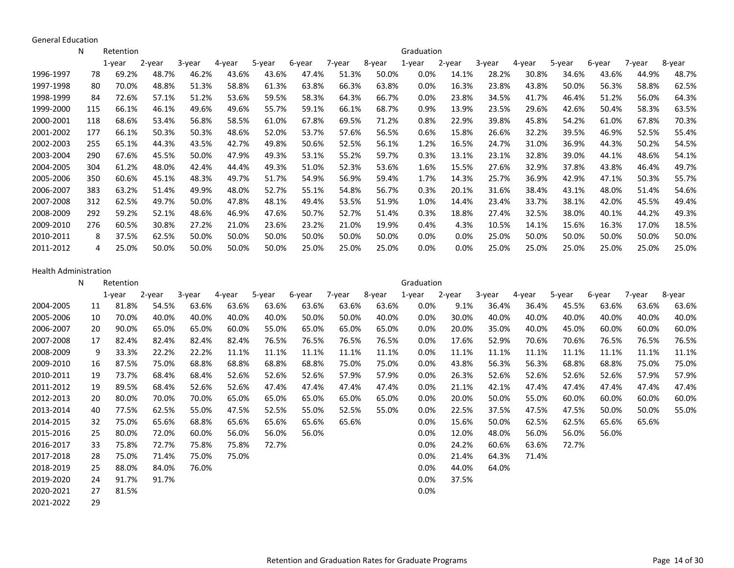General Education

| | N | Retention | | | | | | | | Graduation | | | | | | | |
|---|---|---|---|---|---|---|---|---|---|---|---|---|---|---|---|---|---|
| | | 1-year | 2-year | 3-year | 4-year | 5-year | 6-year | 7-year | 8-year | 1-year | 2-year | 3-year | 4-year | 5-year | 6-year | 7-year | 8-year |
| 1996-1997 | 78 | 69.2% | 48.7% | 46.2% | 43.6% | 43.6% | 47.4% | 51.3% | 50.0% | 0.0% | 14.1% | 28.2% | 30.8% | 34.6% | 43.6% | 44.9% | 48.7% |
| 1997-1998 | 80 | 70.0% | 48.8% | 51.3% | 58.8% | 61.3% | 63.8% | 66.3% | 63.8% | 0.0% | 16.3% | 23.8% | 43.8% | 50.0% | 56.3% | 58.8% | 62.5% |
| 1998-1999 | 84 | 72.6% | 57.1% | 51.2% | 53.6% | 59.5% | 58.3% | 64.3% | 66.7% | 0.0% | 23.8% | 34.5% | 41.7% | 46.4% | 51.2% | 56.0% | 64.3% |
| 1999-2000 | 115 | 66.1% | 46.1% | 49.6% | 49.6% | 55.7% | 59.1% | 66.1% | 68.7% | 0.9% | 13.9% | 23.5% | 29.6% | 42.6% | 50.4% | 58.3% | 63.5% |
| 2000-2001 | 118 | 68.6% | 53.4% | 56.8% | 58.5% | 61.0% | 67.8% | 69.5% | 71.2% | 0.8% | 22.9% | 39.8% | 45.8% | 54.2% | 61.0% | 67.8% | 70.3% |
| 2001-2002 | 177 | 66.1% | 50.3% | 50.3% | 48.6% | 52.0% | 53.7% | 57.6% | 56.5% | 0.6% | 15.8% | 26.6% | 32.2% | 39.5% | 46.9% | 52.5% | 55.4% |
| 2002-2003 | 255 | 65.1% | 44.3% | 43.5% | 42.7% | 49.8% | 50.6% | 52.5% | 56.1% | 1.2% | 16.5% | 24.7% | 31.0% | 36.9% | 44.3% | 50.2% | 54.5% |
| 2003-2004 | 290 | 67.6% | 45.5% | 50.0% | 47.9% | 49.3% | 53.1% | 55.2% | 59.7% | 0.3% | 13.1% | 23.1% | 32.8% | 39.0% | 44.1% | 48.6% | 54.1% |
| 2004-2005 | 304 | 61.2% | 48.0% | 42.4% | 44.4% | 49.3% | 51.0% | 52.3% | 53.6% | 1.6% | 15.5% | 27.6% | 32.9% | 37.8% | 43.8% | 46.4% | 49.7% |
| 2005-2006 | 350 | 60.6% | 45.1% | 48.3% | 49.7% | 51.7% | 54.9% | 56.9% | 59.4% | 1.7% | 14.3% | 25.7% | 36.9% | 42.9% | 47.1% | 50.3% | 55.7% |
| 2006-2007 | 383 | 63.2% | 51.4% | 49.9% | 48.0% | 52.7% | 55.1% | 54.8% | 56.7% | 0.3% | 20.1% | 31.6% | 38.4% | 43.1% | 48.0% | 51.4% | 54.6% |
| 2007-2008 | 312 | 62.5% | 49.7% | 50.0% | 47.8% | 48.1% | 49.4% | 53.5% | 51.9% | 1.0% | 14.4% | 23.4% | 33.7% | 38.1% | 42.0% | 45.5% | 49.4% |
| 2008-2009 | 292 | 59.2% | 52.1% | 48.6% | 46.9% | 47.6% | 50.7% | 52.7% | 51.4% | 0.3% | 18.8% | 27.4% | 32.5% | 38.0% | 40.1% | 44.2% | 49.3% |
| 2009-2010 | 276 | 60.5% | 30.8% | 27.2% | 21.0% | 23.6% | 23.2% | 21.0% | 19.9% | 0.4% | 4.3% | 10.5% | 14.1% | 15.6% | 16.3% | 17.0% | 18.5% |
| 2010-2011 | 8 | 37.5% | 62.5% | 50.0% | 50.0% | 50.0% | 50.0% | 50.0% | 50.0% | 0.0% | 0.0% | 25.0% | 50.0% | 50.0% | 50.0% | 50.0% | 50.0% |
| 2011-2012 | 4 | 25.0% | 50.0% | 50.0% | 50.0% | 50.0% | 25.0% | 25.0% | 25.0% | 0.0% | 0.0% | 25.0% | 25.0% | 25.0% | 25.0% | 25.0% | 25.0% |

Health Administration

| | N | Retention | | | | | | | | Graduation | | | | | | | |
|---|---|---|---|---|---|---|---|---|---|---|---|---|---|---|---|---|---|
| | | 1-year | 2-year | 3-year | 4-year | 5-year | 6-year | 7-year | 8-year | 1-year | 2-year | 3-year | 4-year | 5-year | 6-year | 7-year | 8-year |
| 2004-2005 | 11 | 81.8% | 54.5% | 63.6% | 63.6% | 63.6% | 63.6% | 63.6% | 63.6% | 0.0% | 9.1% | 36.4% | 36.4% | 45.5% | 63.6% | 63.6% | 63.6% |
| 2005-2006 | 10 | 70.0% | 40.0% | 40.0% | 40.0% | 40.0% | 50.0% | 50.0% | 40.0% | 0.0% | 30.0% | 40.0% | 40.0% | 40.0% | 40.0% | 40.0% | 40.0% |
| 2006-2007 | 20 | 90.0% | 65.0% | 65.0% | 60.0% | 55.0% | 65.0% | 65.0% | 65.0% | 0.0% | 20.0% | 35.0% | 40.0% | 45.0% | 60.0% | 60.0% | 60.0% |
| 2007-2008 | 17 | 82.4% | 82.4% | 82.4% | 82.4% | 76.5% | 76.5% | 76.5% | 76.5% | 0.0% | 17.6% | 52.9% | 70.6% | 70.6% | 76.5% | 76.5% | 76.5% |
| 2008-2009 | 9 | 33.3% | 22.2% | 22.2% | 11.1% | 11.1% | 11.1% | 11.1% | 11.1% | 0.0% | 11.1% | 11.1% | 11.1% | 11.1% | 11.1% | 11.1% | 11.1% |
| 2009-2010 | 16 | 87.5% | 75.0% | 68.8% | 68.8% | 68.8% | 68.8% | 75.0% | 75.0% | 0.0% | 43.8% | 56.3% | 56.3% | 68.8% | 68.8% | 75.0% | 75.0% |
| 2010-2011 | 19 | 73.7% | 68.4% | 68.4% | 52.6% | 52.6% | 52.6% | 57.9% | 57.9% | 0.0% | 26.3% | 52.6% | 52.6% | 52.6% | 52.6% | 57.9% | 57.9% |
| 2011-2012 | 19 | 89.5% | 68.4% | 52.6% | 52.6% | 47.4% | 47.4% | 47.4% | 47.4% | 0.0% | 21.1% | 42.1% | 47.4% | 47.4% | 47.4% | 47.4% | 47.4% |
| 2012-2013 | 20 | 80.0% | 70.0% | 70.0% | 65.0% | 65.0% | 65.0% | 65.0% | 65.0% | 0.0% | 20.0% | 50.0% | 55.0% | 60.0% | 60.0% | 60.0% | 60.0% |
| 2013-2014 | 40 | 77.5% | 62.5% | 55.0% | 47.5% | 52.5% | 55.0% | 52.5% | 55.0% | 0.0% | 22.5% | 37.5% | 47.5% | 47.5% | 50.0% | 50.0% | 55.0% |
| 2014-2015 | 32 | 75.0% | 65.6% | 68.8% | 65.6% | 65.6% | 65.6% | 65.6% | | 0.0% | 15.6% | 50.0% | 62.5% | 62.5% | 65.6% | 65.6% | |
| 2015-2016 | 25 | 80.0% | 72.0% | 60.0% | 56.0% | 56.0% | 56.0% | | | 0.0% | 12.0% | 48.0% | 56.0% | 56.0% | 56.0% | | |
| 2016-2017 | 33 | 75.8% | 72.7% | 75.8% | 75.8% | 72.7% | | | | 0.0% | 24.2% | 60.6% | 63.6% | 72.7% | | | |
| 2017-2018 | 28 | 75.0% | 71.4% | 75.0% | 75.0% | | | | | 0.0% | 21.4% | 64.3% | 71.4% | | | | |
| 2018-2019 | 25 | 88.0% | 84.0% | 76.0% | | | | | | 0.0% | 44.0% | 64.0% | | | | | |
| 2019-2020 | 24 | 91.7% | 91.7% | | | | | | | 0.0% | 37.5% | | | | | | |
| 2020-2021 | 27 | 81.5% | | | | | | | | 0.0% | | | | | | | |
| 2021-2022 | 29 | | | | | | | | | | | | | | | | |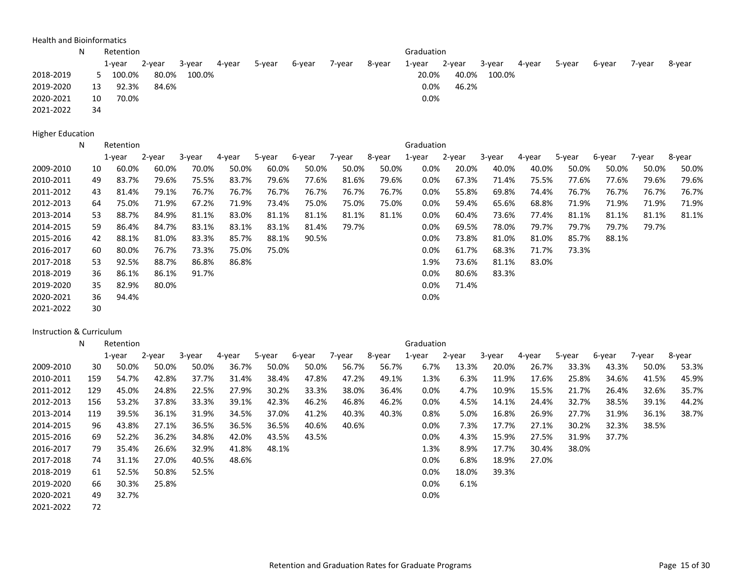Health and Bioinformatics

| | N | Retention | | | | | | | | Graduation | | | | | | | |
|---|---|---|---|---|---|---|---|---|---|---|---|---|---|---|---|---|---|
| | | 1-year | 2-year | 3-year | 4-year | 5-year | 6-year | 7-year | 8-year | 1-year | 2-year | 3-year | 4-year | 5-year | 6-year | 7-year | 8-year |
| 2018-2019 | 5 | 100.0% | 80.0% | 100.0% | | | | | | 20.0% | 40.0% | 100.0% | | | | | |
| 2019-2020 | 13 | 92.3% | 84.6% | | | | | | | 0.0% | 46.2% | | | | | | |
| 2020-2021 | 10 | 70.0% | | | | | | | | 0.0% | | | | | | | |
| 2021-2022 | 34 | | | | | | | | | | | | | | | | |

Higher Education

| | N | Retention | | | | | | | | Graduation | | | | | | | |
|---|---|---|---|---|---|---|---|---|---|---|---|---|---|---|---|---|---|
| | | 1-year | 2-year | 3-year | 4-year | 5-year | 6-year | 7-year | 8-year | 1-year | 2-year | 3-year | 4-year | 5-year | 6-year | 7-year | 8-year |
| 2009-2010 | 10 | 60.0% | 60.0% | 70.0% | 50.0% | 60.0% | 50.0% | 50.0% | 50.0% | 0.0% | 20.0% | 40.0% | 40.0% | 50.0% | 50.0% | 50.0% | 50.0% |
| 2010-2011 | 49 | 83.7% | 79.6% | 75.5% | 83.7% | 79.6% | 77.6% | 81.6% | 79.6% | 0.0% | 67.3% | 71.4% | 75.5% | 77.6% | 77.6% | 79.6% | 79.6% |
| 2011-2012 | 43 | 81.4% | 79.1% | 76.7% | 76.7% | 76.7% | 76.7% | 76.7% | 76.7% | 0.0% | 55.8% | 69.8% | 74.4% | 76.7% | 76.7% | 76.7% | 76.7% |
| 2012-2013 | 64 | 75.0% | 71.9% | 67.2% | 71.9% | 73.4% | 75.0% | 75.0% | 75.0% | 0.0% | 59.4% | 65.6% | 68.8% | 71.9% | 71.9% | 71.9% | 71.9% |
| 2013-2014 | 53 | 88.7% | 84.9% | 81.1% | 83.0% | 81.1% | 81.1% | 81.1% | 81.1% | 0.0% | 60.4% | 73.6% | 77.4% | 81.1% | 81.1% | 81.1% | 81.1% |
| 2014-2015 | 59 | 86.4% | 84.7% | 83.1% | 83.1% | 83.1% | 81.4% | 79.7% | | 0.0% | 69.5% | 78.0% | 79.7% | 79.7% | 79.7% | 79.7% | |
| 2015-2016 | 42 | 88.1% | 81.0% | 83.3% | 85.7% | 88.1% | 90.5% | | | 0.0% | 73.8% | 81.0% | 81.0% | 85.7% | 88.1% | | |
| 2016-2017 | 60 | 80.0% | 76.7% | 73.3% | 75.0% | 75.0% | | | | 0.0% | 61.7% | 68.3% | 71.7% | 73.3% | | | |
| 2017-2018 | 53 | 92.5% | 88.7% | 86.8% | 86.8% | | | | | 1.9% | 73.6% | 81.1% | 83.0% | | | | |
| 2018-2019 | 36 | 86.1% | 86.1% | 91.7% | | | | | | 0.0% | 80.6% | 83.3% | | | | | |
| 2019-2020 | 35 | 82.9% | 80.0% | | | | | | | 0.0% | 71.4% | | | | | | |
| 2020-2021 | 36 | 94.4% | | | | | | | | 0.0% | | | | | | | |
| 2021-2022 | 30 | | | | | | | | | | | | | | | | |

Instruction & Curriculum

| | N | Retention | | | | | | | | Graduation | | | | | | | |
|---|---|---|---|---|---|---|---|---|---|---|---|---|---|---|---|---|---|
| | | 1-year | 2-year | 3-year | 4-year | 5-year | 6-year | 7-year | 8-year | 1-year | 2-year | 3-year | 4-year | 5-year | 6-year | 7-year | 8-year |
| 2009-2010 | 30 | 50.0% | 50.0% | 50.0% | 36.7% | 50.0% | 50.0% | 56.7% | 56.7% | 6.7% | 13.3% | 20.0% | 26.7% | 33.3% | 43.3% | 50.0% | 53.3% |
| 2010-2011 | 159 | 54.7% | 42.8% | 37.7% | 31.4% | 38.4% | 47.8% | 47.2% | 49.1% | 1.3% | 6.3% | 11.9% | 17.6% | 25.8% | 34.6% | 41.5% | 45.9% |
| 2011-2012 | 129 | 45.0% | 24.8% | 22.5% | 27.9% | 30.2% | 33.3% | 38.0% | 36.4% | 0.0% | 4.7% | 10.9% | 15.5% | 21.7% | 26.4% | 32.6% | 35.7% |
| 2012-2013 | 156 | 53.2% | 37.8% | 33.3% | 39.1% | 42.3% | 46.2% | 46.8% | 46.2% | 0.0% | 4.5% | 14.1% | 24.4% | 32.7% | 38.5% | 39.1% | 44.2% |
| 2013-2014 | 119 | 39.5% | 36.1% | 31.9% | 34.5% | 37.0% | 41.2% | 40.3% | 40.3% | 0.8% | 5.0% | 16.8% | 26.9% | 27.7% | 31.9% | 36.1% | 38.7% |
| 2014-2015 | 96 | 43.8% | 27.1% | 36.5% | 36.5% | 36.5% | 40.6% | 40.6% | | 0.0% | 7.3% | 17.7% | 27.1% | 30.2% | 32.3% | 38.5% | |
| 2015-2016 | 69 | 52.2% | 36.2% | 34.8% | 42.0% | 43.5% | 43.5% | | | 0.0% | 4.3% | 15.9% | 27.5% | 31.9% | 37.7% | | |
| 2016-2017 | 79 | 35.4% | 26.6% | 32.9% | 41.8% | 48.1% | | | | 1.3% | 8.9% | 17.7% | 30.4% | 38.0% | | | |
| 2017-2018 | 74 | 31.1% | 27.0% | 40.5% | 48.6% | | | | | 0.0% | 6.8% | 18.9% | 27.0% | | | | |
| 2018-2019 | 61 | 52.5% | 50.8% | 52.5% | | | | | | 0.0% | 18.0% | 39.3% | | | | | |
| 2019-2020 | 66 | 30.3% | 25.8% | | | | | | | 0.0% | 6.1% | | | | | | |
| 2020-2021 | 49 | 32.7% | | | | | | | | 0.0% | | | | | | | |
| 2021-2022 | 72 | | | | | | | | | | | | | | | | |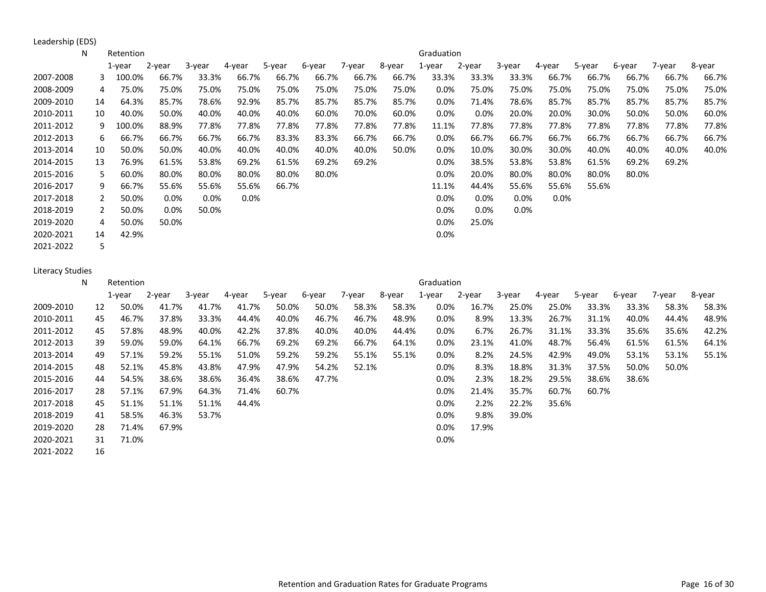## Leadership (EDS)

| | N | Retention | | | | | | | | Graduation | | | | | | | |
|---|---|---|---|---|---|---|---|---|---|---|---|---|---|---|---|---|---|
| | | 1-year | 2-year | 3-year | 4-year | 5-year | 6-year | 7-year | 8-year | 1-year | 2-year | 3-year | 4-year | 5-year | 6-year | 7-year | 8-year |
| 2007-2008 | 3 | 100.0% | 66.7% | 33.3% | 66.7% | 66.7% | 66.7% | 66.7% | 66.7% | 33.3% | 33.3% | 33.3% | 66.7% | 66.7% | 66.7% | 66.7% | 66.7% |
| 2008-2009 | 4 | 75.0% | 75.0% | 75.0% | 75.0% | 75.0% | 75.0% | 75.0% | 75.0% | 0.0% | 75.0% | 75.0% | 75.0% | 75.0% | 75.0% | 75.0% | 75.0% |
| 2009-2010 | 14 | 64.3% | 85.7% | 78.6% | 92.9% | 85.7% | 85.7% | 85.7% | 85.7% | 0.0% | 71.4% | 78.6% | 85.7% | 85.7% | 85.7% | 85.7% | 85.7% |
| 2010-2011 | 10 | 40.0% | 50.0% | 40.0% | 40.0% | 40.0% | 60.0% | 70.0% | 60.0% | 0.0% | 0.0% | 20.0% | 20.0% | 30.0% | 50.0% | 50.0% | 60.0% |
| 2011-2012 | 9 | 100.0% | 88.9% | 77.8% | 77.8% | 77.8% | 77.8% | 77.8% | 77.8% | 11.1% | 77.8% | 77.8% | 77.8% | 77.8% | 77.8% | 77.8% | 77.8% |
| 2012-2013 | 6 | 66.7% | 66.7% | 66.7% | 66.7% | 83.3% | 83.3% | 66.7% | 66.7% | 0.0% | 66.7% | 66.7% | 66.7% | 66.7% | 66.7% | 66.7% | 66.7% |
| 2013-2014 | 10 | 50.0% | 50.0% | 40.0% | 40.0% | 40.0% | 40.0% | 40.0% | 50.0% | 0.0% | 10.0% | 30.0% | 30.0% | 40.0% | 40.0% | 40.0% | 40.0% |
| 2014-2015 | 13 | 76.9% | 61.5% | 53.8% | 69.2% | 61.5% | 69.2% | 69.2% | | 0.0% | 38.5% | 53.8% | 53.8% | 61.5% | 69.2% | 69.2% | |
| 2015-2016 | 5 | 60.0% | 80.0% | 80.0% | 80.0% | 80.0% | 80.0% | | | 0.0% | 20.0% | 80.0% | 80.0% | 80.0% | 80.0% | | |
| 2016-2017 | 9 | 66.7% | 55.6% | 55.6% | 55.6% | 66.7% | | | | 11.1% | 44.4% | 55.6% | 55.6% | 55.6% | | | |
| 2017-2018 | 2 | 50.0% | 0.0% | 0.0% | 0.0% | | | | | 0.0% | 0.0% | 0.0% | 0.0% | | | | |
| 2018-2019 | 2 | 50.0% | 0.0% | 50.0% | | | | | | 0.0% | 0.0% | 0.0% | | | | | |
| 2019-2020 | 4 | 50.0% | 50.0% | | | | | | | 0.0% | 25.0% | | | | | | |
| 2020-2021 | 14 | 42.9% | | | | | | | | 0.0% | | | | | | | |
| 2021-2022 | 5 | | | | | | | | | | | | | | | | |

## Literacy Studies

| | N | Retention | | | | | | | | Graduation | | | | | | | |
|---|---|---|---|---|---|---|---|---|---|---|---|---|---|---|---|---|---|
| | | 1-year | 2-year | 3-year | 4-year | 5-year | 6-year | 7-year | 8-year | 1-year | 2-year | 3-year | 4-year | 5-year | 6-year | 7-year | 8-year |
| 2009-2010 | 12 | 50.0% | 41.7% | 41.7% | 41.7% | 50.0% | 50.0% | 58.3% | 58.3% | 0.0% | 16.7% | 25.0% | 25.0% | 33.3% | 33.3% | 58.3% | 58.3% |
| 2010-2011 | 45 | 46.7% | 37.8% | 33.3% | 44.4% | 40.0% | 46.7% | 46.7% | 48.9% | 0.0% | 8.9% | 13.3% | 26.7% | 31.1% | 40.0% | 44.4% | 48.9% |
| 2011-2012 | 45 | 57.8% | 48.9% | 40.0% | 42.2% | 37.8% | 40.0% | 40.0% | 44.4% | 0.0% | 6.7% | 26.7% | 31.1% | 33.3% | 35.6% | 35.6% | 42.2% |
| 2012-2013 | 39 | 59.0% | 59.0% | 64.1% | 66.7% | 69.2% | 69.2% | 66.7% | 64.1% | 0.0% | 23.1% | 41.0% | 48.7% | 56.4% | 61.5% | 61.5% | 64.1% |
| 2013-2014 | 49 | 57.1% | 59.2% | 55.1% | 51.0% | 59.2% | 59.2% | 55.1% | 55.1% | 0.0% | 8.2% | 24.5% | 42.9% | 49.0% | 53.1% | 53.1% | 55.1% |
| 2014-2015 | 48 | 52.1% | 45.8% | 43.8% | 47.9% | 47.9% | 54.2% | 52.1% | | 0.0% | 8.3% | 18.8% | 31.3% | 37.5% | 50.0% | 50.0% | |
| 2015-2016 | 44 | 54.5% | 38.6% | 38.6% | 36.4% | 38.6% | 47.7% | | | 0.0% | 2.3% | 18.2% | 29.5% | 38.6% | 38.6% | | |
| 2016-2017 | 28 | 57.1% | 67.9% | 64.3% | 71.4% | 60.7% | | | | 0.0% | 21.4% | 35.7% | 60.7% | 60.7% | | | |
| 2017-2018 | 45 | 51.1% | 51.1% | 51.1% | 44.4% | | | | | 0.0% | 2.2% | 22.2% | 35.6% | | | | |
| 2018-2019 | 41 | 58.5% | 46.3% | 53.7% | | | | | | 0.0% | 9.8% | 39.0% | | | | | |
| 2019-2020 | 28 | 71.4% | 67.9% | | | | | | | 0.0% | 17.9% | | | | | | |
| 2020-2021 | 31 | 71.0% | | | | | | | | 0.0% | | | | | | | |
| 2021-2022 | 16 | | | | | | | | | | | | | | | | |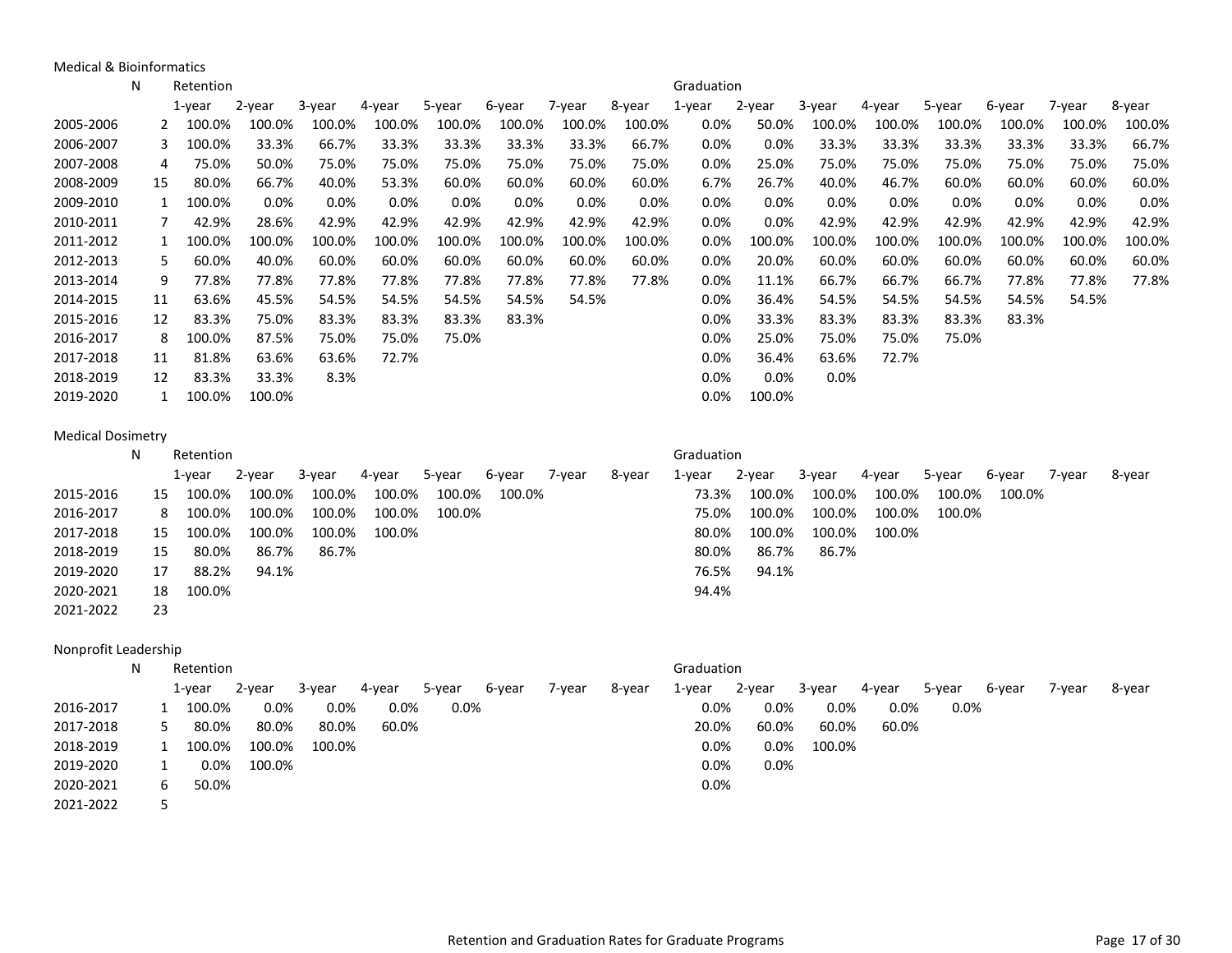Medical & Bioinformatics

| | N | Retention | | | | | | | | Graduation | | | | | | | |
|---|---|---|---|---|---|---|---|---|---|---|---|---|---|---|---|---|---|
| | | 1-year | 2-year | 3-year | 4-year | 5-year | 6-year | 7-year | 8-year | 1-year | 2-year | 3-year | 4-year | 5-year | 6-year | 7-year | 8-year |
| 2005-2006 | 2 | 100.0% | 100.0% | 100.0% | 100.0% | 100.0% | 100.0% | 100.0% | 100.0% | 0.0% | 50.0% | 100.0% | 100.0% | 100.0% | 100.0% | 100.0% | 100.0% |
| 2006-2007 | 3 | 100.0% | 33.3% | 66.7% | 33.3% | 33.3% | 33.3% | 33.3% | 66.7% | 0.0% | 0.0% | 33.3% | 33.3% | 33.3% | 33.3% | 33.3% | 66.7% |
| 2007-2008 | 4 | 75.0% | 50.0% | 75.0% | 75.0% | 75.0% | 75.0% | 75.0% | 75.0% | 0.0% | 25.0% | 75.0% | 75.0% | 75.0% | 75.0% | 75.0% | 75.0% |
| 2008-2009 | 15 | 80.0% | 66.7% | 40.0% | 53.3% | 60.0% | 60.0% | 60.0% | 60.0% | 6.7% | 26.7% | 40.0% | 46.7% | 60.0% | 60.0% | 60.0% | 60.0% |
| 2009-2010 | 1 | 100.0% | 0.0% | 0.0% | 0.0% | 0.0% | 0.0% | 0.0% | 0.0% | 0.0% | 0.0% | 0.0% | 0.0% | 0.0% | 0.0% | 0.0% | 0.0% |
| 2010-2011 | 7 | 42.9% | 28.6% | 42.9% | 42.9% | 42.9% | 42.9% | 42.9% | 42.9% | 0.0% | 0.0% | 42.9% | 42.9% | 42.9% | 42.9% | 42.9% | 42.9% |
| 2011-2012 | 1 | 100.0% | 100.0% | 100.0% | 100.0% | 100.0% | 100.0% | 100.0% | 100.0% | 0.0% | 100.0% | 100.0% | 100.0% | 100.0% | 100.0% | 100.0% | 100.0% |
| 2012-2013 | 5 | 60.0% | 40.0% | 60.0% | 60.0% | 60.0% | 60.0% | 60.0% | 60.0% | 0.0% | 20.0% | 60.0% | 60.0% | 60.0% | 60.0% | 60.0% | 60.0% |
| 2013-2014 | 9 | 77.8% | 77.8% | 77.8% | 77.8% | 77.8% | 77.8% | 77.8% | 77.8% | 0.0% | 11.1% | 66.7% | 66.7% | 66.7% | 77.8% | 77.8% | 77.8% |
| 2014-2015 | 11 | 63.6% | 45.5% | 54.5% | 54.5% | 54.5% | 54.5% | 54.5% | | 0.0% | 36.4% | 54.5% | 54.5% | 54.5% | 54.5% | 54.5% | |
| 2015-2016 | 12 | 83.3% | 75.0% | 83.3% | 83.3% | 83.3% | 83.3% | | | 0.0% | 33.3% | 83.3% | 83.3% | 83.3% | 83.3% | | |
| 2016-2017 | 8 | 100.0% | 87.5% | 75.0% | 75.0% | 75.0% | | | | 0.0% | 25.0% | 75.0% | 75.0% | 75.0% | | | |
| 2017-2018 | 11 | 81.8% | 63.6% | 63.6% | 72.7% | | | | | 0.0% | 36.4% | 63.6% | 72.7% | | | | |
| 2018-2019 | 12 | 83.3% | 33.3% | 8.3% | | | | | | 0.0% | 0.0% | 0.0% | | | | | |
| 2019-2020 | 1 | 100.0% | 100.0% | | | | | | | 0.0% | 100.0% | | | | | | |

Medical Dosimetry

| | N | Retention | | | | | | | | Graduation | | | | | | | |
|---|---|---|---|---|---|---|---|---|---|---|---|---|---|---|---|---|---|
| | | 1-year | 2-year | 3-year | 4-year | 5-year | 6-year | 7-year | 8-year | 1-year | 2-year | 3-year | 4-year | 5-year | 6-year | 7-year | 8-year |
| 2015-2016 | 15 | 100.0% | 100.0% | 100.0% | 100.0% | 100.0% | 100.0% | | | 73.3% | 100.0% | 100.0% | 100.0% | 100.0% | 100.0% | | |
| 2016-2017 | 8 | 100.0% | 100.0% | 100.0% | 100.0% | 100.0% | | | | 75.0% | 100.0% | 100.0% | 100.0% | 100.0% | | | |
| 2017-2018 | 15 | 100.0% | 100.0% | 100.0% | 100.0% | | | | | 80.0% | 100.0% | 100.0% | 100.0% | | | | |
| 2018-2019 | 15 | 80.0% | 86.7% | 86.7% | | | | | | 80.0% | 86.7% | 86.7% | | | | | |
| 2019-2020 | 17 | 88.2% | 94.1% | | | | | | | 76.5% | 94.1% | | | | | | |
| 2020-2021 | 18 | 100.0% | | | | | | | | 94.4% | | | | | | | |
| 2021-2022 | 23 | | | | | | | | | | | | | | | | |

Nonprofit Leadership

| | N | Retention | | | | | | | | Graduation | | | | | | | |
|---|---|---|---|---|---|---|---|---|---|---|---|---|---|---|---|---|---|
| | | 1-year | 2-year | 3-year | 4-year | 5-year | 6-year | 7-year | 8-year | 1-year | 2-year | 3-year | 4-year | 5-year | 6-year | 7-year | 8-year |
| 2016-2017 | 1 | 100.0% | 0.0% | 0.0% | 0.0% | 0.0% | | | | 0.0% | 0.0% | 0.0% | 0.0% | 0.0% | | | |
| 2017-2018 | 5 | 80.0% | 80.0% | 80.0% | 60.0% | | | | | 20.0% | 60.0% | 60.0% | 60.0% | | | | |
| 2018-2019 | 1 | 100.0% | 100.0% | 100.0% | | | | | | 0.0% | 0.0% | 100.0% | | | | | |
| 2019-2020 | 1 | 0.0% | 100.0% | | | | | | | 0.0% | 0.0% | | | | | | |
| 2020-2021 | 6 | 50.0% | | | | | | | | 0.0% | | | | | | | |
| 2021-2022 | 5 | | | | | | | | | | | | | | | | |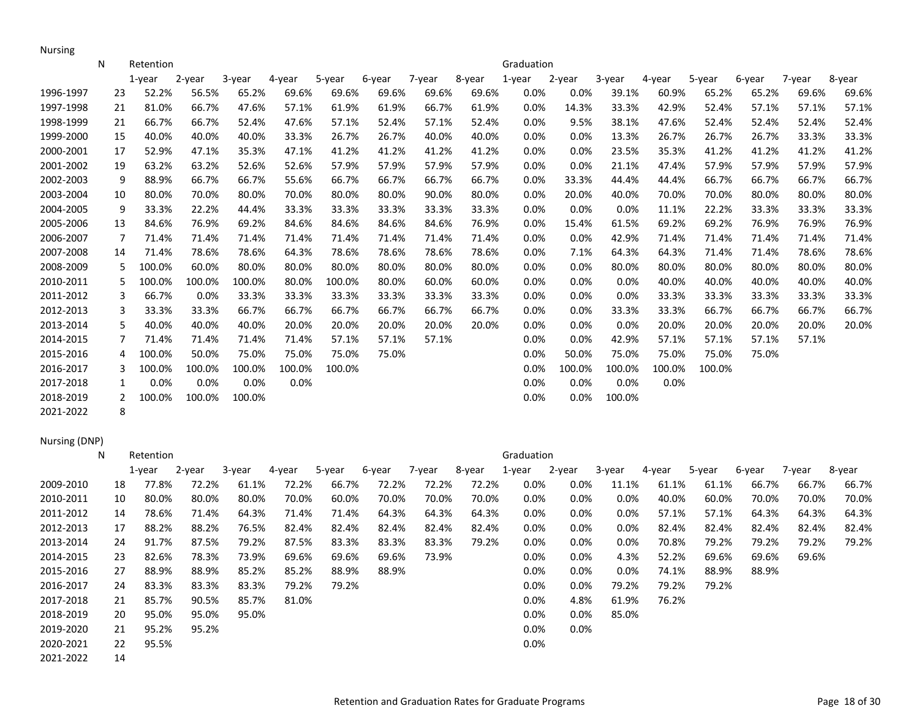## Nursing

| | N | Retention | | | | | | | | Graduation | | | | | | | |
|---|---|---|---|---|---|---|---|---|---|---|---|---|---|---|---|---|---|
| | | 1-year | 2-year | 3-year | 4-year | 5-year | 6-year | 7-year | 8-year | 1-year | 2-year | 3-year | 4-year | 5-year | 6-year | 7-year | 8-year |
| 1996-1997 | 23 | 52.2% | 56.5% | 65.2% | 69.6% | 69.6% | 69.6% | 69.6% | 69.6% | 0.0% | 0.0% | 39.1% | 60.9% | 65.2% | 65.2% | 69.6% | 69.6% |
| 1997-1998 | 21 | 81.0% | 66.7% | 47.6% | 57.1% | 61.9% | 61.9% | 66.7% | 61.9% | 0.0% | 14.3% | 33.3% | 42.9% | 52.4% | 57.1% | 57.1% | 57.1% |
| 1998-1999 | 21 | 66.7% | 66.7% | 52.4% | 47.6% | 57.1% | 52.4% | 57.1% | 52.4% | 0.0% | 9.5% | 38.1% | 47.6% | 52.4% | 52.4% | 52.4% | 52.4% |
| 1999-2000 | 15 | 40.0% | 40.0% | 40.0% | 33.3% | 26.7% | 26.7% | 40.0% | 40.0% | 0.0% | 0.0% | 13.3% | 26.7% | 26.7% | 26.7% | 33.3% | 33.3% |
| 2000-2001 | 17 | 52.9% | 47.1% | 35.3% | 47.1% | 41.2% | 41.2% | 41.2% | 41.2% | 0.0% | 0.0% | 23.5% | 35.3% | 41.2% | 41.2% | 41.2% | 41.2% |
| 2001-2002 | 19 | 63.2% | 63.2% | 52.6% | 52.6% | 57.9% | 57.9% | 57.9% | 57.9% | 0.0% | 0.0% | 21.1% | 47.4% | 57.9% | 57.9% | 57.9% | 57.9% |
| 2002-2003 | 9 | 88.9% | 66.7% | 66.7% | 55.6% | 66.7% | 66.7% | 66.7% | 66.7% | 0.0% | 33.3% | 44.4% | 44.4% | 66.7% | 66.7% | 66.7% | 66.7% |
| 2003-2004 | 10 | 80.0% | 70.0% | 80.0% | 70.0% | 80.0% | 80.0% | 90.0% | 80.0% | 0.0% | 20.0% | 40.0% | 70.0% | 70.0% | 80.0% | 80.0% | 80.0% |
| 2004-2005 | 9 | 33.3% | 22.2% | 44.4% | 33.3% | 33.3% | 33.3% | 33.3% | 33.3% | 0.0% | 0.0% | 0.0% | 11.1% | 22.2% | 33.3% | 33.3% | 33.3% |
| 2005-2006 | 13 | 84.6% | 76.9% | 69.2% | 84.6% | 84.6% | 84.6% | 84.6% | 76.9% | 0.0% | 15.4% | 61.5% | 69.2% | 69.2% | 76.9% | 76.9% | 76.9% |
| 2006-2007 | 7 | 71.4% | 71.4% | 71.4% | 71.4% | 71.4% | 71.4% | 71.4% | 71.4% | 0.0% | 0.0% | 42.9% | 71.4% | 71.4% | 71.4% | 71.4% | 71.4% |
| 2007-2008 | 14 | 71.4% | 78.6% | 78.6% | 64.3% | 78.6% | 78.6% | 78.6% | 78.6% | 0.0% | 7.1% | 64.3% | 64.3% | 71.4% | 71.4% | 78.6% | 78.6% |
| 2008-2009 | 5 | 100.0% | 60.0% | 80.0% | 80.0% | 80.0% | 80.0% | 80.0% | 80.0% | 0.0% | 0.0% | 80.0% | 80.0% | 80.0% | 80.0% | 80.0% | 80.0% |
| 2010-2011 | 5 | 100.0% | 100.0% | 100.0% | 80.0% | 100.0% | 80.0% | 60.0% | 60.0% | 0.0% | 0.0% | 0.0% | 40.0% | 40.0% | 40.0% | 40.0% | 40.0% |
| 2011-2012 | 3 | 66.7% | 0.0% | 33.3% | 33.3% | 33.3% | 33.3% | 33.3% | 33.3% | 0.0% | 0.0% | 0.0% | 33.3% | 33.3% | 33.3% | 33.3% | 33.3% |
| 2012-2013 | 3 | 33.3% | 33.3% | 66.7% | 66.7% | 66.7% | 66.7% | 66.7% | 66.7% | 0.0% | 0.0% | 33.3% | 33.3% | 66.7% | 66.7% | 66.7% | 66.7% |
| 2013-2014 | 5 | 40.0% | 40.0% | 40.0% | 20.0% | 20.0% | 20.0% | 20.0% | 20.0% | 0.0% | 0.0% | 0.0% | 20.0% | 20.0% | 20.0% | 20.0% | 20.0% |
| 2014-2015 | 7 | 71.4% | 71.4% | 71.4% | 71.4% | 57.1% | 57.1% | 57.1% | | 0.0% | 0.0% | 42.9% | 57.1% | 57.1% | 57.1% | 57.1% | |
| 2015-2016 | 4 | 100.0% | 50.0% | 75.0% | 75.0% | 75.0% | 75.0% | | | 0.0% | 50.0% | 75.0% | 75.0% | 75.0% | 75.0% | | |
| 2016-2017 | 3 | 100.0% | 100.0% | 100.0% | 100.0% | 100.0% | | | | 0.0% | 100.0% | 100.0% | 100.0% | 100.0% | | | |
| 2017-2018 | 1 | 0.0% | 0.0% | 0.0% | 0.0% | | | | | 0.0% | 0.0% | 0.0% | 0.0% | | | | |
| 2018-2019 | 2 | 100.0% | 100.0% | 100.0% | | | | | | 0.0% | 0.0% | 100.0% | | | | | |
| 2021-2022 | 8 | | | | | | | | | | | | | | | | |

## Nursing (DNP)

| | N | Retention | | | | | | | | Graduation | | | | | | | |
|---|---|---|---|---|---|---|---|---|---|---|---|---|---|---|---|---|---|
| | | 1-year | 2-year | 3-year | 4-year | 5-year | 6-year | 7-year | 8-year | 1-year | 2-year | 3-year | 4-year | 5-year | 6-year | 7-year | 8-year |
| 2009-2010 | 18 | 77.8% | 72.2% | 61.1% | 72.2% | 66.7% | 72.2% | 72.2% | 72.2% | 0.0% | 0.0% | 11.1% | 61.1% | 61.1% | 66.7% | 66.7% | 66.7% |
| 2010-2011 | 10 | 80.0% | 80.0% | 80.0% | 70.0% | 60.0% | 70.0% | 70.0% | 70.0% | 0.0% | 0.0% | 0.0% | 40.0% | 60.0% | 70.0% | 70.0% | 70.0% |
| 2011-2012 | 14 | 78.6% | 71.4% | 64.3% | 71.4% | 71.4% | 64.3% | 64.3% | 64.3% | 0.0% | 0.0% | 0.0% | 57.1% | 57.1% | 64.3% | 64.3% | 64.3% |
| 2012-2013 | 17 | 88.2% | 88.2% | 76.5% | 82.4% | 82.4% | 82.4% | 82.4% | 82.4% | 0.0% | 0.0% | 0.0% | 82.4% | 82.4% | 82.4% | 82.4% | 82.4% |
| 2013-2014 | 24 | 91.7% | 87.5% | 79.2% | 87.5% | 83.3% | 83.3% | 83.3% | 79.2% | 0.0% | 0.0% | 0.0% | 70.8% | 79.2% | 79.2% | 79.2% | 79.2% |
| 2014-2015 | 23 | 82.6% | 78.3% | 73.9% | 69.6% | 69.6% | 69.6% | 73.9% | | 0.0% | 0.0% | 4.3% | 52.2% | 69.6% | 69.6% | 69.6% | |
| 2015-2016 | 27 | 88.9% | 88.9% | 85.2% | 85.2% | 88.9% | 88.9% | | | 0.0% | 0.0% | 0.0% | 74.1% | 88.9% | 88.9% | | |
| 2016-2017 | 24 | 83.3% | 83.3% | 83.3% | 79.2% | 79.2% | | | | 0.0% | 0.0% | 79.2% | 79.2% | 79.2% | | | |
| 2017-2018 | 21 | 85.7% | 90.5% | 85.7% | 81.0% | | | | | 0.0% | 4.8% | 61.9% | 76.2% | | | | |
| 2018-2019 | 20 | 95.0% | 95.0% | 95.0% | | | | | | 0.0% | 0.0% | 85.0% | | | | | |
| 2019-2020 | 21 | 95.2% | 95.2% | | | | | | | 0.0% | 0.0% | | | | | | |
| 2020-2021 | 22 | 95.5% | | | | | | | | 0.0% | | | | | | | |
| 2021-2022 | 14 | | | | | | | | | | | | | | | | |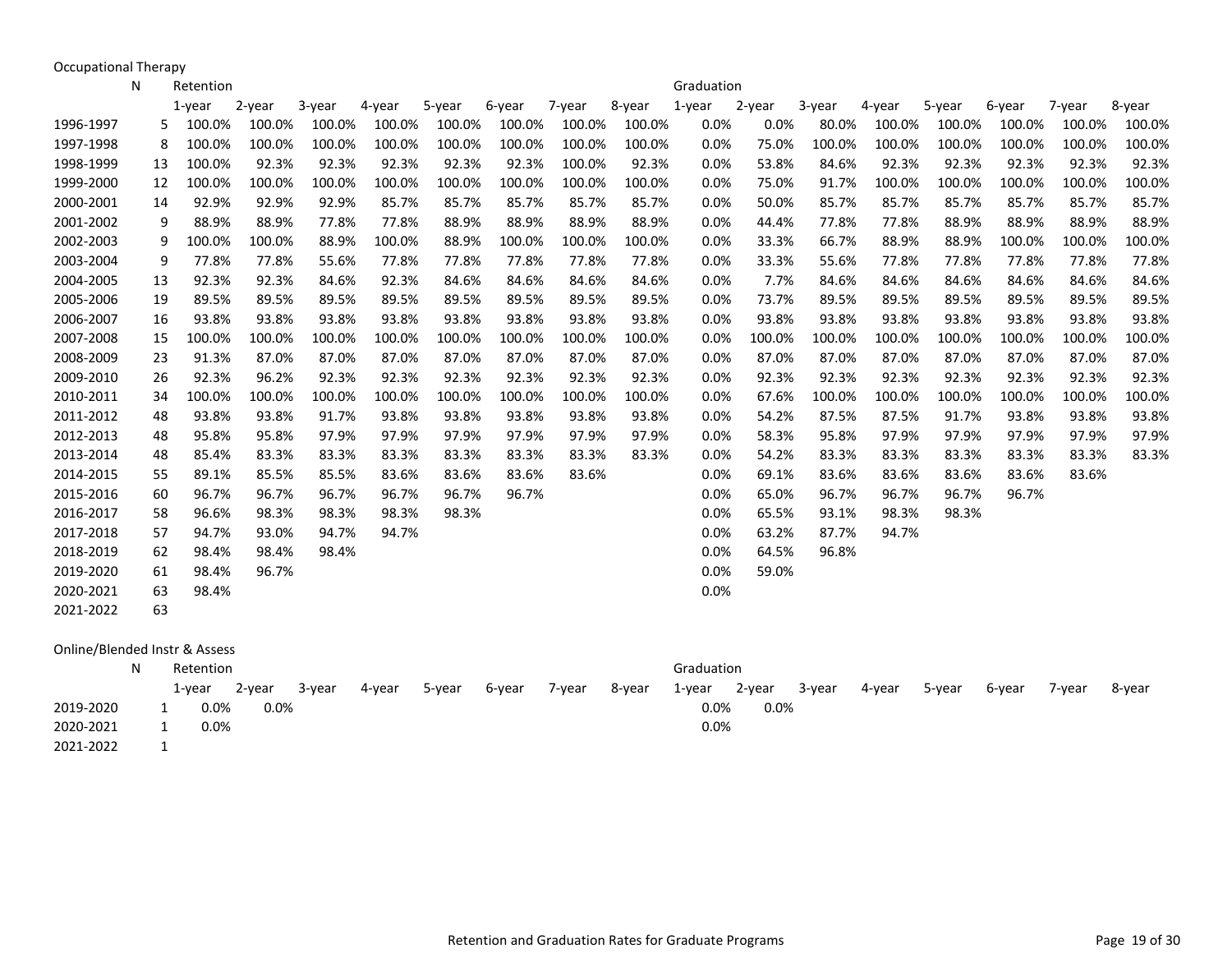Occupational Therapy

| | N | Retention | | | | | | | | Graduation | | | | | | | |
|---|---|---|---|---|---|---|---|---|---|---|---|---|---|---|---|---|---|
| | | 1-year | 2-year | 3-year | 4-year | 5-year | 6-year | 7-year | 8-year | 1-year | 2-year | 3-year | 4-year | 5-year | 6-year | 7-year | 8-year |
| 1996-1997 | 5 | 100.0% | 100.0% | 100.0% | 100.0% | 100.0% | 100.0% | 100.0% | 100.0% | 0.0% | 0.0% | 80.0% | 100.0% | 100.0% | 100.0% | 100.0% | 100.0% |
| 1997-1998 | 8 | 100.0% | 100.0% | 100.0% | 100.0% | 100.0% | 100.0% | 100.0% | 100.0% | 0.0% | 75.0% | 100.0% | 100.0% | 100.0% | 100.0% | 100.0% | 100.0% |
| 1998-1999 | 13 | 100.0% | 92.3% | 92.3% | 92.3% | 92.3% | 92.3% | 100.0% | 92.3% | 0.0% | 53.8% | 84.6% | 92.3% | 92.3% | 92.3% | 92.3% | 92.3% |
| 1999-2000 | 12 | 100.0% | 100.0% | 100.0% | 100.0% | 100.0% | 100.0% | 100.0% | 100.0% | 0.0% | 75.0% | 91.7% | 100.0% | 100.0% | 100.0% | 100.0% | 100.0% |
| 2000-2001 | 14 | 92.9% | 92.9% | 92.9% | 85.7% | 85.7% | 85.7% | 85.7% | 85.7% | 0.0% | 50.0% | 85.7% | 85.7% | 85.7% | 85.7% | 85.7% | 85.7% |
| 2001-2002 | 9 | 88.9% | 88.9% | 77.8% | 77.8% | 88.9% | 88.9% | 88.9% | 88.9% | 0.0% | 44.4% | 77.8% | 77.8% | 88.9% | 88.9% | 88.9% | 88.9% |
| 2002-2003 | 9 | 100.0% | 100.0% | 88.9% | 100.0% | 88.9% | 100.0% | 100.0% | 100.0% | 0.0% | 33.3% | 66.7% | 88.9% | 88.9% | 100.0% | 100.0% | 100.0% |
| 2003-2004 | 9 | 77.8% | 77.8% | 55.6% | 77.8% | 77.8% | 77.8% | 77.8% | 77.8% | 0.0% | 33.3% | 55.6% | 77.8% | 77.8% | 77.8% | 77.8% | 77.8% |
| 2004-2005 | 13 | 92.3% | 92.3% | 84.6% | 92.3% | 84.6% | 84.6% | 84.6% | 84.6% | 0.0% | 7.7% | 84.6% | 84.6% | 84.6% | 84.6% | 84.6% | 84.6% |
| 2005-2006 | 19 | 89.5% | 89.5% | 89.5% | 89.5% | 89.5% | 89.5% | 89.5% | 89.5% | 0.0% | 73.7% | 89.5% | 89.5% | 89.5% | 89.5% | 89.5% | 89.5% |
| 2006-2007 | 16 | 93.8% | 93.8% | 93.8% | 93.8% | 93.8% | 93.8% | 93.8% | 93.8% | 0.0% | 93.8% | 93.8% | 93.8% | 93.8% | 93.8% | 93.8% | 93.8% |
| 2007-2008 | 15 | 100.0% | 100.0% | 100.0% | 100.0% | 100.0% | 100.0% | 100.0% | 100.0% | 0.0% | 100.0% | 100.0% | 100.0% | 100.0% | 100.0% | 100.0% | 100.0% |
| 2008-2009 | 23 | 91.3% | 87.0% | 87.0% | 87.0% | 87.0% | 87.0% | 87.0% | 87.0% | 0.0% | 87.0% | 87.0% | 87.0% | 87.0% | 87.0% | 87.0% | 87.0% |
| 2009-2010 | 26 | 92.3% | 96.2% | 92.3% | 92.3% | 92.3% | 92.3% | 92.3% | 92.3% | 0.0% | 92.3% | 92.3% | 92.3% | 92.3% | 92.3% | 92.3% | 92.3% |
| 2010-2011 | 34 | 100.0% | 100.0% | 100.0% | 100.0% | 100.0% | 100.0% | 100.0% | 100.0% | 0.0% | 67.6% | 100.0% | 100.0% | 100.0% | 100.0% | 100.0% | 100.0% |
| 2011-2012 | 48 | 93.8% | 93.8% | 91.7% | 93.8% | 93.8% | 93.8% | 93.8% | 93.8% | 0.0% | 54.2% | 87.5% | 87.5% | 91.7% | 93.8% | 93.8% | 93.8% |
| 2012-2013 | 48 | 95.8% | 95.8% | 97.9% | 97.9% | 97.9% | 97.9% | 97.9% | 97.9% | 0.0% | 58.3% | 95.8% | 97.9% | 97.9% | 97.9% | 97.9% | 97.9% |
| 2013-2014 | 48 | 85.4% | 83.3% | 83.3% | 83.3% | 83.3% | 83.3% | 83.3% | 83.3% | 0.0% | 54.2% | 83.3% | 83.3% | 83.3% | 83.3% | 83.3% | 83.3% |
| 2014-2015 | 55 | 89.1% | 85.5% | 85.5% | 83.6% | 83.6% | 83.6% | 83.6% | | 0.0% | 69.1% | 83.6% | 83.6% | 83.6% | 83.6% | 83.6% | |
| 2015-2016 | 60 | 96.7% | 96.7% | 96.7% | 96.7% | 96.7% | 96.7% | | | 0.0% | 65.0% | 96.7% | 96.7% | 96.7% | 96.7% | | |
| 2016-2017 | 58 | 96.6% | 98.3% | 98.3% | 98.3% | 98.3% | | | | 0.0% | 65.5% | 93.1% | 98.3% | 98.3% | | | |
| 2017-2018 | 57 | 94.7% | 93.0% | 94.7% | 94.7% | | | | | 0.0% | 63.2% | 87.7% | 94.7% | | | | |
| 2018-2019 | 62 | 98.4% | 98.4% | 98.4% | | | | | | 0.0% | 64.5% | 96.8% | | | | | |
| 2019-2020 | 61 | 98.4% | 96.7% | | | | | | | 0.0% | 59.0% | | | | | | |
| 2020-2021 | 63 | 98.4% | | | | | | | | 0.0% | | | | | | | |
| 2021-2022 | 63 | | | | | | | | | | | | | | | | |

Online/Blended Instr & Assess

| | N | Retention | | | | | | | | Graduation | | | | | | | |
|---|---|---|---|---|---|---|---|---|---|---|---|---|---|---|---|---|---|
| | | 1-year | 2-year | 3-year | 4-year | 5-year | 6-year | 7-year | 8-year | 1-year | 2-year | 3-year | 4-year | 5-year | 6-year | 7-year | 8-year |
| 2019-2020 | 1 | 0.0% | 0.0% | | | | | | | 0.0% | 0.0% | | | | | | |
| 2020-2021 | 1 | 0.0% | | | | | | | | 0.0% | | | | | | | |
| 2021-2022 | 1 | | | | | | | | | | | | | | | | |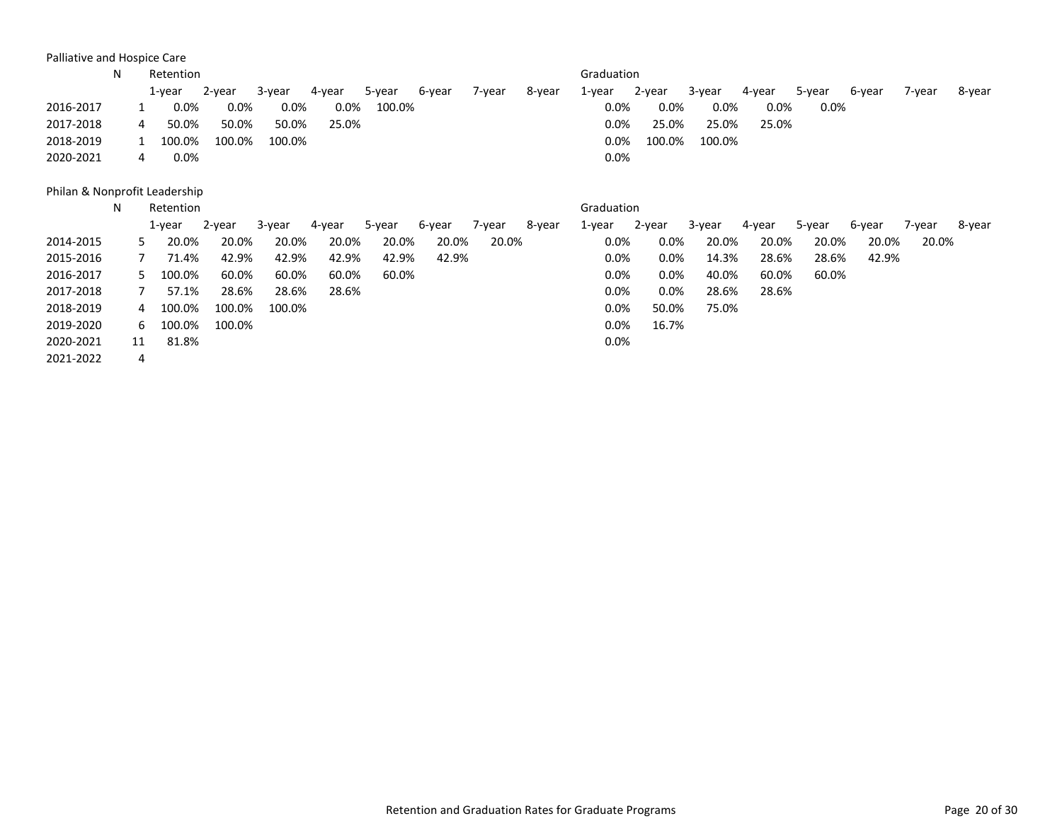Palliative and Hospice Care

| | N | Retention | | | | | | | | Graduation | | | | | | | |
|---|---|---|---|---|---|---|---|---|---|---|---|---|---|---|---|---|---|
| | | 1-year | 2-year | 3-year | 4-year | 5-year | 6-year | 7-year | 8-year | 1-year | 2-year | 3-year | 4-year | 5-year | 6-year | 7-year | 8-year |
| 2016-2017 | 1 | 0.0% | 0.0% | 0.0% | 0.0% | 100.0% | | | | 0.0% | 0.0% | 0.0% | 0.0% | 0.0% | | | |
| 2017-2018 | 4 | 50.0% | 50.0% | 50.0% | 25.0% | | | | | 0.0% | 25.0% | 25.0% | 25.0% | | | | |
| 2018-2019 | 1 | 100.0% | 100.0% | 100.0% | | | | | | 0.0% | 100.0% | 100.0% | | | | | |
| 2020-2021 | 4 | 0.0% | | | | | | | | 0.0% | | | | | | | |

Philan & Nonprofit Leadership

| | N | Retention | | | | | | | | Graduation | | | | | | | |
|---|---|---|---|---|---|---|---|---|---|---|---|---|---|---|---|---|---|
| | | 1-year | 2-year | 3-year | 4-year | 5-year | 6-year | 7-year | 8-year | 1-year | 2-year | 3-year | 4-year | 5-year | 6-year | 7-year | 8-year |
| 2014-2015 | 5 | 20.0% | 20.0% | 20.0% | 20.0% | 20.0% | 20.0% | 20.0% | | 0.0% | 0.0% | 20.0% | 20.0% | 20.0% | 20.0% | 20.0% | |
| 2015-2016 | 7 | 71.4% | 42.9% | 42.9% | 42.9% | 42.9% | 42.9% | | | 0.0% | 0.0% | 14.3% | 28.6% | 28.6% | 42.9% | | |
| 2016-2017 | 5 | 100.0% | 60.0% | 60.0% | 60.0% | 60.0% | | | | 0.0% | 0.0% | 40.0% | 60.0% | 60.0% | | | |
| 2017-2018 | 7 | 57.1% | 28.6% | 28.6% | 28.6% | | | | | 0.0% | 0.0% | 28.6% | 28.6% | | | | |
| 2018-2019 | 4 | 100.0% | 100.0% | 100.0% | | | | | | 0.0% | 50.0% | 75.0% | | | | | |
| 2019-2020 | 6 | 100.0% | 100.0% | | | | | | | 0.0% | 16.7% | | | | | | |
| 2020-2021 | 11 | 81.8% | | | | | | | | 0.0% | | | | | | | |
| 2021-2022 | 4 | | | | | | | | | | | | | | | | |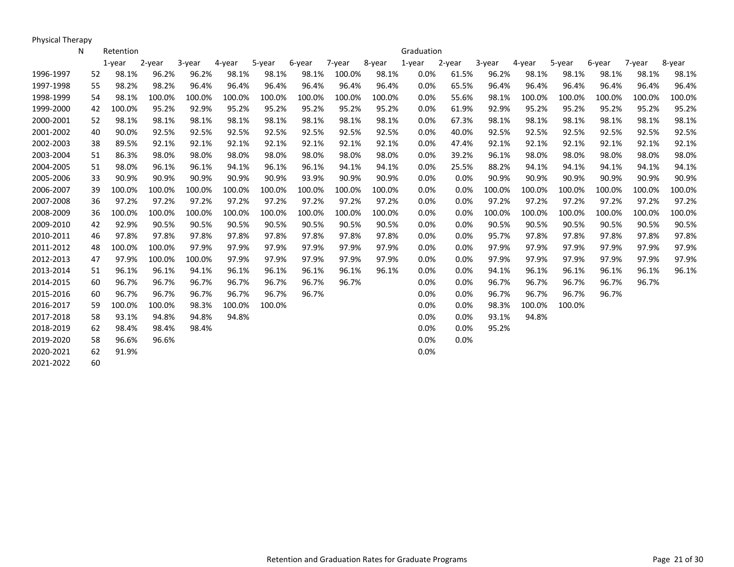Physical Therapy

| | N | Retention | | | | | | | | Graduation | | | | | | | |
|---|---|---|---|---|---|---|---|---|---|---|---|---|---|---|---|---|---|
| | | 1-year | 2-year | 3-year | 4-year | 5-year | 6-year | 7-year | 8-year | 1-year | 2-year | 3-year | 4-year | 5-year | 6-year | 7-year | 8-year |
| 1996-1997 | 52 | 98.1% | 96.2% | 96.2% | 98.1% | 98.1% | 98.1% | 100.0% | 98.1% | 0.0% | 61.5% | 96.2% | 98.1% | 98.1% | 98.1% | 98.1% | 98.1% |
| 1997-1998 | 55 | 98.2% | 98.2% | 96.4% | 96.4% | 96.4% | 96.4% | 96.4% | 96.4% | 0.0% | 65.5% | 96.4% | 96.4% | 96.4% | 96.4% | 96.4% | 96.4% |
| 1998-1999 | 54 | 98.1% | 100.0% | 100.0% | 100.0% | 100.0% | 100.0% | 100.0% | 100.0% | 0.0% | 55.6% | 98.1% | 100.0% | 100.0% | 100.0% | 100.0% | 100.0% |
| 1999-2000 | 42 | 100.0% | 95.2% | 92.9% | 95.2% | 95.2% | 95.2% | 95.2% | 95.2% | 0.0% | 61.9% | 92.9% | 95.2% | 95.2% | 95.2% | 95.2% | 95.2% |
| 2000-2001 | 52 | 98.1% | 98.1% | 98.1% | 98.1% | 98.1% | 98.1% | 98.1% | 98.1% | 0.0% | 67.3% | 98.1% | 98.1% | 98.1% | 98.1% | 98.1% | 98.1% |
| 2001-2002 | 40 | 90.0% | 92.5% | 92.5% | 92.5% | 92.5% | 92.5% | 92.5% | 92.5% | 0.0% | 40.0% | 92.5% | 92.5% | 92.5% | 92.5% | 92.5% | 92.5% |
| 2002-2003 | 38 | 89.5% | 92.1% | 92.1% | 92.1% | 92.1% | 92.1% | 92.1% | 92.1% | 0.0% | 47.4% | 92.1% | 92.1% | 92.1% | 92.1% | 92.1% | 92.1% |
| 2003-2004 | 51 | 86.3% | 98.0% | 98.0% | 98.0% | 98.0% | 98.0% | 98.0% | 98.0% | 0.0% | 39.2% | 96.1% | 98.0% | 98.0% | 98.0% | 98.0% | 98.0% |
| 2004-2005 | 51 | 98.0% | 96.1% | 96.1% | 94.1% | 96.1% | 96.1% | 94.1% | 94.1% | 0.0% | 25.5% | 88.2% | 94.1% | 94.1% | 94.1% | 94.1% | 94.1% |
| 2005-2006 | 33 | 90.9% | 90.9% | 90.9% | 90.9% | 90.9% | 93.9% | 90.9% | 90.9% | 0.0% | 0.0% | 90.9% | 90.9% | 90.9% | 90.9% | 90.9% | 90.9% |
| 2006-2007 | 39 | 100.0% | 100.0% | 100.0% | 100.0% | 100.0% | 100.0% | 100.0% | 100.0% | 0.0% | 0.0% | 100.0% | 100.0% | 100.0% | 100.0% | 100.0% | 100.0% |
| 2007-2008 | 36 | 97.2% | 97.2% | 97.2% | 97.2% | 97.2% | 97.2% | 97.2% | 97.2% | 0.0% | 0.0% | 97.2% | 97.2% | 97.2% | 97.2% | 97.2% | 97.2% |
| 2008-2009 | 36 | 100.0% | 100.0% | 100.0% | 100.0% | 100.0% | 100.0% | 100.0% | 100.0% | 0.0% | 0.0% | 100.0% | 100.0% | 100.0% | 100.0% | 100.0% | 100.0% |
| 2009-2010 | 42 | 92.9% | 90.5% | 90.5% | 90.5% | 90.5% | 90.5% | 90.5% | 90.5% | 0.0% | 0.0% | 90.5% | 90.5% | 90.5% | 90.5% | 90.5% | 90.5% |
| 2010-2011 | 46 | 97.8% | 97.8% | 97.8% | 97.8% | 97.8% | 97.8% | 97.8% | 97.8% | 0.0% | 0.0% | 95.7% | 97.8% | 97.8% | 97.8% | 97.8% | 97.8% |
| 2011-2012 | 48 | 100.0% | 100.0% | 97.9% | 97.9% | 97.9% | 97.9% | 97.9% | 97.9% | 0.0% | 0.0% | 97.9% | 97.9% | 97.9% | 97.9% | 97.9% | 97.9% |
| 2012-2013 | 47 | 97.9% | 100.0% | 100.0% | 97.9% | 97.9% | 97.9% | 97.9% | 97.9% | 0.0% | 0.0% | 97.9% | 97.9% | 97.9% | 97.9% | 97.9% | 97.9% |
| 2013-2014 | 51 | 96.1% | 96.1% | 94.1% | 96.1% | 96.1% | 96.1% | 96.1% | 96.1% | 0.0% | 0.0% | 94.1% | 96.1% | 96.1% | 96.1% | 96.1% | 96.1% |
| 2014-2015 | 60 | 96.7% | 96.7% | 96.7% | 96.7% | 96.7% | 96.7% | 96.7% | | 0.0% | 0.0% | 96.7% | 96.7% | 96.7% | 96.7% | 96.7% | |
| 2015-2016 | 60 | 96.7% | 96.7% | 96.7% | 96.7% | 96.7% | 96.7% | | | 0.0% | 0.0% | 96.7% | 96.7% | 96.7% | 96.7% | | |
| 2016-2017 | 59 | 100.0% | 100.0% | 98.3% | 100.0% | 100.0% | | | | 0.0% | 0.0% | 98.3% | 100.0% | 100.0% | | | |
| 2017-2018 | 58 | 93.1% | 94.8% | 94.8% | 94.8% | | | | | 0.0% | 0.0% | 93.1% | 94.8% | | | | |
| 2018-2019 | 62 | 98.4% | 98.4% | 98.4% | | | | | | 0.0% | 0.0% | 95.2% | | | | | |
| 2019-2020 | 58 | 96.6% | 96.6% | | | | | | | 0.0% | 0.0% | | | | | | |
| 2020-2021 | 62 | 91.9% | | | | | | | | 0.0% | | | | | | | |
| 2021-2022 | 60 | | | | | | | | | | | | | | | | |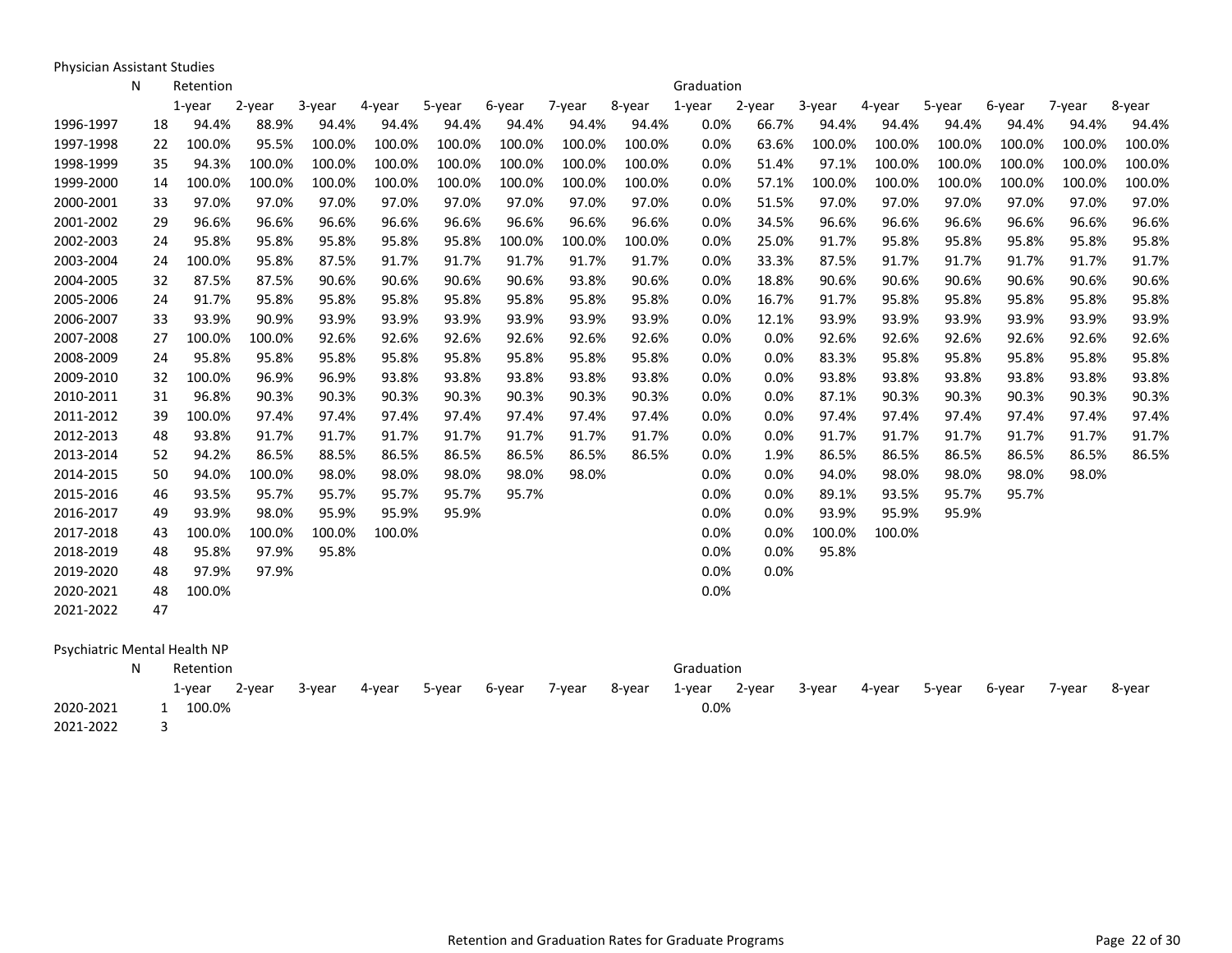Physician Assistant Studies

| | N | Retention | | | | | | | | Graduation | | | | | | | |
|---|---|---|---|---|---|---|---|---|---|---|---|---|---|---|---|---|---|
| | | 1-year | 2-year | 3-year | 4-year | 5-year | 6-year | 7-year | 8-year | 1-year | 2-year | 3-year | 4-year | 5-year | 6-year | 7-year | 8-year |
| 1996-1997 | 18 | 94.4% | 88.9% | 94.4% | 94.4% | 94.4% | 94.4% | 94.4% | 94.4% | 0.0% | 66.7% | 94.4% | 94.4% | 94.4% | 94.4% | 94.4% | 94.4% |
| 1997-1998 | 22 | 100.0% | 95.5% | 100.0% | 100.0% | 100.0% | 100.0% | 100.0% | 100.0% | 0.0% | 63.6% | 100.0% | 100.0% | 100.0% | 100.0% | 100.0% | 100.0% |
| 1998-1999 | 35 | 94.3% | 100.0% | 100.0% | 100.0% | 100.0% | 100.0% | 100.0% | 100.0% | 0.0% | 51.4% | 97.1% | 100.0% | 100.0% | 100.0% | 100.0% | 100.0% |
| 1999-2000 | 14 | 100.0% | 100.0% | 100.0% | 100.0% | 100.0% | 100.0% | 100.0% | 100.0% | 0.0% | 57.1% | 100.0% | 100.0% | 100.0% | 100.0% | 100.0% | 100.0% |
| 2000-2001 | 33 | 97.0% | 97.0% | 97.0% | 97.0% | 97.0% | 97.0% | 97.0% | 97.0% | 0.0% | 51.5% | 97.0% | 97.0% | 97.0% | 97.0% | 97.0% | 97.0% |
| 2001-2002 | 29 | 96.6% | 96.6% | 96.6% | 96.6% | 96.6% | 96.6% | 96.6% | 96.6% | 0.0% | 34.5% | 96.6% | 96.6% | 96.6% | 96.6% | 96.6% | 96.6% |
| 2002-2003 | 24 | 95.8% | 95.8% | 95.8% | 95.8% | 95.8% | 100.0% | 100.0% | 100.0% | 0.0% | 25.0% | 91.7% | 95.8% | 95.8% | 95.8% | 95.8% | 95.8% |
| 2003-2004 | 24 | 100.0% | 95.8% | 87.5% | 91.7% | 91.7% | 91.7% | 91.7% | 91.7% | 0.0% | 33.3% | 87.5% | 91.7% | 91.7% | 91.7% | 91.7% | 91.7% |
| 2004-2005 | 32 | 87.5% | 87.5% | 90.6% | 90.6% | 90.6% | 90.6% | 93.8% | 90.6% | 0.0% | 18.8% | 90.6% | 90.6% | 90.6% | 90.6% | 90.6% | 90.6% |
| 2005-2006 | 24 | 91.7% | 95.8% | 95.8% | 95.8% | 95.8% | 95.8% | 95.8% | 95.8% | 0.0% | 16.7% | 91.7% | 95.8% | 95.8% | 95.8% | 95.8% | 95.8% |
| 2006-2007 | 33 | 93.9% | 90.9% | 93.9% | 93.9% | 93.9% | 93.9% | 93.9% | 93.9% | 0.0% | 12.1% | 93.9% | 93.9% | 93.9% | 93.9% | 93.9% | 93.9% |
| 2007-2008 | 27 | 100.0% | 100.0% | 92.6% | 92.6% | 92.6% | 92.6% | 92.6% | 92.6% | 0.0% | 0.0% | 92.6% | 92.6% | 92.6% | 92.6% | 92.6% | 92.6% |
| 2008-2009 | 24 | 95.8% | 95.8% | 95.8% | 95.8% | 95.8% | 95.8% | 95.8% | 95.8% | 0.0% | 0.0% | 83.3% | 95.8% | 95.8% | 95.8% | 95.8% | 95.8% |
| 2009-2010 | 32 | 100.0% | 96.9% | 96.9% | 93.8% | 93.8% | 93.8% | 93.8% | 93.8% | 0.0% | 0.0% | 93.8% | 93.8% | 93.8% | 93.8% | 93.8% | 93.8% |
| 2010-2011 | 31 | 96.8% | 90.3% | 90.3% | 90.3% | 90.3% | 90.3% | 90.3% | 90.3% | 0.0% | 0.0% | 87.1% | 90.3% | 90.3% | 90.3% | 90.3% | 90.3% |
| 2011-2012 | 39 | 100.0% | 97.4% | 97.4% | 97.4% | 97.4% | 97.4% | 97.4% | 97.4% | 0.0% | 0.0% | 97.4% | 97.4% | 97.4% | 97.4% | 97.4% | 97.4% |
| 2012-2013 | 48 | 93.8% | 91.7% | 91.7% | 91.7% | 91.7% | 91.7% | 91.7% | 91.7% | 0.0% | 0.0% | 91.7% | 91.7% | 91.7% | 91.7% | 91.7% | 91.7% |
| 2013-2014 | 52 | 94.2% | 86.5% | 88.5% | 86.5% | 86.5% | 86.5% | 86.5% | 86.5% | 0.0% | 1.9% | 86.5% | 86.5% | 86.5% | 86.5% | 86.5% | 86.5% |
| 2014-2015 | 50 | 94.0% | 100.0% | 98.0% | 98.0% | 98.0% | 98.0% | 98.0% | | 0.0% | 0.0% | 94.0% | 98.0% | 98.0% | 98.0% | 98.0% | |
| 2015-2016 | 46 | 93.5% | 95.7% | 95.7% | 95.7% | 95.7% | 95.7% | | | 0.0% | 0.0% | 89.1% | 93.5% | 95.7% | 95.7% | | |
| 2016-2017 | 49 | 93.9% | 98.0% | 95.9% | 95.9% | 95.9% | | | | 0.0% | 0.0% | 93.9% | 95.9% | 95.9% | | | |
| 2017-2018 | 43 | 100.0% | 100.0% | 100.0% | 100.0% | | | | | 0.0% | 0.0% | 100.0% | 100.0% | | | | |
| 2018-2019 | 48 | 95.8% | 97.9% | 95.8% | | | | | | 0.0% | 0.0% | 95.8% | | | | | |
| 2019-2020 | 48 | 97.9% | 97.9% | | | | | | | 0.0% | 0.0% | | | | | | |
| 2020-2021 | 48 | 100.0% | | | | | | | | 0.0% | | | | | | | |
| 2021-2022 | 47 | | | | | | | | | | | | | | | | |

Psychiatric Mental Health NP

| | N | Retention | | | | | | | | Graduation | | | | | | | |
|---|---|---|---|---|---|---|---|---|---|---|---|---|---|---|---|---|---|
| | | 1-year | 2-year | 3-year | 4-year | 5-year | 6-year | 7-year | 8-year | 1-year | 2-year | 3-year | 4-year | 5-year | 6-year | 7-year | 8-year |
| 2020-2021 | 1 | 100.0% | | | | | | | | 0.0% | | | | | | | |
| 2021-2022 | 3 | | | | | | | | | | | | | | | | |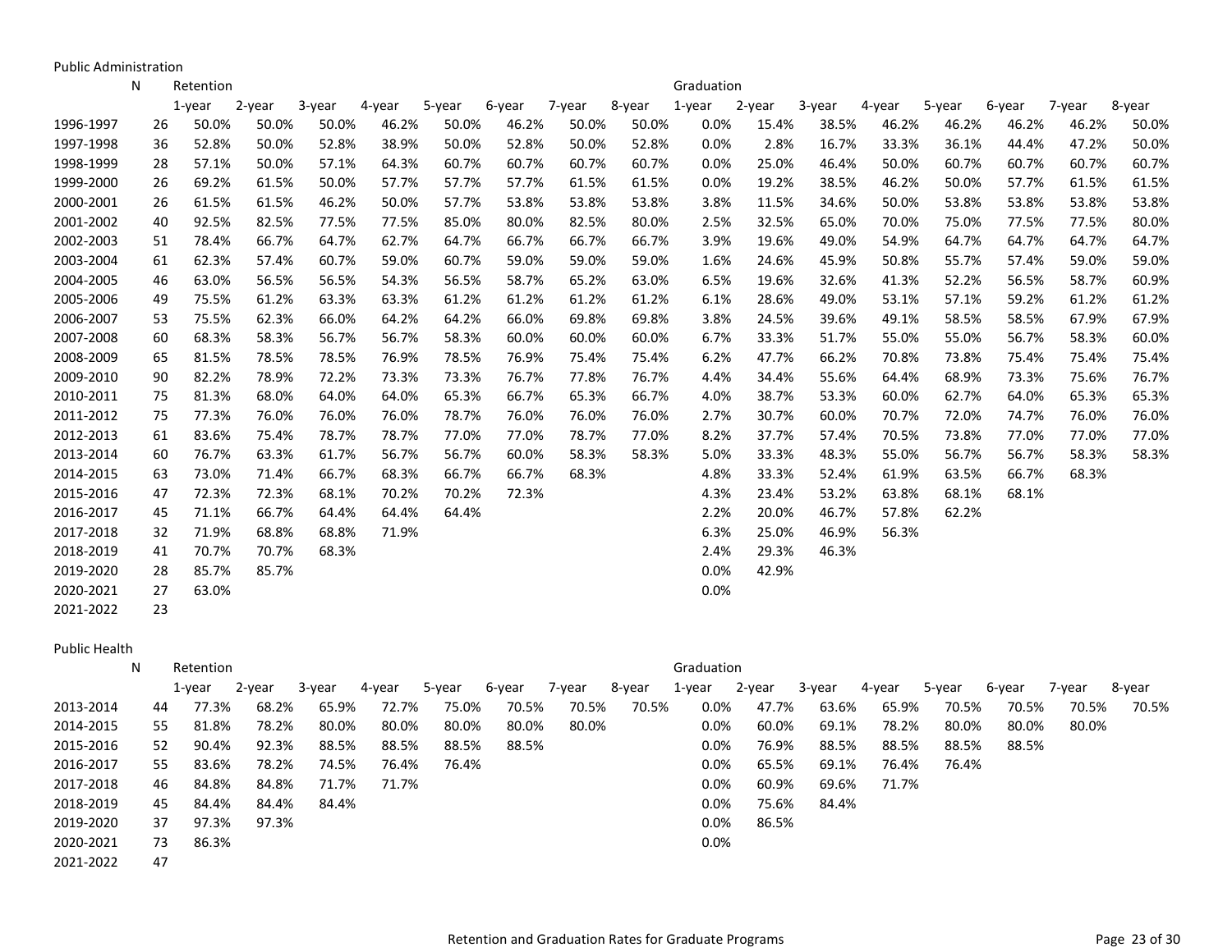Public Administration

| | N | Retention | | | | | | | | Graduation | | | | | | | |
|---|---|---|---|---|---|---|---|---|---|---|---|---|---|---|---|---|---|
| | | 1-year | 2-year | 3-year | 4-year | 5-year | 6-year | 7-year | 8-year | 1-year | 2-year | 3-year | 4-year | 5-year | 6-year | 7-year | 8-year |
| 1996-1997 | 26 | 50.0% | 50.0% | 50.0% | 46.2% | 50.0% | 46.2% | 50.0% | 50.0% | 0.0% | 15.4% | 38.5% | 46.2% | 46.2% | 46.2% | 46.2% | 50.0% |
| 1997-1998 | 36 | 52.8% | 50.0% | 52.8% | 38.9% | 50.0% | 52.8% | 50.0% | 52.8% | 0.0% | 2.8% | 16.7% | 33.3% | 36.1% | 44.4% | 47.2% | 50.0% |
| 1998-1999 | 28 | 57.1% | 50.0% | 57.1% | 64.3% | 60.7% | 60.7% | 60.7% | 60.7% | 0.0% | 25.0% | 46.4% | 50.0% | 60.7% | 60.7% | 60.7% | 60.7% |
| 1999-2000 | 26 | 69.2% | 61.5% | 50.0% | 57.7% | 57.7% | 57.7% | 61.5% | 61.5% | 0.0% | 19.2% | 38.5% | 46.2% | 50.0% | 57.7% | 61.5% | 61.5% |
| 2000-2001 | 26 | 61.5% | 61.5% | 46.2% | 50.0% | 57.7% | 53.8% | 53.8% | 53.8% | 3.8% | 11.5% | 34.6% | 50.0% | 53.8% | 53.8% | 53.8% | 53.8% |
| 2001-2002 | 40 | 92.5% | 82.5% | 77.5% | 77.5% | 85.0% | 80.0% | 82.5% | 80.0% | 2.5% | 32.5% | 65.0% | 70.0% | 75.0% | 77.5% | 77.5% | 80.0% |
| 2002-2003 | 51 | 78.4% | 66.7% | 64.7% | 62.7% | 64.7% | 66.7% | 66.7% | 66.7% | 3.9% | 19.6% | 49.0% | 54.9% | 64.7% | 64.7% | 64.7% | 64.7% |
| 2003-2004 | 61 | 62.3% | 57.4% | 60.7% | 59.0% | 60.7% | 59.0% | 59.0% | 59.0% | 1.6% | 24.6% | 45.9% | 50.8% | 55.7% | 57.4% | 59.0% | 59.0% |
| 2004-2005 | 46 | 63.0% | 56.5% | 56.5% | 54.3% | 56.5% | 58.7% | 65.2% | 63.0% | 6.5% | 19.6% | 32.6% | 41.3% | 52.2% | 56.5% | 58.7% | 60.9% |
| 2005-2006 | 49 | 75.5% | 61.2% | 63.3% | 63.3% | 61.2% | 61.2% | 61.2% | 61.2% | 6.1% | 28.6% | 49.0% | 53.1% | 57.1% | 59.2% | 61.2% | 61.2% |
| 2006-2007 | 53 | 75.5% | 62.3% | 66.0% | 64.2% | 64.2% | 66.0% | 69.8% | 69.8% | 3.8% | 24.5% | 39.6% | 49.1% | 58.5% | 58.5% | 67.9% | 67.9% |
| 2007-2008 | 60 | 68.3% | 58.3% | 56.7% | 56.7% | 58.3% | 60.0% | 60.0% | 60.0% | 6.7% | 33.3% | 51.7% | 55.0% | 55.0% | 56.7% | 58.3% | 60.0% |
| 2008-2009 | 65 | 81.5% | 78.5% | 78.5% | 76.9% | 78.5% | 76.9% | 75.4% | 75.4% | 6.2% | 47.7% | 66.2% | 70.8% | 73.8% | 75.4% | 75.4% | 75.4% |
| 2009-2010 | 90 | 82.2% | 78.9% | 72.2% | 73.3% | 73.3% | 76.7% | 77.8% | 76.7% | 4.4% | 34.4% | 55.6% | 64.4% | 68.9% | 73.3% | 75.6% | 76.7% |
| 2010-2011 | 75 | 81.3% | 68.0% | 64.0% | 64.0% | 65.3% | 66.7% | 65.3% | 66.7% | 4.0% | 38.7% | 53.3% | 60.0% | 62.7% | 64.0% | 65.3% | 65.3% |
| 2011-2012 | 75 | 77.3% | 76.0% | 76.0% | 76.0% | 78.7% | 76.0% | 76.0% | 76.0% | 2.7% | 30.7% | 60.0% | 70.7% | 72.0% | 74.7% | 76.0% | 76.0% |
| 2012-2013 | 61 | 83.6% | 75.4% | 78.7% | 78.7% | 77.0% | 77.0% | 78.7% | 77.0% | 8.2% | 37.7% | 57.4% | 70.5% | 73.8% | 77.0% | 77.0% | 77.0% |
| 2013-2014 | 60 | 76.7% | 63.3% | 61.7% | 56.7% | 56.7% | 60.0% | 58.3% | 58.3% | 5.0% | 33.3% | 48.3% | 55.0% | 56.7% | 56.7% | 58.3% | 58.3% |
| 2014-2015 | 63 | 73.0% | 71.4% | 66.7% | 68.3% | 66.7% | 66.7% | 68.3% | | 4.8% | 33.3% | 52.4% | 61.9% | 63.5% | 66.7% | 68.3% | |
| 2015-2016 | 47 | 72.3% | 72.3% | 68.1% | 70.2% | 70.2% | 72.3% | | | 4.3% | 23.4% | 53.2% | 63.8% | 68.1% | 68.1% | | |
| 2016-2017 | 45 | 71.1% | 66.7% | 64.4% | 64.4% | 64.4% | | | | 2.2% | 20.0% | 46.7% | 57.8% | 62.2% | | | |
| 2017-2018 | 32 | 71.9% | 68.8% | 68.8% | 71.9% | | | | | 6.3% | 25.0% | 46.9% | 56.3% | | | | |
| 2018-2019 | 41 | 70.7% | 70.7% | 68.3% | | | | | | 2.4% | 29.3% | 46.3% | | | | | |
| 2019-2020 | 28 | 85.7% | 85.7% | | | | | | | 0.0% | 42.9% | | | | | | |
| 2020-2021 | 27 | 63.0% | | | | | | | | 0.0% | | | | | | | |
| 2021-2022 | 23 | | | | | | | | | | | | | | | | |

Public Health

| | N | Retention | | | | | | | | Graduation | | | | | | | |
|---|---|---|---|---|---|---|---|---|---|---|---|---|---|---|---|---|---|
| | | 1-year | 2-year | 3-year | 4-year | 5-year | 6-year | 7-year | 8-year | 1-year | 2-year | 3-year | 4-year | 5-year | 6-year | 7-year | 8-year |
| 2013-2014 | 44 | 77.3% | 68.2% | 65.9% | 72.7% | 75.0% | 70.5% | 70.5% | 70.5% | 0.0% | 47.7% | 63.6% | 65.9% | 70.5% | 70.5% | 70.5% | 70.5% |
| 2014-2015 | 55 | 81.8% | 78.2% | 80.0% | 80.0% | 80.0% | 80.0% | 80.0% | | 0.0% | 60.0% | 69.1% | 78.2% | 80.0% | 80.0% | 80.0% | |
| 2015-2016 | 52 | 90.4% | 92.3% | 88.5% | 88.5% | 88.5% | 88.5% | | | 0.0% | 76.9% | 88.5% | 88.5% | 88.5% | 88.5% | | |
| 2016-2017 | 55 | 83.6% | 78.2% | 74.5% | 76.4% | 76.4% | | | | 0.0% | 65.5% | 69.1% | 76.4% | 76.4% | | | |
| 2017-2018 | 46 | 84.8% | 84.8% | 71.7% | 71.7% | | | | | 0.0% | 60.9% | 69.6% | 71.7% | | | | |
| 2018-2019 | 45 | 84.4% | 84.4% | 84.4% | | | | | | 0.0% | 75.6% | 84.4% | | | | | |
| 2019-2020 | 37 | 97.3% | 97.3% | | | | | | | 0.0% | 86.5% | | | | | | |
| 2020-2021 | 73 | 86.3% | | | | | | | | 0.0% | | | | | | | |
| 2021-2022 | 47 | | | | | | | | | | | | | | | | |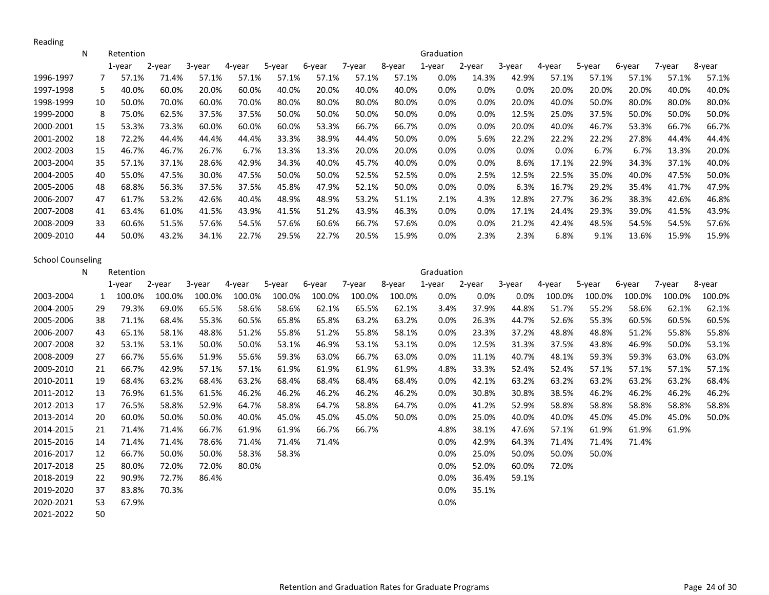## Reading

| | N | Retention | | | | | | | | Graduation | | | | | | | |
|---|---|---|---|---|---|---|---|---|---|---|---|---|---|---|---|---|---|
| | | 1-year | 2-year | 3-year | 4-year | 5-year | 6-year | 7-year | 8-year | 1-year | 2-year | 3-year | 4-year | 5-year | 6-year | 7-year | 8-year |
| 1996-1997 | 7 | 57.1% | 71.4% | 57.1% | 57.1% | 57.1% | 57.1% | 57.1% | 57.1% | 0.0% | 14.3% | 42.9% | 57.1% | 57.1% | 57.1% | 57.1% | 57.1% |
| 1997-1998 | 5 | 40.0% | 60.0% | 20.0% | 60.0% | 40.0% | 20.0% | 40.0% | 40.0% | 0.0% | 0.0% | 0.0% | 20.0% | 20.0% | 20.0% | 40.0% | 40.0% |
| 1998-1999 | 10 | 50.0% | 70.0% | 60.0% | 70.0% | 80.0% | 80.0% | 80.0% | 80.0% | 0.0% | 0.0% | 20.0% | 40.0% | 50.0% | 80.0% | 80.0% | 80.0% |
| 1999-2000 | 8 | 75.0% | 62.5% | 37.5% | 37.5% | 50.0% | 50.0% | 50.0% | 50.0% | 0.0% | 0.0% | 12.5% | 25.0% | 37.5% | 50.0% | 50.0% | 50.0% |
| 2000-2001 | 15 | 53.3% | 73.3% | 60.0% | 60.0% | 60.0% | 53.3% | 66.7% | 66.7% | 0.0% | 0.0% | 20.0% | 40.0% | 46.7% | 53.3% | 66.7% | 66.7% |
| 2001-2002 | 18 | 72.2% | 44.4% | 44.4% | 44.4% | 33.3% | 38.9% | 44.4% | 50.0% | 0.0% | 5.6% | 22.2% | 22.2% | 22.2% | 27.8% | 44.4% | 44.4% |
| 2002-2003 | 15 | 46.7% | 46.7% | 26.7% | 6.7% | 13.3% | 13.3% | 20.0% | 20.0% | 0.0% | 0.0% | 0.0% | 0.0% | 6.7% | 6.7% | 13.3% | 20.0% |
| 2003-2004 | 35 | 57.1% | 37.1% | 28.6% | 42.9% | 34.3% | 40.0% | 45.7% | 40.0% | 0.0% | 0.0% | 8.6% | 17.1% | 22.9% | 34.3% | 37.1% | 40.0% |
| 2004-2005 | 40 | 55.0% | 47.5% | 30.0% | 47.5% | 50.0% | 50.0% | 52.5% | 52.5% | 0.0% | 2.5% | 12.5% | 22.5% | 35.0% | 40.0% | 47.5% | 50.0% |
| 2005-2006 | 48 | 68.8% | 56.3% | 37.5% | 37.5% | 45.8% | 47.9% | 52.1% | 50.0% | 0.0% | 0.0% | 6.3% | 16.7% | 29.2% | 35.4% | 41.7% | 47.9% |
| 2006-2007 | 47 | 61.7% | 53.2% | 42.6% | 40.4% | 48.9% | 48.9% | 53.2% | 51.1% | 2.1% | 4.3% | 12.8% | 27.7% | 36.2% | 38.3% | 42.6% | 46.8% |
| 2007-2008 | 41 | 63.4% | 61.0% | 41.5% | 43.9% | 41.5% | 51.2% | 43.9% | 46.3% | 0.0% | 0.0% | 17.1% | 24.4% | 29.3% | 39.0% | 41.5% | 43.9% |
| 2008-2009 | 33 | 60.6% | 51.5% | 57.6% | 54.5% | 57.6% | 60.6% | 66.7% | 57.6% | 0.0% | 0.0% | 21.2% | 42.4% | 48.5% | 54.5% | 54.5% | 57.6% |
| 2009-2010 | 44 | 50.0% | 43.2% | 34.1% | 22.7% | 29.5% | 22.7% | 20.5% | 15.9% | 0.0% | 2.3% | 2.3% | 6.8% | 9.1% | 13.6% | 15.9% | 15.9% |

## School Counseling

| | N | Retention | | | | | | | | Graduation | | | | | | | |
|---|---|---|---|---|---|---|---|---|---|---|---|---|---|---|---|---|---|
| | | 1-year | 2-year | 3-year | 4-year | 5-year | 6-year | 7-year | 8-year | 1-year | 2-year | 3-year | 4-year | 5-year | 6-year | 7-year | 8-year |
| 2003-2004 | 1 | 100.0% | 100.0% | 100.0% | 100.0% | 100.0% | 100.0% | 100.0% | 100.0% | 0.0% | 0.0% | 0.0% | 100.0% | 100.0% | 100.0% | 100.0% | 100.0% |
| 2004-2005 | 29 | 79.3% | 69.0% | 65.5% | 58.6% | 58.6% | 62.1% | 65.5% | 62.1% | 3.4% | 37.9% | 44.8% | 51.7% | 55.2% | 58.6% | 62.1% | 62.1% |
| 2005-2006 | 38 | 71.1% | 68.4% | 55.3% | 60.5% | 65.8% | 65.8% | 63.2% | 63.2% | 0.0% | 26.3% | 44.7% | 52.6% | 55.3% | 60.5% | 60.5% | 60.5% |
| 2006-2007 | 43 | 65.1% | 58.1% | 48.8% | 51.2% | 55.8% | 51.2% | 55.8% | 58.1% | 0.0% | 23.3% | 37.2% | 48.8% | 48.8% | 51.2% | 55.8% | 55.8% |
| 2007-2008 | 32 | 53.1% | 53.1% | 50.0% | 50.0% | 53.1% | 46.9% | 53.1% | 53.1% | 0.0% | 12.5% | 31.3% | 37.5% | 43.8% | 46.9% | 50.0% | 53.1% |
| 2008-2009 | 27 | 66.7% | 55.6% | 51.9% | 55.6% | 59.3% | 63.0% | 66.7% | 63.0% | 0.0% | 11.1% | 40.7% | 48.1% | 59.3% | 59.3% | 63.0% | 63.0% |
| 2009-2010 | 21 | 66.7% | 42.9% | 57.1% | 57.1% | 61.9% | 61.9% | 61.9% | 61.9% | 4.8% | 33.3% | 52.4% | 52.4% | 57.1% | 57.1% | 57.1% | 57.1% |
| 2010-2011 | 19 | 68.4% | 63.2% | 68.4% | 63.2% | 68.4% | 68.4% | 68.4% | 68.4% | 0.0% | 42.1% | 63.2% | 63.2% | 63.2% | 63.2% | 63.2% | 68.4% |
| 2011-2012 | 13 | 76.9% | 61.5% | 61.5% | 46.2% | 46.2% | 46.2% | 46.2% | 46.2% | 0.0% | 30.8% | 30.8% | 38.5% | 46.2% | 46.2% | 46.2% | 46.2% |
| 2012-2013 | 17 | 76.5% | 58.8% | 52.9% | 64.7% | 58.8% | 64.7% | 58.8% | 64.7% | 0.0% | 41.2% | 52.9% | 58.8% | 58.8% | 58.8% | 58.8% | 58.8% |
| 2013-2014 | 20 | 60.0% | 50.0% | 50.0% | 40.0% | 45.0% | 45.0% | 45.0% | 50.0% | 0.0% | 25.0% | 40.0% | 40.0% | 45.0% | 45.0% | 45.0% | 50.0% |
| 2014-2015 | 21 | 71.4% | 71.4% | 66.7% | 61.9% | 61.9% | 66.7% | 66.7% | | 4.8% | 38.1% | 47.6% | 57.1% | 61.9% | 61.9% | 61.9% | |
| 2015-2016 | 14 | 71.4% | 71.4% | 78.6% | 71.4% | 71.4% | 71.4% | | | 0.0% | 42.9% | 64.3% | 71.4% | 71.4% | 71.4% | | |
| 2016-2017 | 12 | 66.7% | 50.0% | 50.0% | 58.3% | 58.3% | | | | 0.0% | 25.0% | 50.0% | 50.0% | 50.0% | | | |
| 2017-2018 | 25 | 80.0% | 72.0% | 72.0% | 80.0% | | | | | 0.0% | 52.0% | 60.0% | 72.0% | | | | |
| 2018-2019 | 22 | 90.9% | 72.7% | 86.4% | | | | | | 0.0% | 36.4% | 59.1% | | | | | |
| 2019-2020 | 37 | 83.8% | 70.3% | | | | | | | 0.0% | 35.1% | | | | | | |
| 2020-2021 | 53 | 67.9% | | | | | | | | 0.0% | | | | | | | |
| 2021-2022 | 50 | | | | | | | | | | | | | | | | |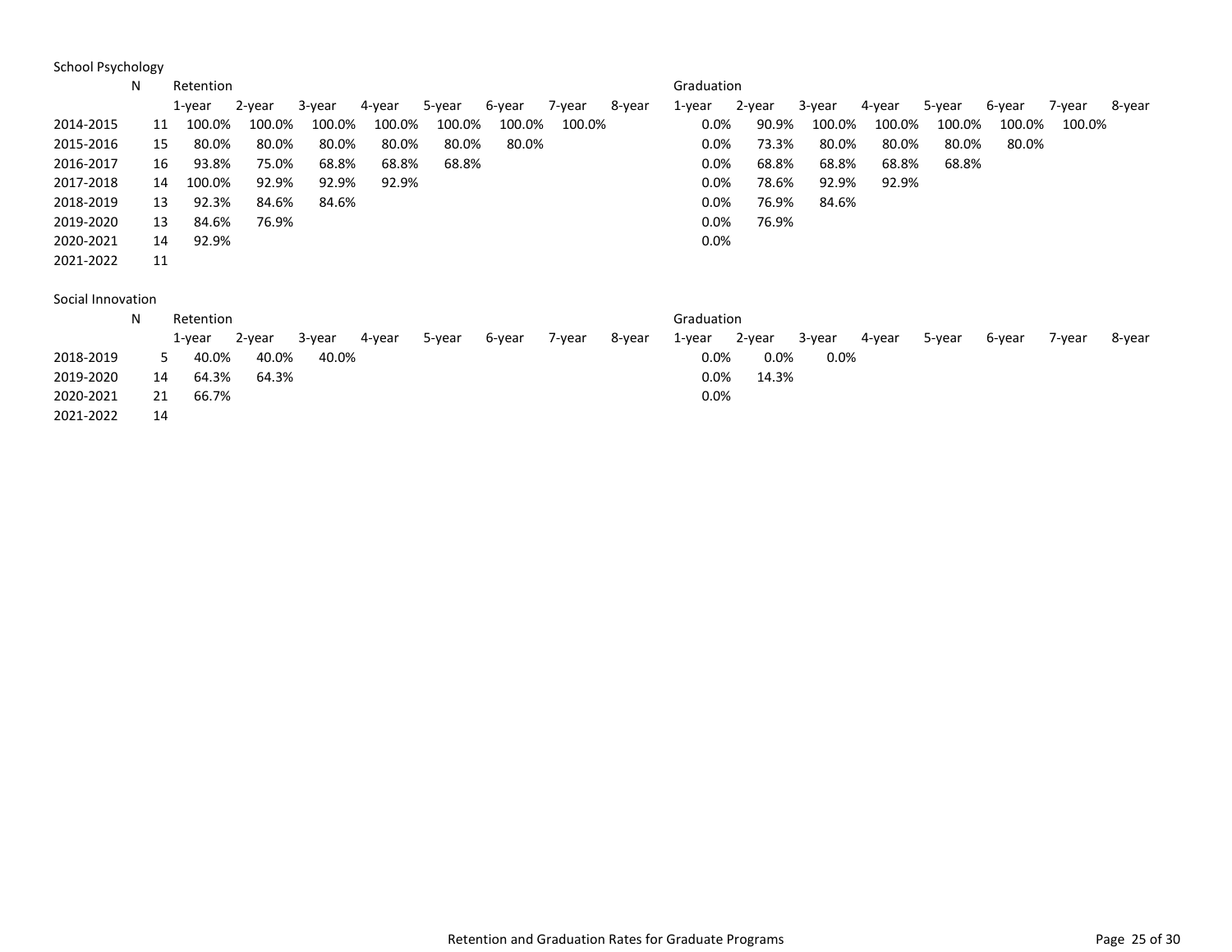School Psychology

| | N | Retention | | | | | | | | Graduation | | | | | | | |
|---|---|---|---|---|---|---|---|---|---|---|---|---|---|---|---|---|---|
| | | 1-year | 2-year | 3-year | 4-year | 5-year | 6-year | 7-year | 8-year | 1-year | 2-year | 3-year | 4-year | 5-year | 6-year | 7-year | 8-year |
| 2014-2015 | 11 | 100.0% | 100.0% | 100.0% | 100.0% | 100.0% | 100.0% | 100.0% | | 0.0% | 90.9% | 100.0% | 100.0% | 100.0% | 100.0% | 100.0% | |
| 2015-2016 | 15 | 80.0% | 80.0% | 80.0% | 80.0% | 80.0% | 80.0% | | | 0.0% | 73.3% | 80.0% | 80.0% | 80.0% | 80.0% | | |
| 2016-2017 | 16 | 93.8% | 75.0% | 68.8% | 68.8% | 68.8% | | | | 0.0% | 68.8% | 68.8% | 68.8% | 68.8% | | | |
| 2017-2018 | 14 | 100.0% | 92.9% | 92.9% | 92.9% | | | | | 0.0% | 78.6% | 92.9% | 92.9% | | | | |
| 2018-2019 | 13 | 92.3% | 84.6% | 84.6% | | | | | | 0.0% | 76.9% | 84.6% | | | | | |
| 2019-2020 | 13 | 84.6% | 76.9% | | | | | | | 0.0% | 76.9% | | | | | | |
| 2020-2021 | 14 | 92.9% | | | | | | | | 0.0% | | | | | | | |
| 2021-2022 | 11 | | | | | | | | | | | | | | | | |

Social Innovation

| | N | Retention | | | | | | | | Graduation | | | | | | | |
|---|---|---|---|---|---|---|---|---|---|---|---|---|---|---|---|---|---|
| | | 1-year | 2-year | 3-year | 4-year | 5-year | 6-year | 7-year | 8-year | 1-year | 2-year | 3-year | 4-year | 5-year | 6-year | 7-year | 8-year |
| 2018-2019 | 5 | 40.0% | 40.0% | 40.0% | | | | | | 0.0% | 0.0% | 0.0% | | | | | |
| 2019-2020 | 14 | 64.3% | 64.3% | | | | | | | 0.0% | 14.3% | | | | | | |
| 2020-2021 | 21 | 66.7% | | | | | | | | 0.0% | | | | | | | |
| 2021-2022 | 14 | | | | | | | | | | | | | | | | |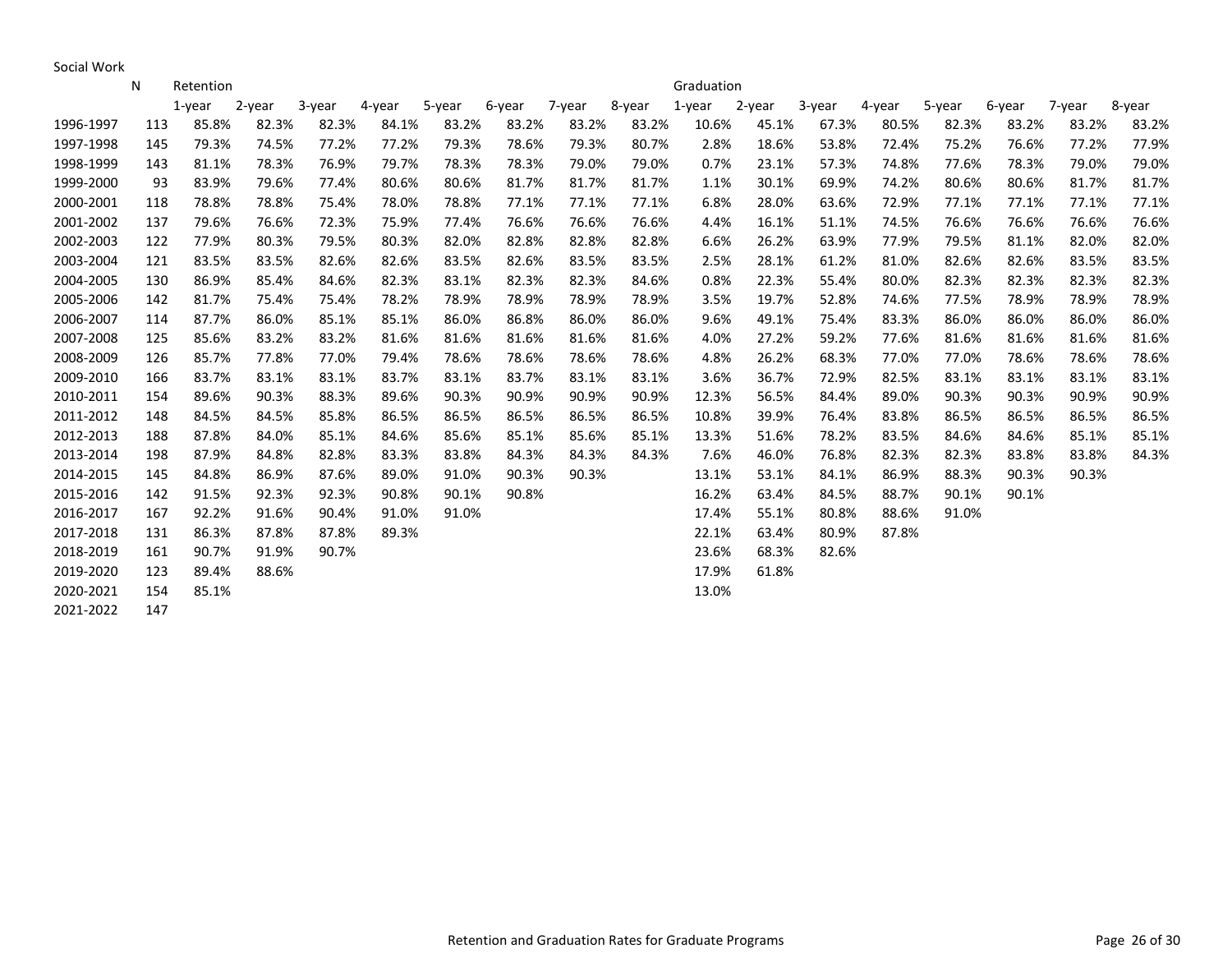Social Work

| | N | Retention | | | | | | | | Graduation | | | | | | | |
|---|---|---|---|---|---|---|---|---|---|---|---|---|---|---|---|---|---|
| | | 1-year | 2-year | 3-year | 4-year | 5-year | 6-year | 7-year | 8-year | 1-year | 2-year | 3-year | 4-year | 5-year | 6-year | 7-year | 8-year |
| 1996-1997 | 113 | 85.8% | 82.3% | 82.3% | 84.1% | 83.2% | 83.2% | 83.2% | 83.2% | 10.6% | 45.1% | 67.3% | 80.5% | 82.3% | 83.2% | 83.2% | 83.2% |
| 1997-1998 | 145 | 79.3% | 74.5% | 77.2% | 77.2% | 79.3% | 78.6% | 79.3% | 80.7% | 2.8% | 18.6% | 53.8% | 72.4% | 75.2% | 76.6% | 77.2% | 77.9% |
| 1998-1999 | 143 | 81.1% | 78.3% | 76.9% | 79.7% | 78.3% | 78.3% | 79.0% | 79.0% | 0.7% | 23.1% | 57.3% | 74.8% | 77.6% | 78.3% | 79.0% | 79.0% |
| 1999-2000 | 93 | 83.9% | 79.6% | 77.4% | 80.6% | 80.6% | 81.7% | 81.7% | 81.7% | 1.1% | 30.1% | 69.9% | 74.2% | 80.6% | 80.6% | 81.7% | 81.7% |
| 2000-2001 | 118 | 78.8% | 78.8% | 75.4% | 78.0% | 78.8% | 77.1% | 77.1% | 77.1% | 6.8% | 28.0% | 63.6% | 72.9% | 77.1% | 77.1% | 77.1% | 77.1% |
| 2001-2002 | 137 | 79.6% | 76.6% | 72.3% | 75.9% | 77.4% | 76.6% | 76.6% | 76.6% | 4.4% | 16.1% | 51.1% | 74.5% | 76.6% | 76.6% | 76.6% | 76.6% |
| 2002-2003 | 122 | 77.9% | 80.3% | 79.5% | 80.3% | 82.0% | 82.8% | 82.8% | 82.8% | 6.6% | 26.2% | 63.9% | 77.9% | 79.5% | 81.1% | 82.0% | 82.0% |
| 2003-2004 | 121 | 83.5% | 83.5% | 82.6% | 82.6% | 83.5% | 82.6% | 83.5% | 83.5% | 2.5% | 28.1% | 61.2% | 81.0% | 82.6% | 82.6% | 83.5% | 83.5% |
| 2004-2005 | 130 | 86.9% | 85.4% | 84.6% | 82.3% | 83.1% | 82.3% | 82.3% | 84.6% | 0.8% | 22.3% | 55.4% | 80.0% | 82.3% | 82.3% | 82.3% | 82.3% |
| 2005-2006 | 142 | 81.7% | 75.4% | 75.4% | 78.2% | 78.9% | 78.9% | 78.9% | 78.9% | 3.5% | 19.7% | 52.8% | 74.6% | 77.5% | 78.9% | 78.9% | 78.9% |
| 2006-2007 | 114 | 87.7% | 86.0% | 85.1% | 85.1% | 86.0% | 86.8% | 86.0% | 86.0% | 9.6% | 49.1% | 75.4% | 83.3% | 86.0% | 86.0% | 86.0% | 86.0% |
| 2007-2008 | 125 | 85.6% | 83.2% | 83.2% | 81.6% | 81.6% | 81.6% | 81.6% | 81.6% | 4.0% | 27.2% | 59.2% | 77.6% | 81.6% | 81.6% | 81.6% | 81.6% |
| 2008-2009 | 126 | 85.7% | 77.8% | 77.0% | 79.4% | 78.6% | 78.6% | 78.6% | 78.6% | 4.8% | 26.2% | 68.3% | 77.0% | 77.0% | 78.6% | 78.6% | 78.6% |
| 2009-2010 | 166 | 83.7% | 83.1% | 83.1% | 83.7% | 83.1% | 83.7% | 83.1% | 83.1% | 3.6% | 36.7% | 72.9% | 82.5% | 83.1% | 83.1% | 83.1% | 83.1% |
| 2010-2011 | 154 | 89.6% | 90.3% | 88.3% | 89.6% | 90.3% | 90.9% | 90.9% | 90.9% | 12.3% | 56.5% | 84.4% | 89.0% | 90.3% | 90.3% | 90.9% | 90.9% |
| 2011-2012 | 148 | 84.5% | 84.5% | 85.8% | 86.5% | 86.5% | 86.5% | 86.5% | 86.5% | 10.8% | 39.9% | 76.4% | 83.8% | 86.5% | 86.5% | 86.5% | 86.5% |
| 2012-2013 | 188 | 87.8% | 84.0% | 85.1% | 84.6% | 85.6% | 85.1% | 85.6% | 85.1% | 13.3% | 51.6% | 78.2% | 83.5% | 84.6% | 84.6% | 85.1% | 85.1% |
| 2013-2014 | 198 | 87.9% | 84.8% | 82.8% | 83.3% | 83.8% | 84.3% | 84.3% | 84.3% | 7.6% | 46.0% | 76.8% | 82.3% | 82.3% | 83.8% | 83.8% | 84.3% |
| 2014-2015 | 145 | 84.8% | 86.9% | 87.6% | 89.0% | 91.0% | 90.3% | 90.3% | | 13.1% | 53.1% | 84.1% | 86.9% | 88.3% | 90.3% | 90.3% | |
| 2015-2016 | 142 | 91.5% | 92.3% | 92.3% | 90.8% | 90.1% | 90.8% | | | 16.2% | 63.4% | 84.5% | 88.7% | 90.1% | 90.1% | | |
| 2016-2017 | 167 | 92.2% | 91.6% | 90.4% | 91.0% | 91.0% | | | | 17.4% | 55.1% | 80.8% | 88.6% | 91.0% | | | |
| 2017-2018 | 131 | 86.3% | 87.8% | 87.8% | 89.3% | | | | | 22.1% | 63.4% | 80.9% | 87.8% | | | | |
| 2018-2019 | 161 | 90.7% | 91.9% | 90.7% | | | | | | 23.6% | 68.3% | 82.6% | | | | | |
| 2019-2020 | 123 | 89.4% | 88.6% | | | | | | | 17.9% | 61.8% | | | | | | |
| 2020-2021 | 154 | 85.1% | | | | | | | | 13.0% | | | | | | | |
| 2021-2022 | 147 | | | | | | | | | | | | | | | | |

Retention and Graduation Rates for Graduate Programs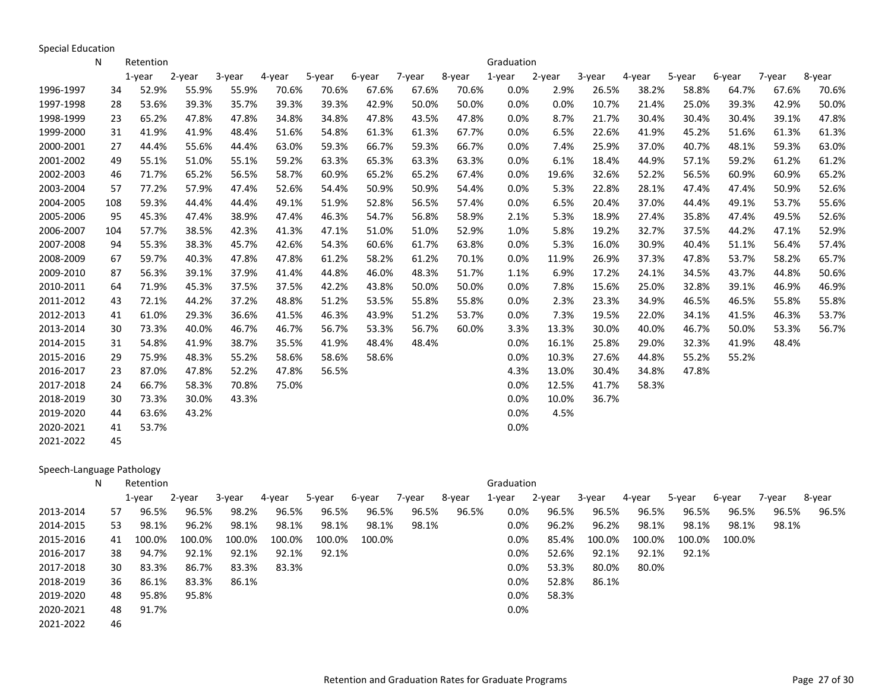Special Education

| | N | Retention | | | | | | | | Graduation | | | | | | | |
|---|---|---|---|---|---|---|---|---|---|---|---|---|---|---|---|---|---|
| | | 1-year | 2-year | 3-year | 4-year | 5-year | 6-year | 7-year | 8-year | 1-year | 2-year | 3-year | 4-year | 5-year | 6-year | 7-year | 8-year |
| 1996-1997 | 34 | 52.9% | 55.9% | 55.9% | 70.6% | 70.6% | 67.6% | 67.6% | 70.6% | 0.0% | 2.9% | 26.5% | 38.2% | 58.8% | 64.7% | 67.6% | 70.6% |
| 1997-1998 | 28 | 53.6% | 39.3% | 35.7% | 39.3% | 39.3% | 42.9% | 50.0% | 50.0% | 0.0% | 0.0% | 10.7% | 21.4% | 25.0% | 39.3% | 42.9% | 50.0% |
| 1998-1999 | 23 | 65.2% | 47.8% | 47.8% | 34.8% | 34.8% | 47.8% | 43.5% | 47.8% | 0.0% | 8.7% | 21.7% | 30.4% | 30.4% | 30.4% | 39.1% | 47.8% |
| 1999-2000 | 31 | 41.9% | 41.9% | 48.4% | 51.6% | 54.8% | 61.3% | 61.3% | 67.7% | 0.0% | 6.5% | 22.6% | 41.9% | 45.2% | 51.6% | 61.3% | 61.3% |
| 2000-2001 | 27 | 44.4% | 55.6% | 44.4% | 63.0% | 59.3% | 66.7% | 59.3% | 66.7% | 0.0% | 7.4% | 25.9% | 37.0% | 40.7% | 48.1% | 59.3% | 63.0% |
| 2001-2002 | 49 | 55.1% | 51.0% | 55.1% | 59.2% | 63.3% | 65.3% | 63.3% | 63.3% | 0.0% | 6.1% | 18.4% | 44.9% | 57.1% | 59.2% | 61.2% | 61.2% |
| 2002-2003 | 46 | 71.7% | 65.2% | 56.5% | 58.7% | 60.9% | 65.2% | 65.2% | 67.4% | 0.0% | 19.6% | 32.6% | 52.2% | 56.5% | 60.9% | 60.9% | 65.2% |
| 2003-2004 | 57 | 77.2% | 57.9% | 47.4% | 52.6% | 54.4% | 50.9% | 50.9% | 54.4% | 0.0% | 5.3% | 22.8% | 28.1% | 47.4% | 47.4% | 50.9% | 52.6% |
| 2004-2005 | 108 | 59.3% | 44.4% | 44.4% | 49.1% | 51.9% | 52.8% | 56.5% | 57.4% | 0.0% | 6.5% | 20.4% | 37.0% | 44.4% | 49.1% | 53.7% | 55.6% |
| 2005-2006 | 95 | 45.3% | 47.4% | 38.9% | 47.4% | 46.3% | 54.7% | 56.8% | 58.9% | 2.1% | 5.3% | 18.9% | 27.4% | 35.8% | 47.4% | 49.5% | 52.6% |
| 2006-2007 | 104 | 57.7% | 38.5% | 42.3% | 41.3% | 47.1% | 51.0% | 51.0% | 52.9% | 1.0% | 5.8% | 19.2% | 32.7% | 37.5% | 44.2% | 47.1% | 52.9% |
| 2007-2008 | 94 | 55.3% | 38.3% | 45.7% | 42.6% | 54.3% | 60.6% | 61.7% | 63.8% | 0.0% | 5.3% | 16.0% | 30.9% | 40.4% | 51.1% | 56.4% | 57.4% |
| 2008-2009 | 67 | 59.7% | 40.3% | 47.8% | 47.8% | 61.2% | 58.2% | 61.2% | 70.1% | 0.0% | 11.9% | 26.9% | 37.3% | 47.8% | 53.7% | 58.2% | 65.7% |
| 2009-2010 | 87 | 56.3% | 39.1% | 37.9% | 41.4% | 44.8% | 46.0% | 48.3% | 51.7% | 1.1% | 6.9% | 17.2% | 24.1% | 34.5% | 43.7% | 44.8% | 50.6% |
| 2010-2011 | 64 | 71.9% | 45.3% | 37.5% | 37.5% | 42.2% | 43.8% | 50.0% | 50.0% | 0.0% | 7.8% | 15.6% | 25.0% | 32.8% | 39.1% | 46.9% | 46.9% |
| 2011-2012 | 43 | 72.1% | 44.2% | 37.2% | 48.8% | 51.2% | 53.5% | 55.8% | 55.8% | 0.0% | 2.3% | 23.3% | 34.9% | 46.5% | 46.5% | 55.8% | 55.8% |
| 2012-2013 | 41 | 61.0% | 29.3% | 36.6% | 41.5% | 46.3% | 43.9% | 51.2% | 53.7% | 0.0% | 7.3% | 19.5% | 22.0% | 34.1% | 41.5% | 46.3% | 53.7% |
| 2013-2014 | 30 | 73.3% | 40.0% | 46.7% | 46.7% | 56.7% | 53.3% | 56.7% | 60.0% | 3.3% | 13.3% | 30.0% | 40.0% | 46.7% | 50.0% | 53.3% | 56.7% |
| 2014-2015 | 31 | 54.8% | 41.9% | 38.7% | 35.5% | 41.9% | 48.4% | 48.4% | | 0.0% | 16.1% | 25.8% | 29.0% | 32.3% | 41.9% | 48.4% | |
| 2015-2016 | 29 | 75.9% | 48.3% | 55.2% | 58.6% | 58.6% | 58.6% | | | 0.0% | 10.3% | 27.6% | 44.8% | 55.2% | 55.2% | | |
| 2016-2017 | 23 | 87.0% | 47.8% | 52.2% | 47.8% | 56.5% | | | | 4.3% | 13.0% | 30.4% | 34.8% | 47.8% | | | |
| 2017-2018 | 24 | 66.7% | 58.3% | 70.8% | 75.0% | | | | | 0.0% | 12.5% | 41.7% | 58.3% | | | | |
| 2018-2019 | 30 | 73.3% | 30.0% | 43.3% | | | | | | 0.0% | 10.0% | 36.7% | | | | | |
| 2019-2020 | 44 | 63.6% | 43.2% | | | | | | | 0.0% | 4.5% | | | | | | |
| 2020-2021 | 41 | 53.7% | | | | | | | | 0.0% | | | | | | | |
| 2021-2022 | 45 | | | | | | | | | | | | | | | | |

Speech-Language Pathology

| | N | Retention | | | | | | | | Graduation | | | | | | | |
|---|---|---|---|---|---|---|---|---|---|---|---|---|---|---|---|---|---|
| | | 1-year | 2-year | 3-year | 4-year | 5-year | 6-year | 7-year | 8-year | 1-year | 2-year | 3-year | 4-year | 5-year | 6-year | 7-year | 8-year |
| 2013-2014 | 57 | 96.5% | 96.5% | 98.2% | 96.5% | 96.5% | 96.5% | 96.5% | 96.5% | 0.0% | 96.5% | 96.5% | 96.5% | 96.5% | 96.5% | 96.5% | 96.5% |
| 2014-2015 | 53 | 98.1% | 96.2% | 98.1% | 98.1% | 98.1% | 98.1% | 98.1% | | 0.0% | 96.2% | 96.2% | 98.1% | 98.1% | 98.1% | 98.1% | |
| 2015-2016 | 41 | 100.0% | 100.0% | 100.0% | 100.0% | 100.0% | 100.0% | | | 0.0% | 85.4% | 100.0% | 100.0% | 100.0% | 100.0% | | |
| 2016-2017 | 38 | 94.7% | 92.1% | 92.1% | 92.1% | 92.1% | | | | 0.0% | 52.6% | 92.1% | 92.1% | 92.1% | | | |
| 2017-2018 | 30 | 83.3% | 86.7% | 83.3% | 83.3% | | | | | 0.0% | 53.3% | 80.0% | 80.0% | | | | |
| 2018-2019 | 36 | 86.1% | 83.3% | 86.1% | | | | | | 0.0% | 52.8% | 86.1% | | | | | |
| 2019-2020 | 48 | 95.8% | 95.8% | | | | | | | 0.0% | 58.3% | | | | | | |
| 2020-2021 | 48 | 91.7% | | | | | | | | 0.0% | | | | | | | |
| 2021-2022 | 46 | | | | | | | | | | | | | | | | |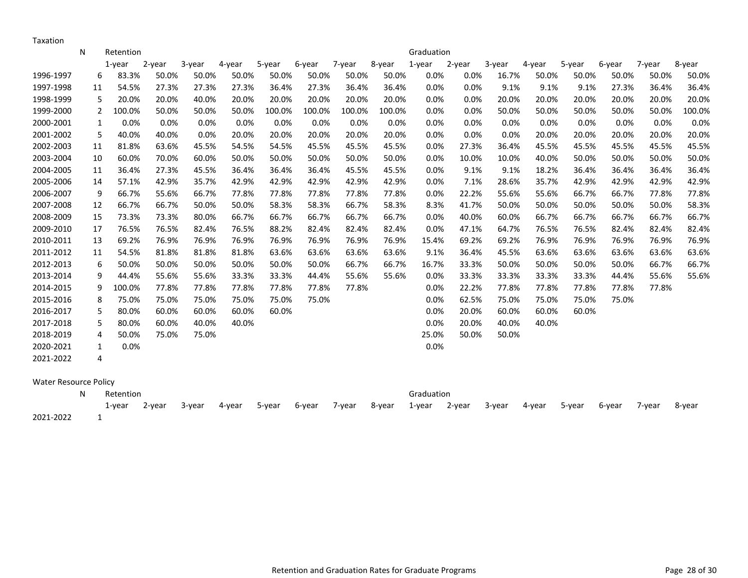Taxation

| | N | Retention | | | | | | | | Graduation | | | | | | | |
|---|---|---|---|---|---|---|---|---|---|---|---|---|---|---|---|---|---|
| | | 1-year | 2-year | 3-year | 4-year | 5-year | 6-year | 7-year | 8-year | 1-year | 2-year | 3-year | 4-year | 5-year | 6-year | 7-year | 8-year |
| 1996-1997 | 6 | 83.3% | 50.0% | 50.0% | 50.0% | 50.0% | 50.0% | 50.0% | 50.0% | 0.0% | 0.0% | 16.7% | 50.0% | 50.0% | 50.0% | 50.0% | 50.0% |
| 1997-1998 | 11 | 54.5% | 27.3% | 27.3% | 27.3% | 36.4% | 27.3% | 36.4% | 36.4% | 0.0% | 0.0% | 9.1% | 9.1% | 9.1% | 27.3% | 36.4% | 36.4% |
| 1998-1999 | 5 | 20.0% | 20.0% | 40.0% | 20.0% | 20.0% | 20.0% | 20.0% | 20.0% | 0.0% | 0.0% | 20.0% | 20.0% | 20.0% | 20.0% | 20.0% | 20.0% |
| 1999-2000 | 2 | 100.0% | 50.0% | 50.0% | 50.0% | 100.0% | 100.0% | 100.0% | 100.0% | 0.0% | 0.0% | 50.0% | 50.0% | 50.0% | 50.0% | 50.0% | 100.0% |
| 2000-2001 | 1 | 0.0% | 0.0% | 0.0% | 0.0% | 0.0% | 0.0% | 0.0% | 0.0% | 0.0% | 0.0% | 0.0% | 0.0% | 0.0% | 0.0% | 0.0% | 0.0% |
| 2001-2002 | 5 | 40.0% | 40.0% | 0.0% | 20.0% | 20.0% | 20.0% | 20.0% | 20.0% | 0.0% | 0.0% | 0.0% | 20.0% | 20.0% | 20.0% | 20.0% | 20.0% |
| 2002-2003 | 11 | 81.8% | 63.6% | 45.5% | 54.5% | 54.5% | 45.5% | 45.5% | 45.5% | 0.0% | 27.3% | 36.4% | 45.5% | 45.5% | 45.5% | 45.5% | 45.5% |
| 2003-2004 | 10 | 60.0% | 70.0% | 60.0% | 50.0% | 50.0% | 50.0% | 50.0% | 50.0% | 0.0% | 10.0% | 10.0% | 40.0% | 50.0% | 50.0% | 50.0% | 50.0% |
| 2004-2005 | 11 | 36.4% | 27.3% | 45.5% | 36.4% | 36.4% | 36.4% | 45.5% | 45.5% | 0.0% | 9.1% | 9.1% | 18.2% | 36.4% | 36.4% | 36.4% | 36.4% |
| 2005-2006 | 14 | 57.1% | 42.9% | 35.7% | 42.9% | 42.9% | 42.9% | 42.9% | 42.9% | 0.0% | 7.1% | 28.6% | 35.7% | 42.9% | 42.9% | 42.9% | 42.9% |
| 2006-2007 | 9 | 66.7% | 55.6% | 66.7% | 77.8% | 77.8% | 77.8% | 77.8% | 77.8% | 0.0% | 22.2% | 55.6% | 55.6% | 66.7% | 66.7% | 77.8% | 77.8% |
| 2007-2008 | 12 | 66.7% | 66.7% | 50.0% | 50.0% | 58.3% | 58.3% | 66.7% | 58.3% | 8.3% | 41.7% | 50.0% | 50.0% | 50.0% | 50.0% | 50.0% | 58.3% |
| 2008-2009 | 15 | 73.3% | 73.3% | 80.0% | 66.7% | 66.7% | 66.7% | 66.7% | 66.7% | 0.0% | 40.0% | 60.0% | 66.7% | 66.7% | 66.7% | 66.7% | 66.7% |
| 2009-2010 | 17 | 76.5% | 76.5% | 82.4% | 76.5% | 88.2% | 82.4% | 82.4% | 82.4% | 0.0% | 47.1% | 64.7% | 76.5% | 76.5% | 82.4% | 82.4% | 82.4% |
| 2010-2011 | 13 | 69.2% | 76.9% | 76.9% | 76.9% | 76.9% | 76.9% | 76.9% | 76.9% | 15.4% | 69.2% | 69.2% | 76.9% | 76.9% | 76.9% | 76.9% | 76.9% |
| 2011-2012 | 11 | 54.5% | 81.8% | 81.8% | 81.8% | 63.6% | 63.6% | 63.6% | 63.6% | 9.1% | 36.4% | 45.5% | 63.6% | 63.6% | 63.6% | 63.6% | 63.6% |
| 2012-2013 | 6 | 50.0% | 50.0% | 50.0% | 50.0% | 50.0% | 50.0% | 66.7% | 66.7% | 16.7% | 33.3% | 50.0% | 50.0% | 50.0% | 50.0% | 66.7% | 66.7% |
| 2013-2014 | 9 | 44.4% | 55.6% | 55.6% | 33.3% | 33.3% | 44.4% | 55.6% | 55.6% | 0.0% | 33.3% | 33.3% | 33.3% | 33.3% | 44.4% | 55.6% | 55.6% |
| 2014-2015 | 9 | 100.0% | 77.8% | 77.8% | 77.8% | 77.8% | 77.8% | 77.8% | | 0.0% | 22.2% | 77.8% | 77.8% | 77.8% | 77.8% | 77.8% | |
| 2015-2016 | 8 | 75.0% | 75.0% | 75.0% | 75.0% | 75.0% | 75.0% | | | 0.0% | 62.5% | 75.0% | 75.0% | 75.0% | 75.0% | | |
| 2016-2017 | 5 | 80.0% | 60.0% | 60.0% | 60.0% | 60.0% | | | | 0.0% | 20.0% | 60.0% | 60.0% | 60.0% | | | |
| 2017-2018 | 5 | 80.0% | 60.0% | 40.0% | 40.0% | | | | | 0.0% | 20.0% | 40.0% | 40.0% | | | | |
| 2018-2019 | 4 | 50.0% | 75.0% | 75.0% | | | | | | 25.0% | 50.0% | 50.0% | | | | | |
| 2020-2021 | 1 | 0.0% | | | | | | | | 0.0% | | | | | | | |
| 2021-2022 | 4 | | | | | | | | | | | | | | | | |

Water Resource Policy

| | N | Retention | | | | | | | | Graduation | | | | | | | |
|---|---|---|---|---|---|---|---|---|---|---|---|---|---|---|---|---|---|
| | | 1-year | 2-year | 3-year | 4-year | 5-year | 6-year | 7-year | 8-year | 1-year | 2-year | 3-year | 4-year | 5-year | 6-year | 7-year | 8-year |
| 2021-2022 | 1 | | | | | | | | | | | | | | | | |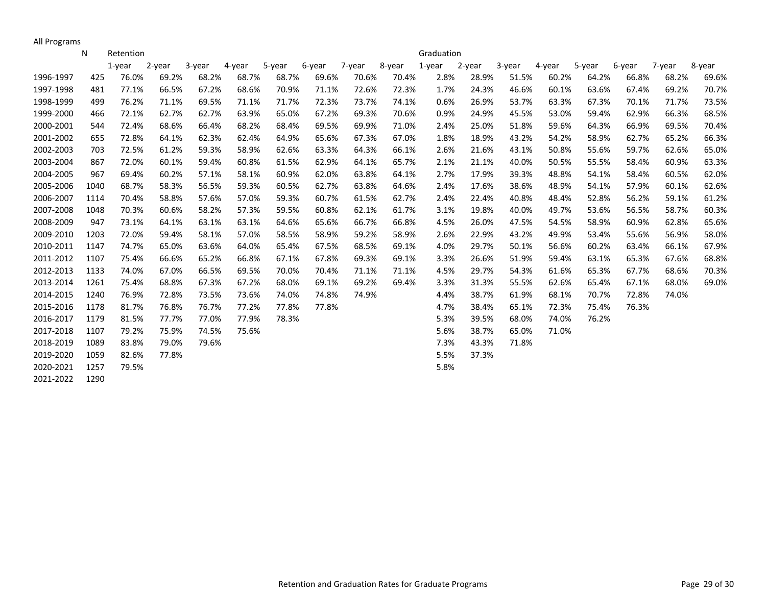All Programs

| | N | Retention | | | | | | | | Graduation | | | | | | | |
|---|---|---|---|---|---|---|---|---|---|---|---|---|---|---|---|---|---|
| | | 1-year | 2-year | 3-year | 4-year | 5-year | 6-year | 7-year | 8-year | 1-year | 2-year | 3-year | 4-year | 5-year | 6-year | 7-year | 8-year |
| 1996-1997 | 425 | 76.0% | 69.2% | 68.2% | 68.7% | 68.7% | 69.6% | 70.6% | 70.4% | 2.8% | 28.9% | 51.5% | 60.2% | 64.2% | 66.8% | 68.2% | 69.6% |
| 1997-1998 | 481 | 77.1% | 66.5% | 67.2% | 68.6% | 70.9% | 71.1% | 72.6% | 72.3% | 1.7% | 24.3% | 46.6% | 60.1% | 63.6% | 67.4% | 69.2% | 70.7% |
| 1998-1999 | 499 | 76.2% | 71.1% | 69.5% | 71.1% | 71.7% | 72.3% | 73.7% | 74.1% | 0.6% | 26.9% | 53.7% | 63.3% | 67.3% | 70.1% | 71.7% | 73.5% |
| 1999-2000 | 466 | 72.1% | 62.7% | 62.7% | 63.9% | 65.0% | 67.2% | 69.3% | 70.6% | 0.9% | 24.9% | 45.5% | 53.0% | 59.4% | 62.9% | 66.3% | 68.5% |
| 2000-2001 | 544 | 72.4% | 68.6% | 66.4% | 68.2% | 68.4% | 69.5% | 69.9% | 71.0% | 2.4% | 25.0% | 51.8% | 59.6% | 64.3% | 66.9% | 69.5% | 70.4% |
| 2001-2002 | 655 | 72.8% | 64.1% | 62.3% | 62.4% | 64.9% | 65.6% | 67.3% | 67.0% | 1.8% | 18.9% | 43.2% | 54.2% | 58.9% | 62.7% | 65.2% | 66.3% |
| 2002-2003 | 703 | 72.5% | 61.2% | 59.3% | 58.9% | 62.6% | 63.3% | 64.3% | 66.1% | 2.6% | 21.6% | 43.1% | 50.8% | 55.6% | 59.7% | 62.6% | 65.0% |
| 2003-2004 | 867 | 72.0% | 60.1% | 59.4% | 60.8% | 61.5% | 62.9% | 64.1% | 65.7% | 2.1% | 21.1% | 40.0% | 50.5% | 55.5% | 58.4% | 60.9% | 63.3% |
| 2004-2005 | 967 | 69.4% | 60.2% | 57.1% | 58.1% | 60.9% | 62.0% | 63.8% | 64.1% | 2.7% | 17.9% | 39.3% | 48.8% | 54.1% | 58.4% | 60.5% | 62.0% |
| 2005-2006 | 1040 | 68.7% | 58.3% | 56.5% | 59.3% | 60.5% | 62.7% | 63.8% | 64.6% | 2.4% | 17.6% | 38.6% | 48.9% | 54.1% | 57.9% | 60.1% | 62.6% |
| 2006-2007 | 1114 | 70.4% | 58.8% | 57.6% | 57.0% | 59.3% | 60.7% | 61.5% | 62.7% | 2.4% | 22.4% | 40.8% | 48.4% | 52.8% | 56.2% | 59.1% | 61.2% |
| 2007-2008 | 1048 | 70.3% | 60.6% | 58.2% | 57.3% | 59.5% | 60.8% | 62.1% | 61.7% | 3.1% | 19.8% | 40.0% | 49.7% | 53.6% | 56.5% | 58.7% | 60.3% |
| 2008-2009 | 947 | 73.1% | 64.1% | 63.1% | 63.1% | 64.6% | 65.6% | 66.7% | 66.8% | 4.5% | 26.0% | 47.5% | 54.5% | 58.9% | 60.9% | 62.8% | 65.6% |
| 2009-2010 | 1203 | 72.0% | 59.4% | 58.1% | 57.0% | 58.5% | 58.9% | 59.2% | 58.9% | 2.6% | 22.9% | 43.2% | 49.9% | 53.4% | 55.6% | 56.9% | 58.0% |
| 2010-2011 | 1147 | 74.7% | 65.0% | 63.6% | 64.0% | 65.4% | 67.5% | 68.5% | 69.1% | 4.0% | 29.7% | 50.1% | 56.6% | 60.2% | 63.4% | 66.1% | 67.9% |
| 2011-2012 | 1107 | 75.4% | 66.6% | 65.2% | 66.8% | 67.1% | 67.8% | 69.3% | 69.1% | 3.3% | 26.6% | 51.9% | 59.4% | 63.1% | 65.3% | 67.6% | 68.8% |
| 2012-2013 | 1133 | 74.0% | 67.0% | 66.5% | 69.5% | 70.0% | 70.4% | 71.1% | 71.1% | 4.5% | 29.7% | 54.3% | 61.6% | 65.3% | 67.7% | 68.6% | 70.3% |
| 2013-2014 | 1261 | 75.4% | 68.8% | 67.3% | 67.2% | 68.0% | 69.1% | 69.2% | 69.4% | 3.3% | 31.3% | 55.5% | 62.6% | 65.4% | 67.1% | 68.0% | 69.0% |
| 2014-2015 | 1240 | 76.9% | 72.8% | 73.5% | 73.6% | 74.0% | 74.8% | 74.9% | | 4.4% | 38.7% | 61.9% | 68.1% | 70.7% | 72.8% | 74.0% | |
| 2015-2016 | 1178 | 81.7% | 76.8% | 76.7% | 77.2% | 77.8% | 77.8% | | | 4.7% | 38.4% | 65.1% | 72.3% | 75.4% | 76.3% | | |
| 2016-2017 | 1179 | 81.5% | 77.7% | 77.0% | 77.9% | 78.3% | | | | 5.3% | 39.5% | 68.0% | 74.0% | 76.2% | | | |
| 2017-2018 | 1107 | 79.2% | 75.9% | 74.5% | 75.6% | | | | | 5.6% | 38.7% | 65.0% | 71.0% | | | | |
| 2018-2019 | 1089 | 83.8% | 79.0% | 79.6% | | | | | | 7.3% | 43.3% | 71.8% | | | | | |
| 2019-2020 | 1059 | 82.6% | 77.8% | | | | | | | 5.5% | 37.3% | | | | | | |
| 2020-2021 | 1257 | 79.5% | | | | | | | | 5.8% | | | | | | | |
| 2021-2022 | 1290 | | | | | | | | | | | | | | | | |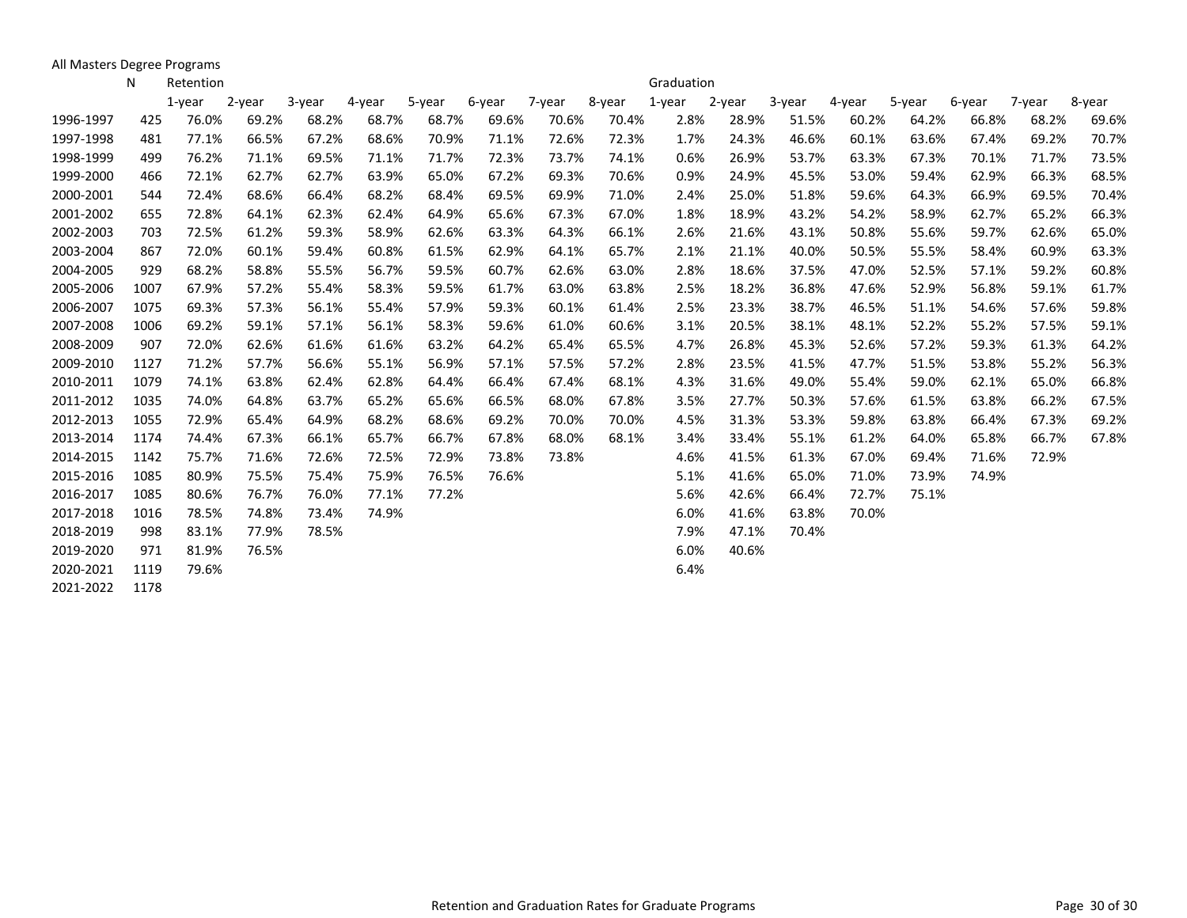All Masters Degree Programs

| | N | Retention | | | | | | | | Graduation | | | | | | | |
|---|---|---|---|---|---|---|---|---|---|---|---|---|---|---|---|---|---|
| | | 1-year | 2-year | 3-year | 4-year | 5-year | 6-year | 7-year | 8-year | 1-year | 2-year | 3-year | 4-year | 5-year | 6-year | 7-year | 8-year |
| 1996-1997 | 425 | 76.0% | 69.2% | 68.2% | 68.7% | 68.7% | 69.6% | 70.6% | 70.4% | 2.8% | 28.9% | 51.5% | 60.2% | 64.2% | 66.8% | 68.2% | 69.6% |
| 1997-1998 | 481 | 77.1% | 66.5% | 67.2% | 68.6% | 70.9% | 71.1% | 72.6% | 72.3% | 1.7% | 24.3% | 46.6% | 60.1% | 63.6% | 67.4% | 69.2% | 70.7% |
| 1998-1999 | 499 | 76.2% | 71.1% | 69.5% | 71.1% | 71.7% | 72.3% | 73.7% | 74.1% | 0.6% | 26.9% | 53.7% | 63.3% | 67.3% | 70.1% | 71.7% | 73.5% |
| 1999-2000 | 466 | 72.1% | 62.7% | 62.7% | 63.9% | 65.0% | 67.2% | 69.3% | 70.6% | 0.9% | 24.9% | 45.5% | 53.0% | 59.4% | 62.9% | 66.3% | 68.5% |
| 2000-2001 | 544 | 72.4% | 68.6% | 66.4% | 68.2% | 68.4% | 69.5% | 69.9% | 71.0% | 2.4% | 25.0% | 51.8% | 59.6% | 64.3% | 66.9% | 69.5% | 70.4% |
| 2001-2002 | 655 | 72.8% | 64.1% | 62.3% | 62.4% | 64.9% | 65.6% | 67.3% | 67.0% | 1.8% | 18.9% | 43.2% | 54.2% | 58.9% | 62.7% | 65.2% | 66.3% |
| 2002-2003 | 703 | 72.5% | 61.2% | 59.3% | 58.9% | 62.6% | 63.3% | 64.3% | 66.1% | 2.6% | 21.6% | 43.1% | 50.8% | 55.6% | 59.7% | 62.6% | 65.0% |
| 2003-2004 | 867 | 72.0% | 60.1% | 59.4% | 60.8% | 61.5% | 62.9% | 64.1% | 65.7% | 2.1% | 21.1% | 40.0% | 50.5% | 55.5% | 58.4% | 60.9% | 63.3% |
| 2004-2005 | 929 | 68.2% | 58.8% | 55.5% | 56.7% | 59.5% | 60.7% | 62.6% | 63.0% | 2.8% | 18.6% | 37.5% | 47.0% | 52.5% | 57.1% | 59.2% | 60.8% |
| 2005-2006 | 1007 | 67.9% | 57.2% | 55.4% | 58.3% | 59.5% | 61.7% | 63.0% | 63.8% | 2.5% | 18.2% | 36.8% | 47.6% | 52.9% | 56.8% | 59.1% | 61.7% |
| 2006-2007 | 1075 | 69.3% | 57.3% | 56.1% | 55.4% | 57.9% | 59.3% | 60.1% | 61.4% | 2.5% | 23.3% | 38.7% | 46.5% | 51.1% | 54.6% | 57.6% | 59.8% |
| 2007-2008 | 1006 | 69.2% | 59.1% | 57.1% | 56.1% | 58.3% | 59.6% | 61.0% | 60.6% | 3.1% | 20.5% | 38.1% | 48.1% | 52.2% | 55.2% | 57.5% | 59.1% |
| 2008-2009 | 907 | 72.0% | 62.6% | 61.6% | 61.6% | 63.2% | 64.2% | 65.4% | 65.5% | 4.7% | 26.8% | 45.3% | 52.6% | 57.2% | 59.3% | 61.3% | 64.2% |
| 2009-2010 | 1127 | 71.2% | 57.7% | 56.6% | 55.1% | 56.9% | 57.1% | 57.5% | 57.2% | 2.8% | 23.5% | 41.5% | 47.7% | 51.5% | 53.8% | 55.2% | 56.3% |
| 2010-2011 | 1079 | 74.1% | 63.8% | 62.4% | 62.8% | 64.4% | 66.4% | 67.4% | 68.1% | 4.3% | 31.6% | 49.0% | 55.4% | 59.0% | 62.1% | 65.0% | 66.8% |
| 2011-2012 | 1035 | 74.0% | 64.8% | 63.7% | 65.2% | 65.6% | 66.5% | 68.0% | 67.8% | 3.5% | 27.7% | 50.3% | 57.6% | 61.5% | 63.8% | 66.2% | 67.5% |
| 2012-2013 | 1055 | 72.9% | 65.4% | 64.9% | 68.2% | 68.6% | 69.2% | 70.0% | 70.0% | 4.5% | 31.3% | 53.3% | 59.8% | 63.8% | 66.4% | 67.3% | 69.2% |
| 2013-2014 | 1174 | 74.4% | 67.3% | 66.1% | 65.7% | 66.7% | 67.8% | 68.0% | 68.1% | 3.4% | 33.4% | 55.1% | 61.2% | 64.0% | 65.8% | 66.7% | 67.8% |
| 2014-2015 | 1142 | 75.7% | 71.6% | 72.6% | 72.5% | 72.9% | 73.8% | 73.8% | | 4.6% | 41.5% | 61.3% | 67.0% | 69.4% | 71.6% | 72.9% | |
| 2015-2016 | 1085 | 80.9% | 75.5% | 75.4% | 75.9% | 76.5% | 76.6% | | | 5.1% | 41.6% | 65.0% | 71.0% | 73.9% | 74.9% | | |
| 2016-2017 | 1085 | 80.6% | 76.7% | 76.0% | 77.1% | 77.2% | | | | 5.6% | 42.6% | 66.4% | 72.7% | 75.1% | | | |
| 2017-2018 | 1016 | 78.5% | 74.8% | 73.4% | 74.9% | | | | | 6.0% | 41.6% | 63.8% | 70.0% | | | | |
| 2018-2019 | 998 | 83.1% | 77.9% | 78.5% | | | | | | 7.9% | 47.1% | 70.4% | | | | | |
| 2019-2020 | 971 | 81.9% | 76.5% | | | | | | | 6.0% | 40.6% | | | | | | |
| 2020-2021 | 1119 | 79.6% | | | | | | | | 6.4% | | | | | | | |
| 2021-2022 | 1178 | | | | | | | | | | | | | | | | |